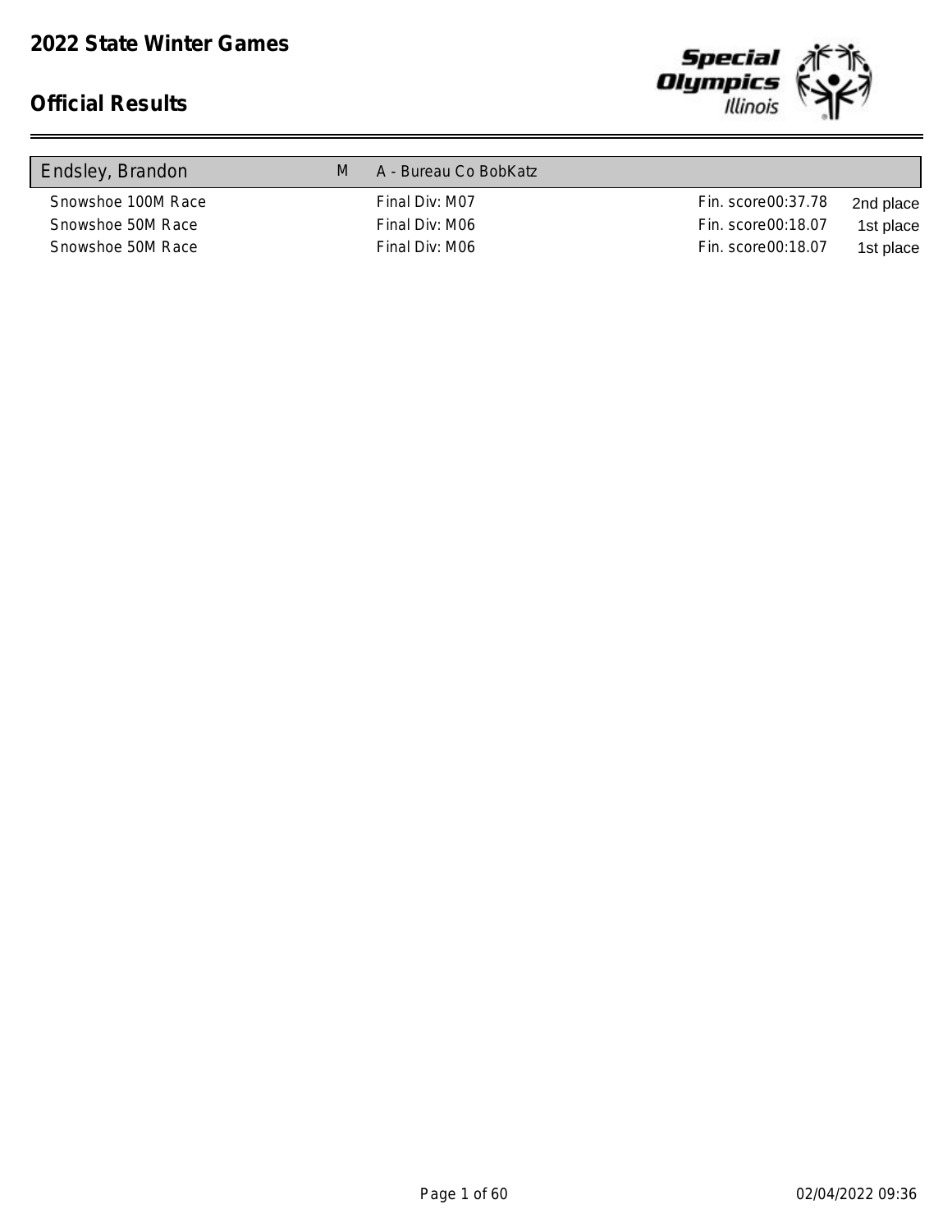# 2022 State Winter Games

## Official Results

| Endsley, Brandon | M | A - Bureau Co BobKatz | | |
|---|---|---|---|---|
| Snowshoe 100M Race | | Final Div: M07 | Fin. score00:37.78 | 2nd place |
| Snowshoe 50M Race | | Final Div: M06 | Fin. score00:18.07 | 1st place |
| Snowshoe 50M Race | | Final Div: M06 | Fin. score00:18.07 | 1st place |

02/04/2022 09:36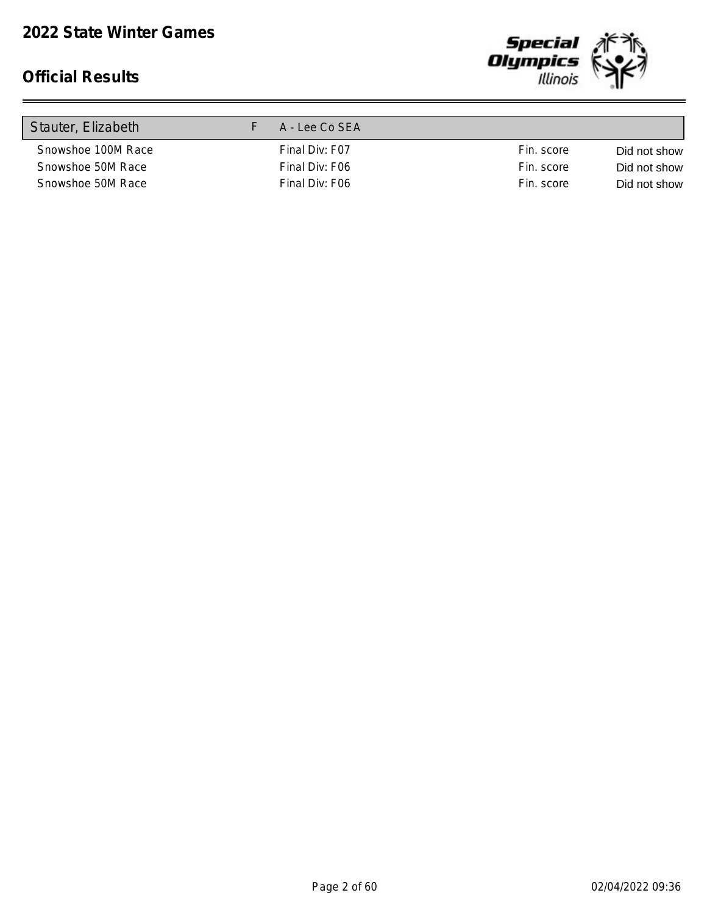# 2022 State Winter Games

## Official Results

| Stauter, Elizabeth | F | A - Lee Co SEA | | |
|---|---|---|---|---|
| Snowshoe 100M Race | | Final Div: F07 | Fin. score | Did not show |
| Snowshoe 50M Race | | Final Div: F06 | Fin. score | Did not show |
| Snowshoe 50M Race | | Final Div: F06 | Fin. score | Did not show |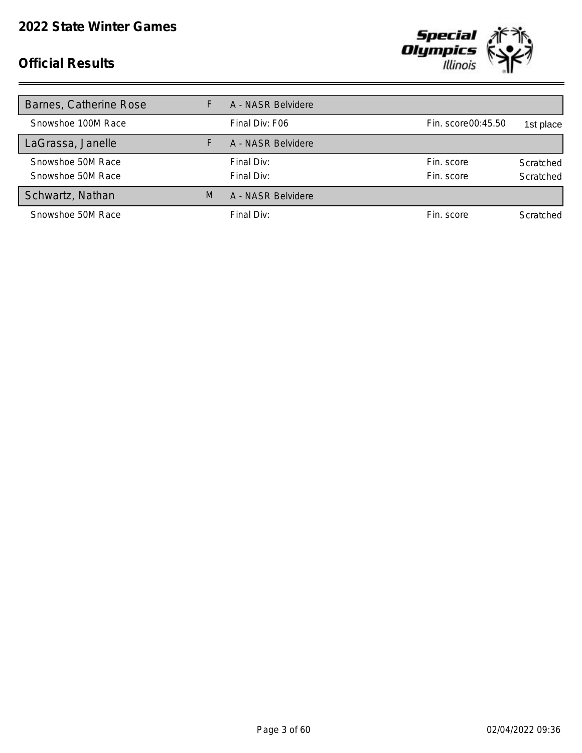# 2022 State Winter Games

## Official Results

| | | | | |
|---|---|---|---|---|
| **Barnes, Catherine Rose** | F | A - NASR Belvidere | | |
| Snowshoe 100M Race | | Final Div: F06 | Fin. score 00:45.50 | 1st place |
| **LaGrassa, Janelle** | F | A - NASR Belvidere | | |
| Snowshoe 50M Race | | Final Div: | Fin. score | Scratched |
| Snowshoe 50M Race | | Final Div: | Fin. score | Scratched |
| **Schwartz, Nathan** | M | A - NASR Belvidere | | |
| Snowshoe 50M Race | | Final Div: | Fin. score | Scratched |

02/04/2022 09:36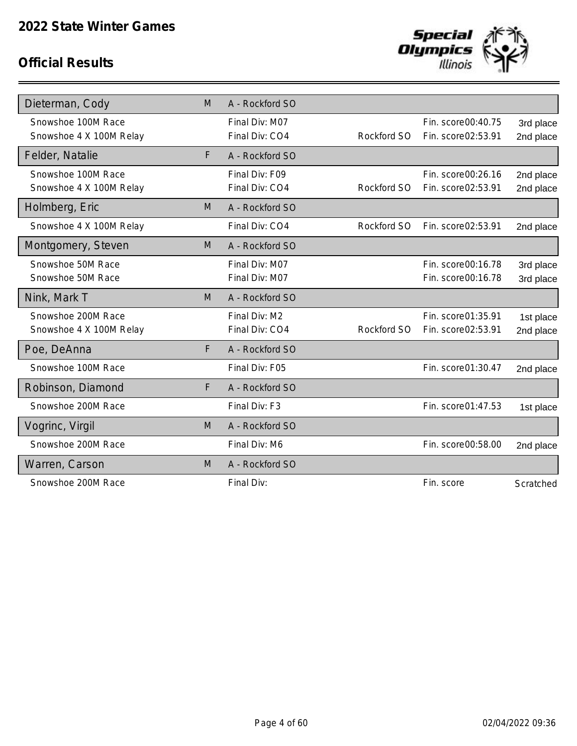# 2022 State Winter Games

## Official Results

| | | | | | |
|---|---|---|---|---|---|
| **Dieterman, Cody** | M | A - Rockford SO | | | |
| Snowshoe 100M Race | | Final Div: M07 | | Fin. score00:40.75 | 3rd place |
| Snowshoe 4 X 100M Relay | | Final Div: CO4 | Rockford SO | Fin. score02:53.91 | 2nd place |
| **Felder, Natalie** | F | A - Rockford SO | | | |
| Snowshoe 100M Race | | Final Div: F09 | | Fin. score00:26.16 | 2nd place |
| Snowshoe 4 X 100M Relay | | Final Div: CO4 | Rockford SO | Fin. score02:53.91 | 2nd place |
| **Holmberg, Eric** | M | A - Rockford SO | | | |
| Snowshoe 4 X 100M Relay | | Final Div: CO4 | Rockford SO | Fin. score02:53.91 | 2nd place |
| **Montgomery, Steven** | M | A - Rockford SO | | | |
| Snowshoe 50M Race | | Final Div: M07 | | Fin. score00:16.78 | 3rd place |
| Snowshoe 50M Race | | Final Div: M07 | | Fin. score00:16.78 | 3rd place |
| **Nink, Mark T** | M | A - Rockford SO | | | |
| Snowshoe 200M Race | | Final Div: M2 | | Fin. score01:35.91 | 1st place |
| Snowshoe 4 X 100M Relay | | Final Div: CO4 | Rockford SO | Fin. score02:53.91 | 2nd place |
| **Poe, DeAnna** | F | A - Rockford SO | | | |
| Snowshoe 100M Race | | Final Div: F05 | | Fin. score01:30.47 | 2nd place |
| **Robinson, Diamond** | F | A - Rockford SO | | | |
| Snowshoe 200M Race | | Final Div: F3 | | Fin. score01:47.53 | 1st place |
| **Vogrinc, Virgil** | M | A - Rockford SO | | | |
| Snowshoe 200M Race | | Final Div: M6 | | Fin. score00:58.00 | 2nd place |
| **Warren, Carson** | M | A - Rockford SO | | | |
| Snowshoe 200M Race | | Final Div: | | Fin. score | Scratched |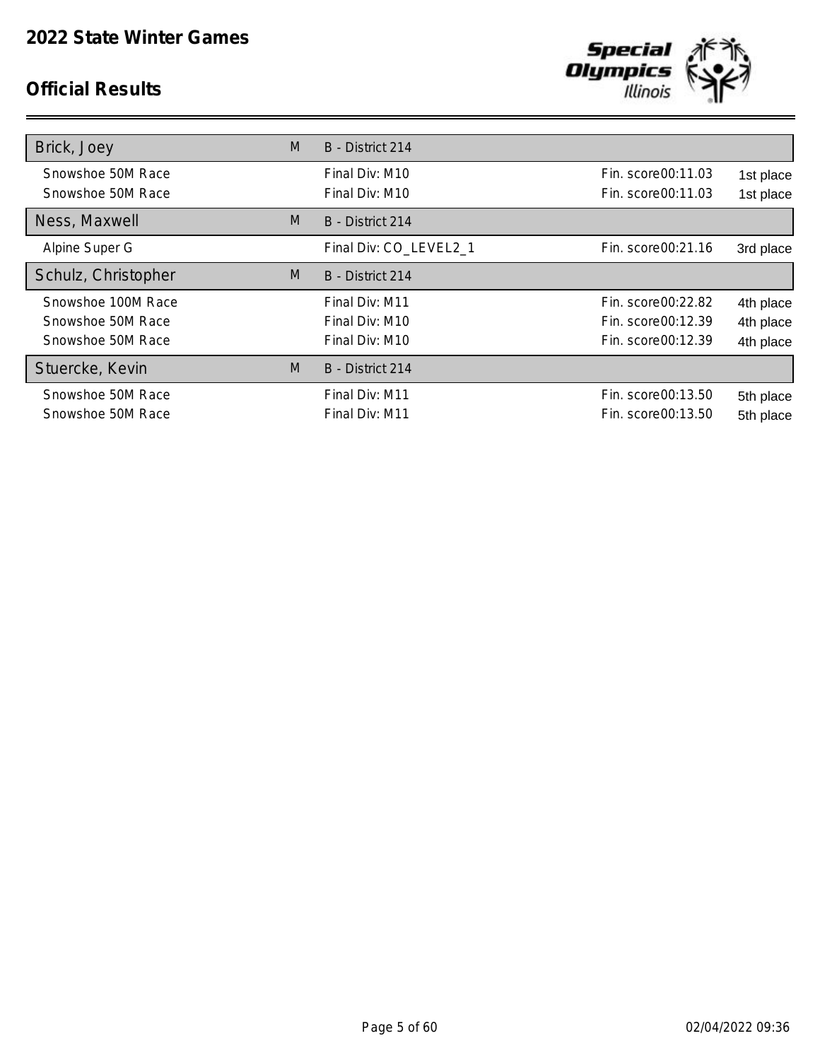# 2022 State Winter Games

## Official Results

| Athlete / Event | Gender | Division | Score | Place |
|---|---|---|---|---|
| **Brick, Joey** | M | B - District 214 | | |
| Snowshoe 50M Race | | Final Div: M10 | Fin. score00:11.03 | 1st place |
| Snowshoe 50M Race | | Final Div: M10 | Fin. score00:11.03 | 1st place |
| **Ness, Maxwell** | M | B - District 214 | | |
| Alpine Super G | | Final Div: CO_LEVEL2_1 | Fin. score00:21.16 | 3rd place |
| **Schulz, Christopher** | M | B - District 214 | | |
| Snowshoe 100M Race | | Final Div: M11 | Fin. score00:22.82 | 4th place |
| Snowshoe 50M Race | | Final Div: M10 | Fin. score00:12.39 | 4th place |
| Snowshoe 50M Race | | Final Div: M10 | Fin. score00:12.39 | 4th place |
| **Stuercke, Kevin** | M | B - District 214 | | |
| Snowshoe 50M Race | | Final Div: M11 | Fin. score00:13.50 | 5th place |
| Snowshoe 50M Race | | Final Div: M11 | Fin. score00:13.50 | 5th place |

02/04/2022 09:36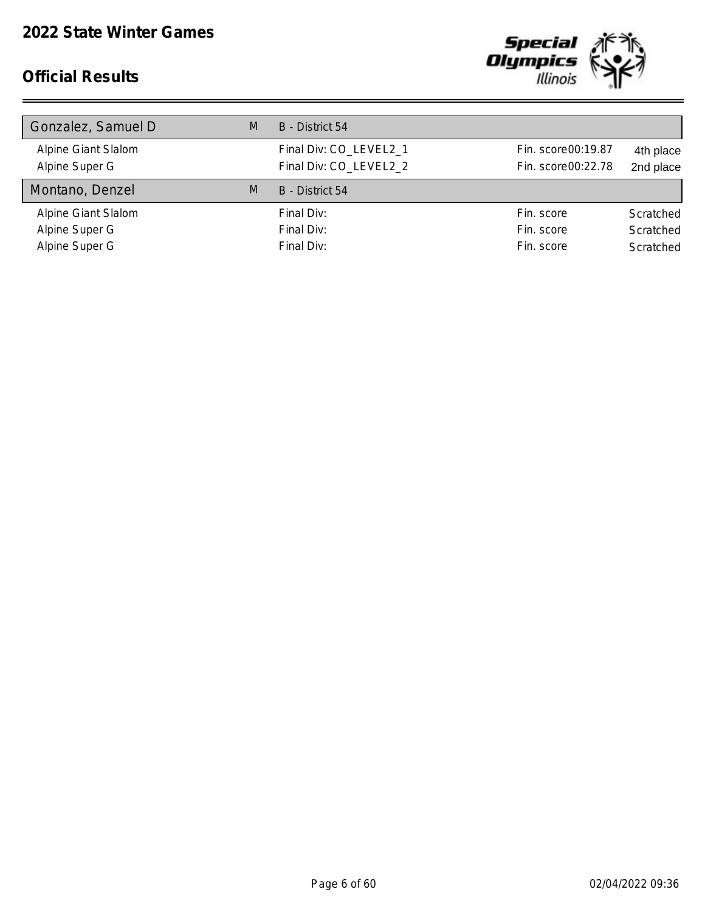# 2022 State Winter Games

## Official Results

| Gonzalez, Samuel D | M | B - District 54 | | |
|---|---|---|---|---|
| Alpine Giant Slalom | | Final Div: CO_LEVEL2_1 | Fin. score 00:19.87 | 4th place |
| Alpine Super G | | Final Div: CO_LEVEL2_2 | Fin. score 00:22.78 | 2nd place |

| Montano, Denzel | M | B - District 54 | | |
|---|---|---|---|---|
| Alpine Giant Slalom | | Final Div: | Fin. score | Scratched |
| Alpine Super G | | Final Div: | Fin. score | Scratched |
| Alpine Super G | | Final Div: | Fin. score | Scratched |

02/04/2022 09:36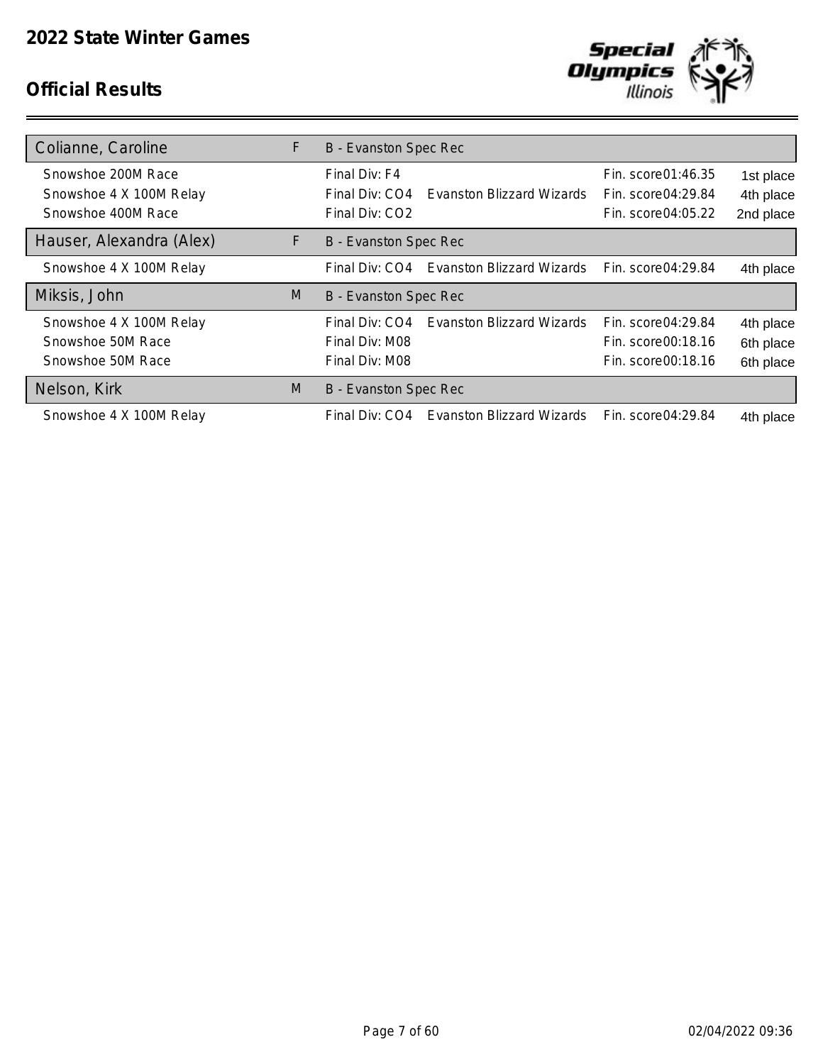# 2022 State Winter Games

## Official Results

| | | | | | |
|---|---|---|---|---|---|
| **Colianne, Caroline** | F | B - Evanston Spec Rec | | | |
| Snowshoe 200M Race | | Final Div: F4 | | Fin. score01:46.35 | 1st place |
| Snowshoe 4 X 100M Relay | | Final Div: CO4 | Evanston Blizzard Wizards | Fin. score04:29.84 | 4th place |
| Snowshoe 400M Race | | Final Div: CO2 | | Fin. score04:05.22 | 2nd place |
| **Hauser, Alexandra (Alex)** | F | B - Evanston Spec Rec | | | |
| Snowshoe 4 X 100M Relay | | Final Div: CO4 | Evanston Blizzard Wizards | Fin. score04:29.84 | 4th place |
| **Miksis, John** | M | B - Evanston Spec Rec | | | |
| Snowshoe 4 X 100M Relay | | Final Div: CO4 | Evanston Blizzard Wizards | Fin. score04:29.84 | 4th place |
| Snowshoe 50M Race | | Final Div: M08 | | Fin. score00:18.16 | 6th place |
| Snowshoe 50M Race | | Final Div: M08 | | Fin. score00:18.16 | 6th place |
| **Nelson, Kirk** | M | B - Evanston Spec Rec | | | |
| Snowshoe 4 X 100M Relay | | Final Div: CO4 | Evanston Blizzard Wizards | Fin. score04:29.84 | 4th place |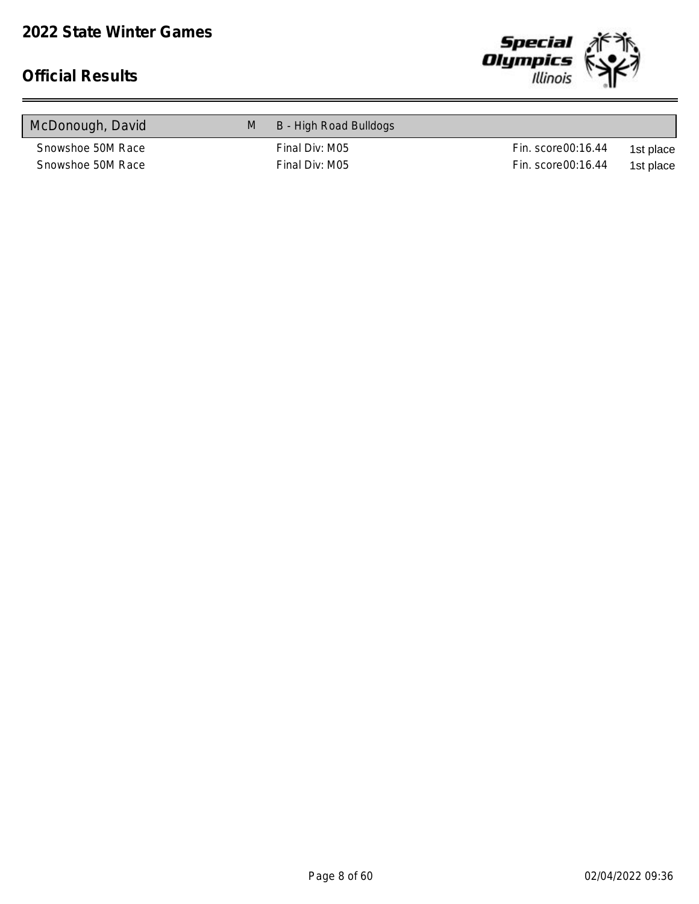# 2022 State Winter Games

## Official Results

| McDonough, David | M | B - High Road Bulldogs | | |
|---|---|---|---|---|
| Snowshoe 50M Race | | Final Div: M05 | Fin. score00:16.44 | 1st place |
| Snowshoe 50M Race | | Final Div: M05 | Fin. score00:16.44 | 1st place |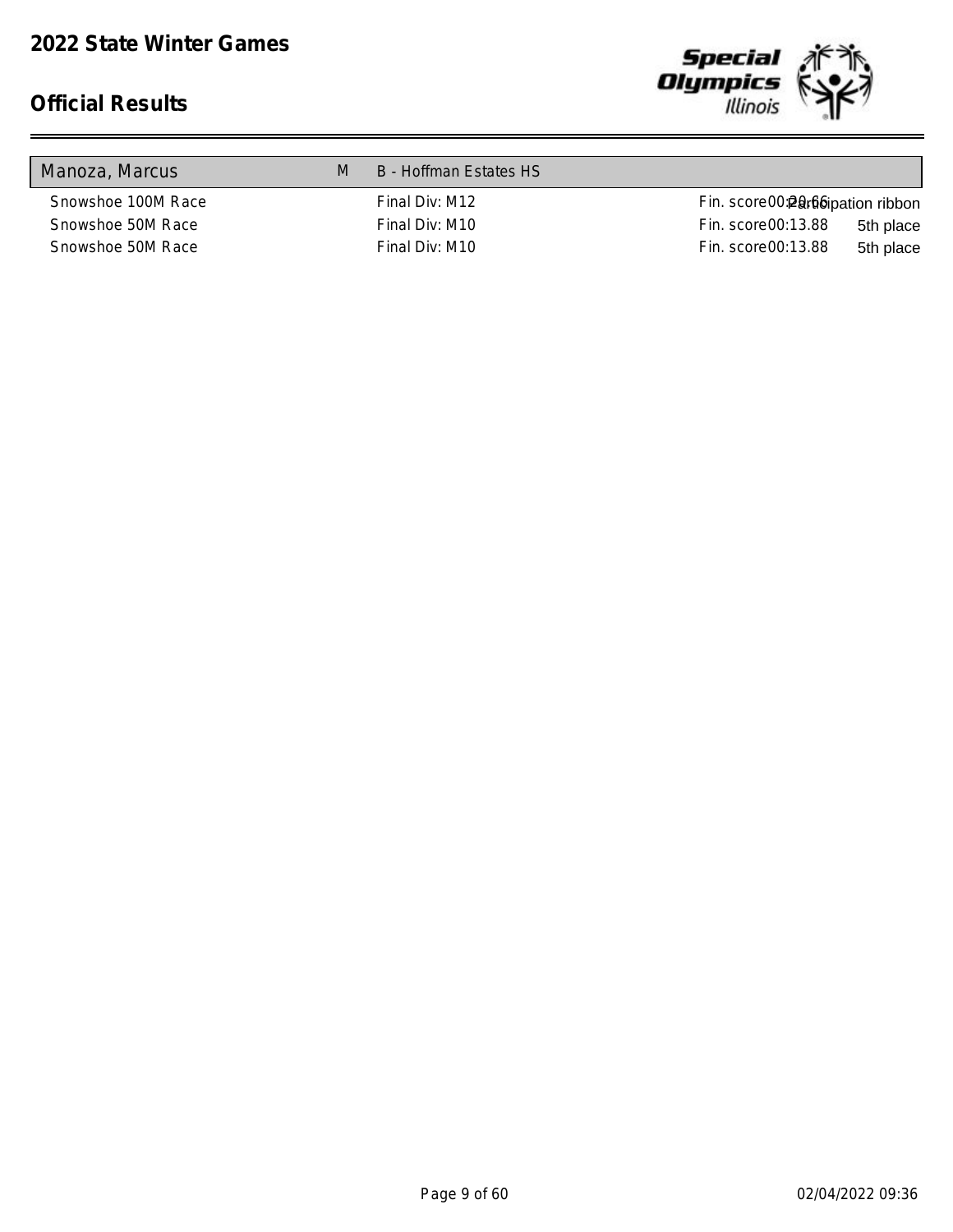# 2022 State Winter Games

## Official Results

| Manoza, Marcus | M | B - Hoffman Estates HS | | |
|---|---|---|---|---|
| Snowshoe 100M Race | | Final Div: M12 | Fin. score 00:20.66 | Participation ribbon |
| Snowshoe 50M Race | | Final Div: M10 | Fin. score 00:13.88 | 5th place |
| Snowshoe 50M Race | | Final Div: M10 | Fin. score 00:13.88 | 5th place |

02/04/2022 09:36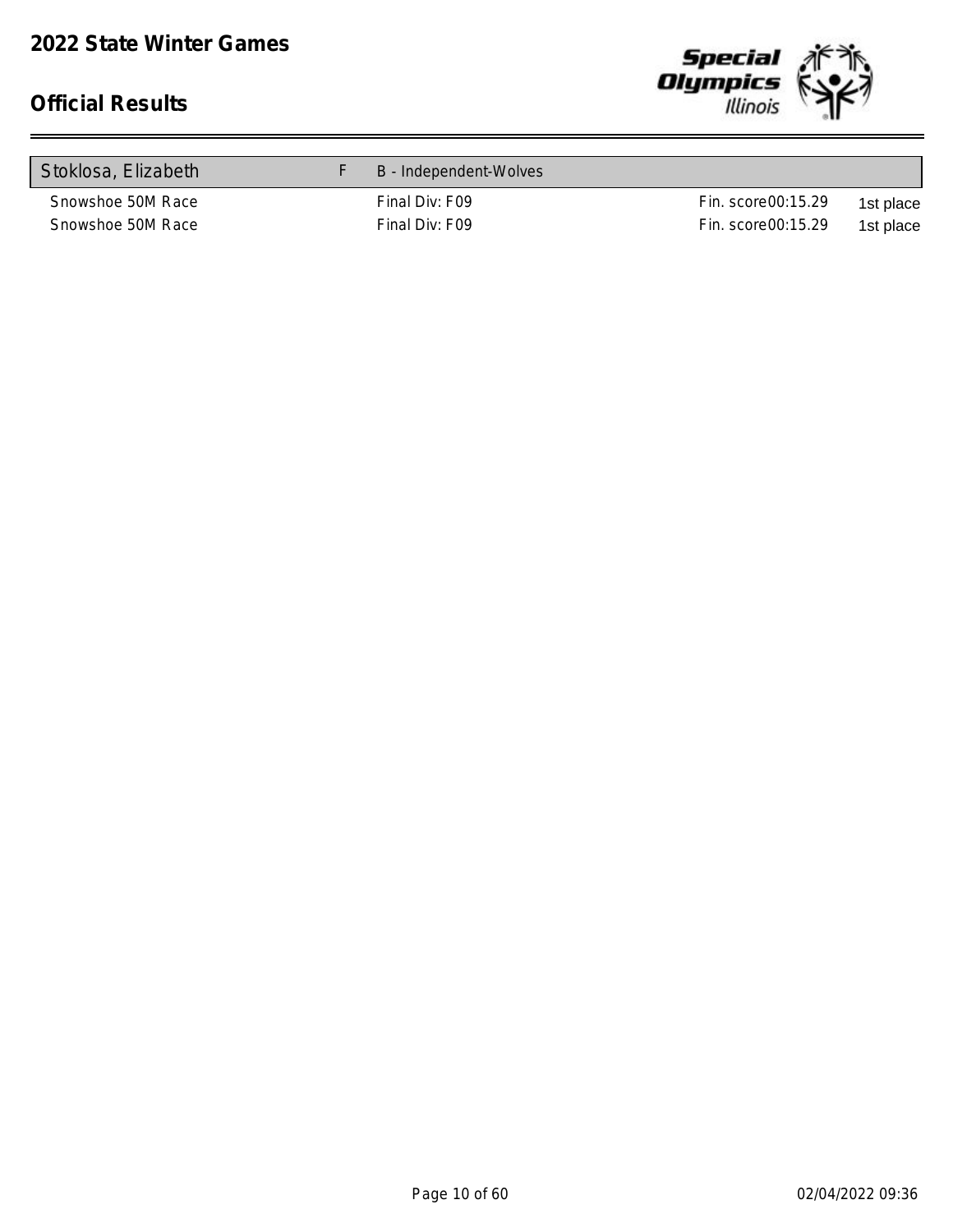# 2022 State Winter Games

## Official Results

| Stoklosa, Elizabeth | F | B - Independent-Wolves | | |
| --- | --- | --- | --- | --- |
| Snowshoe 50M Race | | Final Div: F09 | Fin. score00:15.29 | 1st place |
| Snowshoe 50M Race | | Final Div: F09 | Fin. score00:15.29 | 1st place |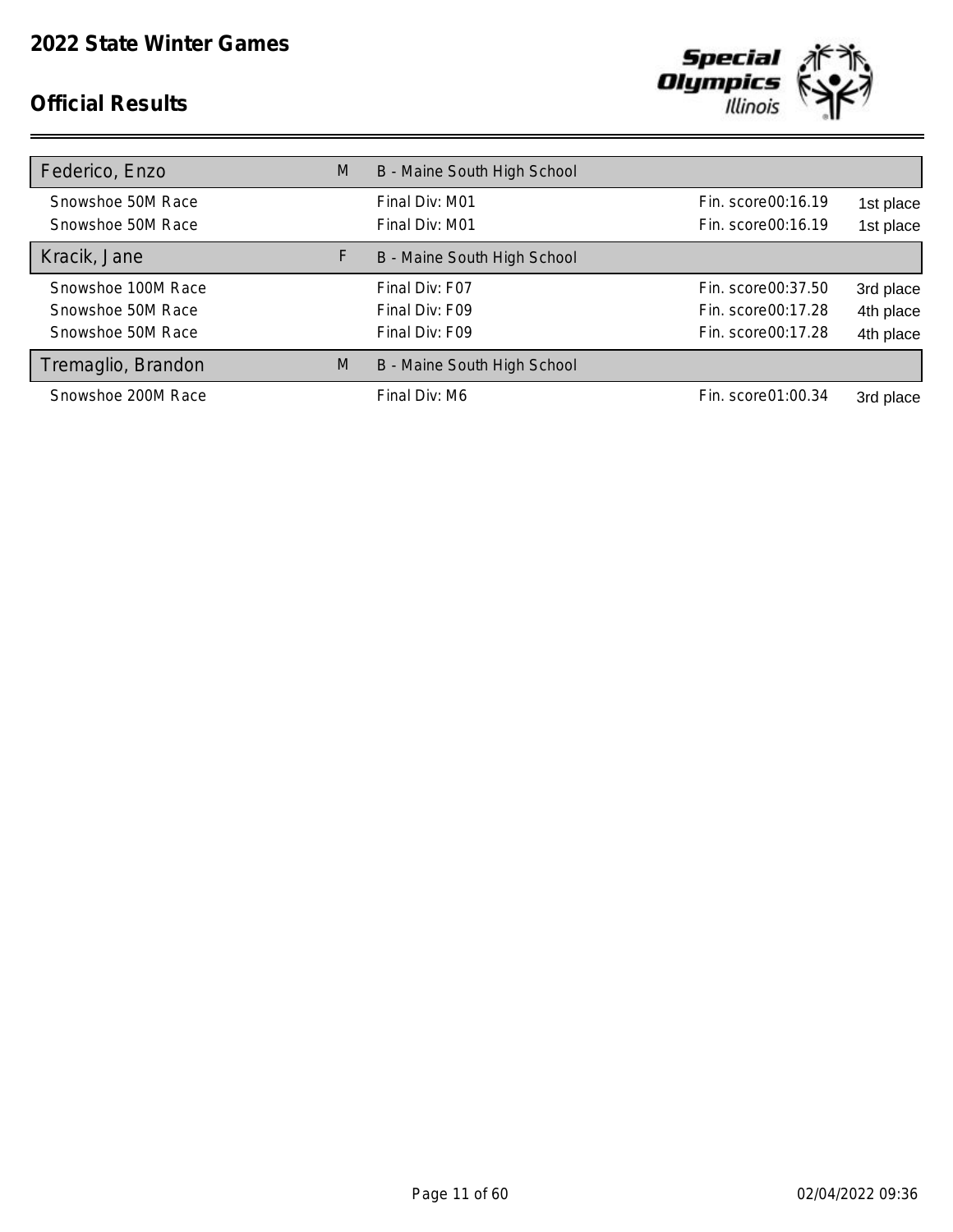| | | | | |
|---|---|---|---|---|
| **Federico, Enzo** | M | B - Maine South High School | | |
| Snowshoe 50M Race | | Final Div: M01 | Fin. score00:16.19 | 1st place |
| Snowshoe 50M Race | | Final Div: M01 | Fin. score00:16.19 | 1st place |
| **Kracik, Jane** | F | B - Maine South High School | | |
| Snowshoe 100M Race | | Final Div: F07 | Fin. score00:37.50 | 3rd place |
| Snowshoe 50M Race | | Final Div: F09 | Fin. score00:17.28 | 4th place |
| Snowshoe 50M Race | | Final Div: F09 | Fin. score00:17.28 | 4th place |
| **Tremaglio, Brandon** | M | B - Maine South High School | | |
| Snowshoe 200M Race | | Final Div: M6 | Fin. score01:00.34 | 3rd place |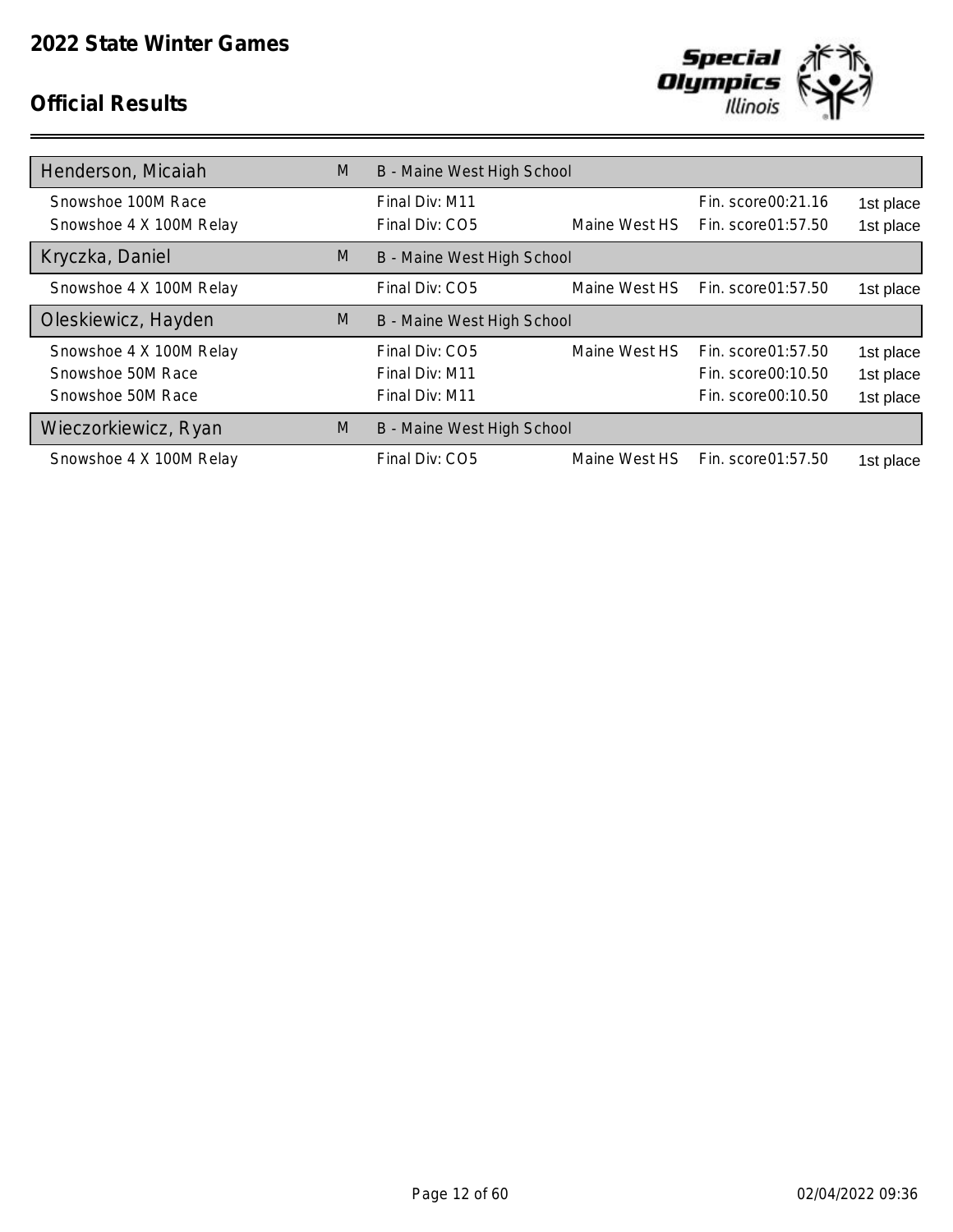# 2022 State Winter Games

## Official Results

| Athlete / Event | Gender | Division / Team | Team | Score | Place |
|---|---|---|---|---|---|
| **Henderson, Micaiah** | M | B - Maine West High School | | | |
| Snowshoe 100M Race | | Final Div: M11 | | Fin. score00:21.16 | 1st place |
| Snowshoe 4 X 100M Relay | | Final Div: CO5 | Maine West HS | Fin. score01:57.50 | 1st place |
| **Kryczka, Daniel** | M | B - Maine West High School | | | |
| Snowshoe 4 X 100M Relay | | Final Div: CO5 | Maine West HS | Fin. score01:57.50 | 1st place |
| **Oleskiewicz, Hayden** | M | B - Maine West High School | | | |
| Snowshoe 4 X 100M Relay | | Final Div: CO5 | Maine West HS | Fin. score01:57.50 | 1st place |
| Snowshoe 50M Race | | Final Div: M11 | | Fin. score00:10.50 | 1st place |
| Snowshoe 50M Race | | Final Div: M11 | | Fin. score00:10.50 | 1st place |
| **Wieczorkiewicz, Ryan** | M | B - Maine West High School | | | |
| Snowshoe 4 X 100M Relay | | Final Div: CO5 | Maine West HS | Fin. score01:57.50 | 1st place |

02/04/2022 09:36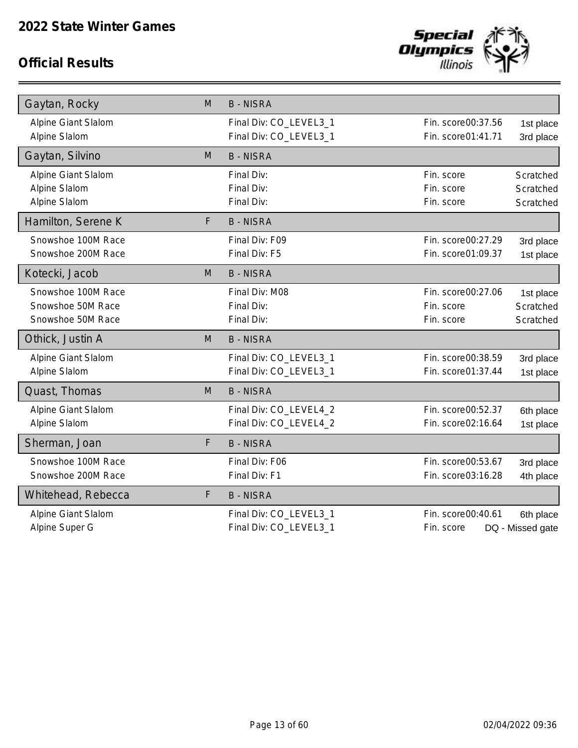# 2022 State Winter Games

## Official Results

| | | | | |
|---|---|---|---|---|
| **Gaytan, Rocky** | M | B - NISRA | | |
| Alpine Giant Slalom | | Final Div: CO_LEVEL3_1 | Fin. score 00:37.56 | 1st place |
| Alpine Slalom | | Final Div: CO_LEVEL3_1 | Fin. score 01:41.71 | 3rd place |
| **Gaytan, Silvino** | M | B - NISRA | | |
| Alpine Giant Slalom | | Final Div: | Fin. score | Scratched |
| Alpine Slalom | | Final Div: | Fin. score | Scratched |
| Alpine Slalom | | Final Div: | Fin. score | Scratched |
| **Hamilton, Serene K** | F | B - NISRA | | |
| Snowshoe 100M Race | | Final Div: F09 | Fin. score 00:27.29 | 3rd place |
| Snowshoe 200M Race | | Final Div: F5 | Fin. score 01:09.37 | 1st place |
| **Kotecki, Jacob** | M | B - NISRA | | |
| Snowshoe 100M Race | | Final Div: M08 | Fin. score 00:27.06 | 1st place |
| Snowshoe 50M Race | | Final Div: | Fin. score | Scratched |
| Snowshoe 50M Race | | Final Div: | Fin. score | Scratched |
| **Othick, Justin A** | M | B - NISRA | | |
| Alpine Giant Slalom | | Final Div: CO_LEVEL3_1 | Fin. score 00:38.59 | 3rd place |
| Alpine Slalom | | Final Div: CO_LEVEL3_1 | Fin. score 01:37.44 | 1st place |
| **Quast, Thomas** | M | B - NISRA | | |
| Alpine Giant Slalom | | Final Div: CO_LEVEL4_2 | Fin. score 00:52.37 | 6th place |
| Alpine Slalom | | Final Div: CO_LEVEL4_2 | Fin. score 02:16.64 | 1st place |
| **Sherman, Joan** | F | B - NISRA | | |
| Snowshoe 100M Race | | Final Div: F06 | Fin. score 00:53.67 | 3rd place |
| Snowshoe 200M Race | | Final Div: F1 | Fin. score 03:16.28 | 4th place |
| **Whitehead, Rebecca** | F | B - NISRA | | |
| Alpine Giant Slalom | | Final Div: CO_LEVEL3_1 | Fin. score 00:40.61 | 6th place |
| Alpine Super G | | Final Div: CO_LEVEL3_1 | Fin. score | DQ - Missed gate |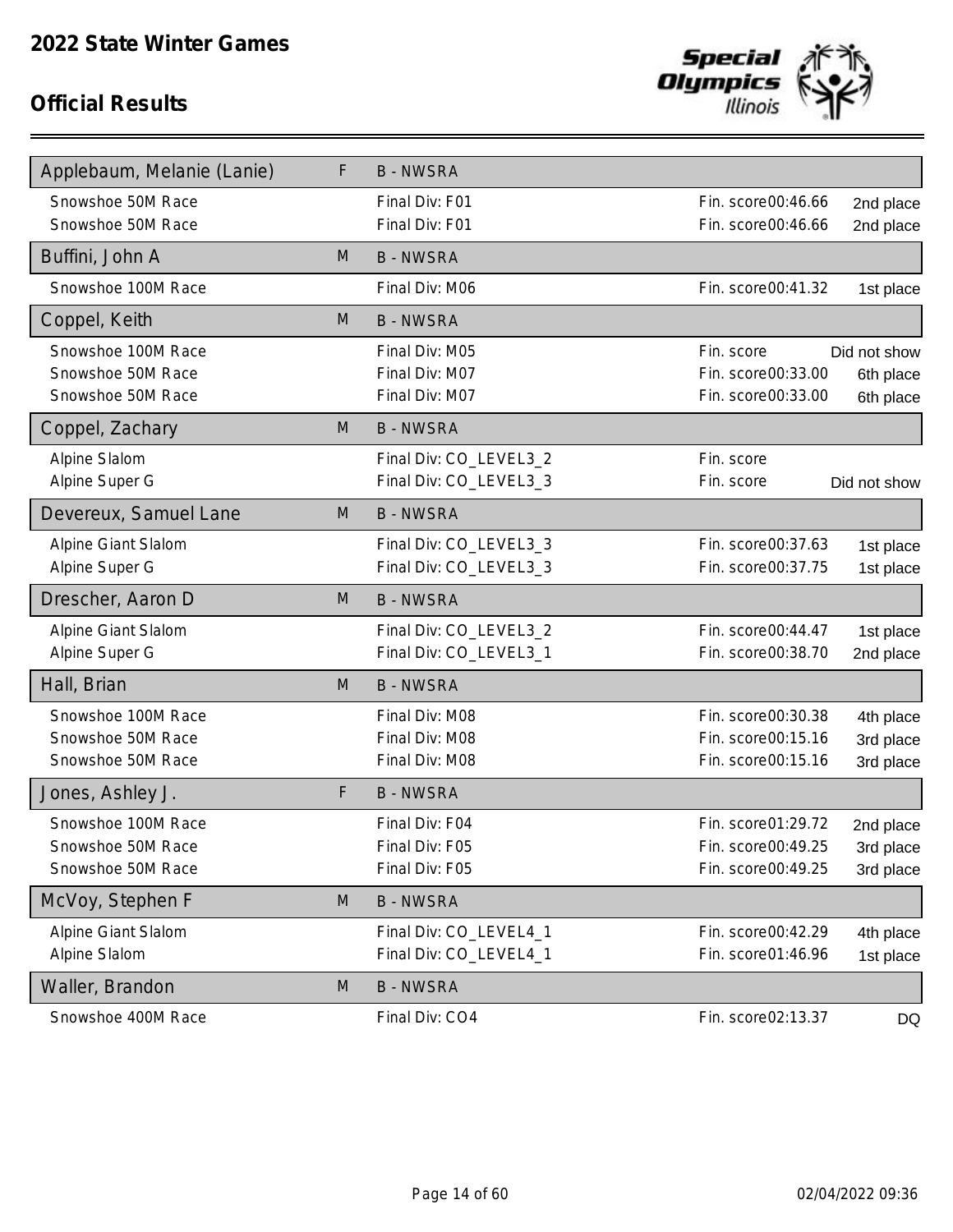# 2022 State Winter Games

## Official Results

| | | | | |
|---|---|---|---|---|
| **Applebaum, Melanie (Lanie)** | F | B - NWSRA | | |
| Snowshoe 50M Race | | Final Div: F01 | Fin. score00:46.66 | 2nd place |
| Snowshoe 50M Race | | Final Div: F01 | Fin. score00:46.66 | 2nd place |
| **Buffini, John A** | M | B - NWSRA | | |
| Snowshoe 100M Race | | Final Div: M06 | Fin. score00:41.32 | 1st place |
| **Coppel, Keith** | M | B - NWSRA | | |
| Snowshoe 100M Race | | Final Div: M05 | Fin. score | Did not show |
| Snowshoe 50M Race | | Final Div: M07 | Fin. score00:33.00 | 6th place |
| Snowshoe 50M Race | | Final Div: M07 | Fin. score00:33.00 | 6th place |
| **Coppel, Zachary** | M | B - NWSRA | | |
| Alpine Slalom | | Final Div: CO_LEVEL3_2 | Fin. score | |
| Alpine Super G | | Final Div: CO_LEVEL3_3 | Fin. score | Did not show |
| **Devereux, Samuel Lane** | M | B - NWSRA | | |
| Alpine Giant Slalom | | Final Div: CO_LEVEL3_3 | Fin. score00:37.63 | 1st place |
| Alpine Super G | | Final Div: CO_LEVEL3_3 | Fin. score00:37.75 | 1st place |
| **Drescher, Aaron D** | M | B - NWSRA | | |
| Alpine Giant Slalom | | Final Div: CO_LEVEL3_2 | Fin. score00:44.47 | 1st place |
| Alpine Super G | | Final Div: CO_LEVEL3_1 | Fin. score00:38.70 | 2nd place |
| **Hall, Brian** | M | B - NWSRA | | |
| Snowshoe 100M Race | | Final Div: M08 | Fin. score00:30.38 | 4th place |
| Snowshoe 50M Race | | Final Div: M08 | Fin. score00:15.16 | 3rd place |
| Snowshoe 50M Race | | Final Div: M08 | Fin. score00:15.16 | 3rd place |
| **Jones, Ashley J.** | F | B - NWSRA | | |
| Snowshoe 100M Race | | Final Div: F04 | Fin. score01:29.72 | 2nd place |
| Snowshoe 50M Race | | Final Div: F05 | Fin. score00:49.25 | 3rd place |
| Snowshoe 50M Race | | Final Div: F05 | Fin. score00:49.25 | 3rd place |
| **McVoy, Stephen F** | M | B - NWSRA | | |
| Alpine Giant Slalom | | Final Div: CO_LEVEL4_1 | Fin. score00:42.29 | 4th place |
| Alpine Slalom | | Final Div: CO_LEVEL4_1 | Fin. score01:46.96 | 1st place |
| **Waller, Brandon** | M | B - NWSRA | | |
| Snowshoe 400M Race | | Final Div: CO4 | Fin. score02:13.37 | DQ |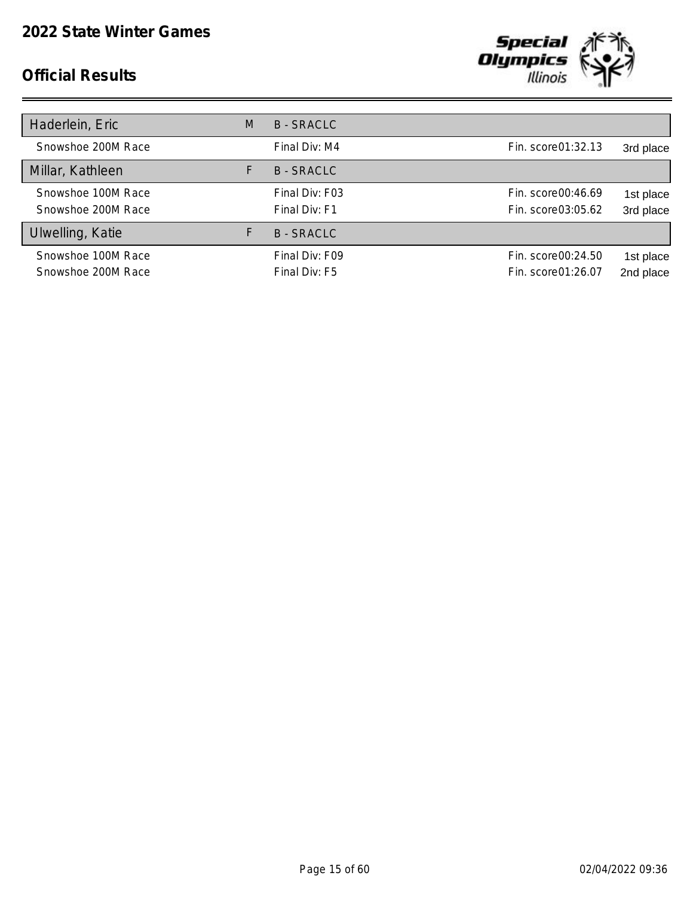## 2022 State Winter Games

### Official Results

| | | | | |
|---|---|---|---|---|
| **Haderlein, Eric** | M | B - SRACLC | | |
| Snowshoe 200M Race | | Final Div: M4 | Fin. score01:32.13 | 3rd place |
| **Millar, Kathleen** | F | B - SRACLC | | |
| Snowshoe 100M Race | | Final Div: F03 | Fin. score00:46.69 | 1st place |
| Snowshoe 200M Race | | Final Div: F1 | Fin. score03:05.62 | 3rd place |
| **Ulwelling, Katie** | F | B - SRACLC | | |
| Snowshoe 100M Race | | Final Div: F09 | Fin. score00:24.50 | 1st place |
| Snowshoe 200M Race | | Final Div: F5 | Fin. score01:26.07 | 2nd place |

02/04/2022 09:36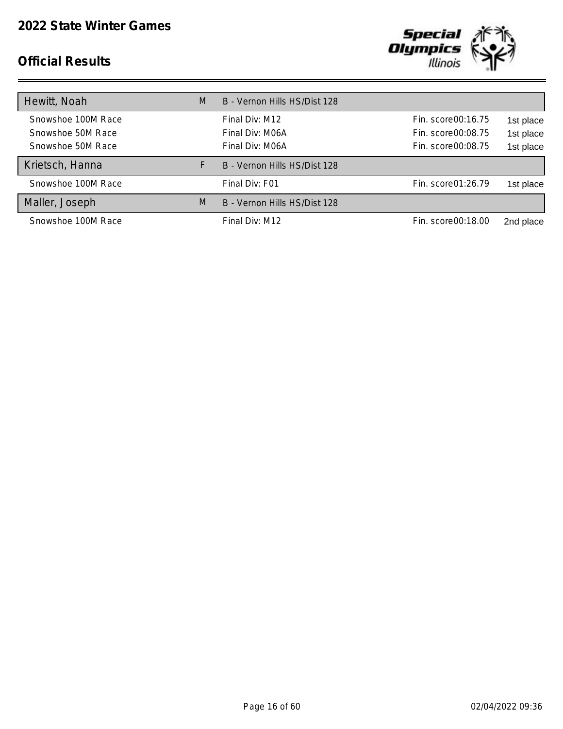# 2022 State Winter Games

## Official Results

| | | | | |
|---|---|---|---|---|
| **Hewitt, Noah** | M | B - Vernon Hills HS/Dist 128 | | |
| Snowshoe 100M Race | | Final Div: M12 | Fin. score00:16.75 | 1st place |
| Snowshoe 50M Race | | Final Div: M06A | Fin. score00:08.75 | 1st place |
| Snowshoe 50M Race | | Final Div: M06A | Fin. score00:08.75 | 1st place |
| **Krietsch, Hanna** | F | B - Vernon Hills HS/Dist 128 | | |
| Snowshoe 100M Race | | Final Div: F01 | Fin. score01:26.79 | 1st place |
| **Maller, Joseph** | M | B - Vernon Hills HS/Dist 128 | | |
| Snowshoe 100M Race | | Final Div: M12 | Fin. score00:18.00 | 2nd place |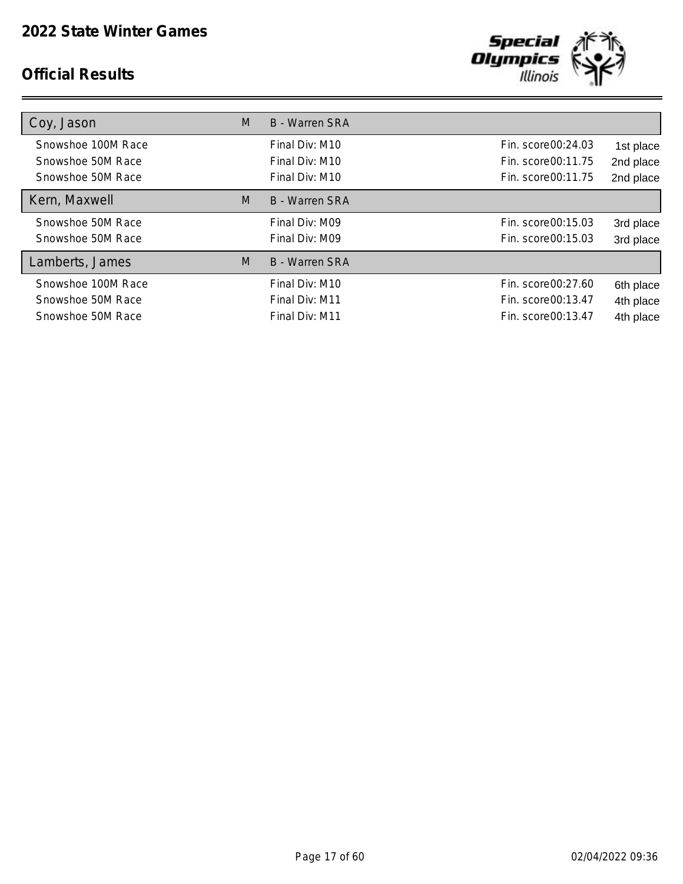# 2022 State Winter Games

## Official Results

| | | | | |
|---|---|---|---|---|
| **Coy, Jason** | M | B - Warren SRA | | |
| Snowshoe 100M Race | | Final Div: M10 | Fin. score 00:24.03 | 1st place |
| Snowshoe 50M Race | | Final Div: M10 | Fin. score 00:11.75 | 2nd place |
| Snowshoe 50M Race | | Final Div: M10 | Fin. score 00:11.75 | 2nd place |
| **Kern, Maxwell** | M | B - Warren SRA | | |
| Snowshoe 50M Race | | Final Div: M09 | Fin. score 00:15.03 | 3rd place |
| Snowshoe 50M Race | | Final Div: M09 | Fin. score 00:15.03 | 3rd place |
| **Lamberts, James** | M | B - Warren SRA | | |
| Snowshoe 100M Race | | Final Div: M10 | Fin. score 00:27.60 | 6th place |
| Snowshoe 50M Race | | Final Div: M11 | Fin. score 00:13.47 | 4th place |
| Snowshoe 50M Race | | Final Div: M11 | Fin. score 00:13.47 | 4th place |

02/04/2022 09:36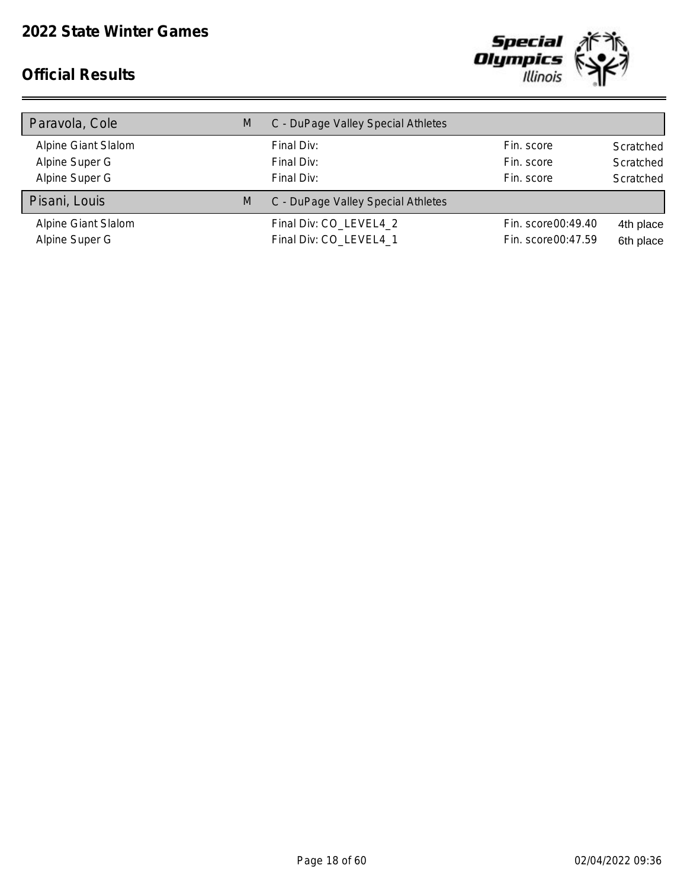# 2022 State Winter Games

## Official Results

| Paravola, Cole | M | C - DuPage Valley Special Athletes | | |
|---|---|---|---|---|
| Alpine Giant Slalom | | Final Div: | Fin. score | Scratched |
| Alpine Super G | | Final Div: | Fin. score | Scratched |
| Alpine Super G | | Final Div: | Fin. score | Scratched |

| Pisani, Louis | M | C - DuPage Valley Special Athletes | | |
|---|---|---|---|---|
| Alpine Giant Slalom | | Final Div: CO_LEVEL4_2 | Fin. score00:49.40 | 4th place |
| Alpine Super G | | Final Div: CO_LEVEL4_1 | Fin. score00:47.59 | 6th place |

02/04/2022 09:36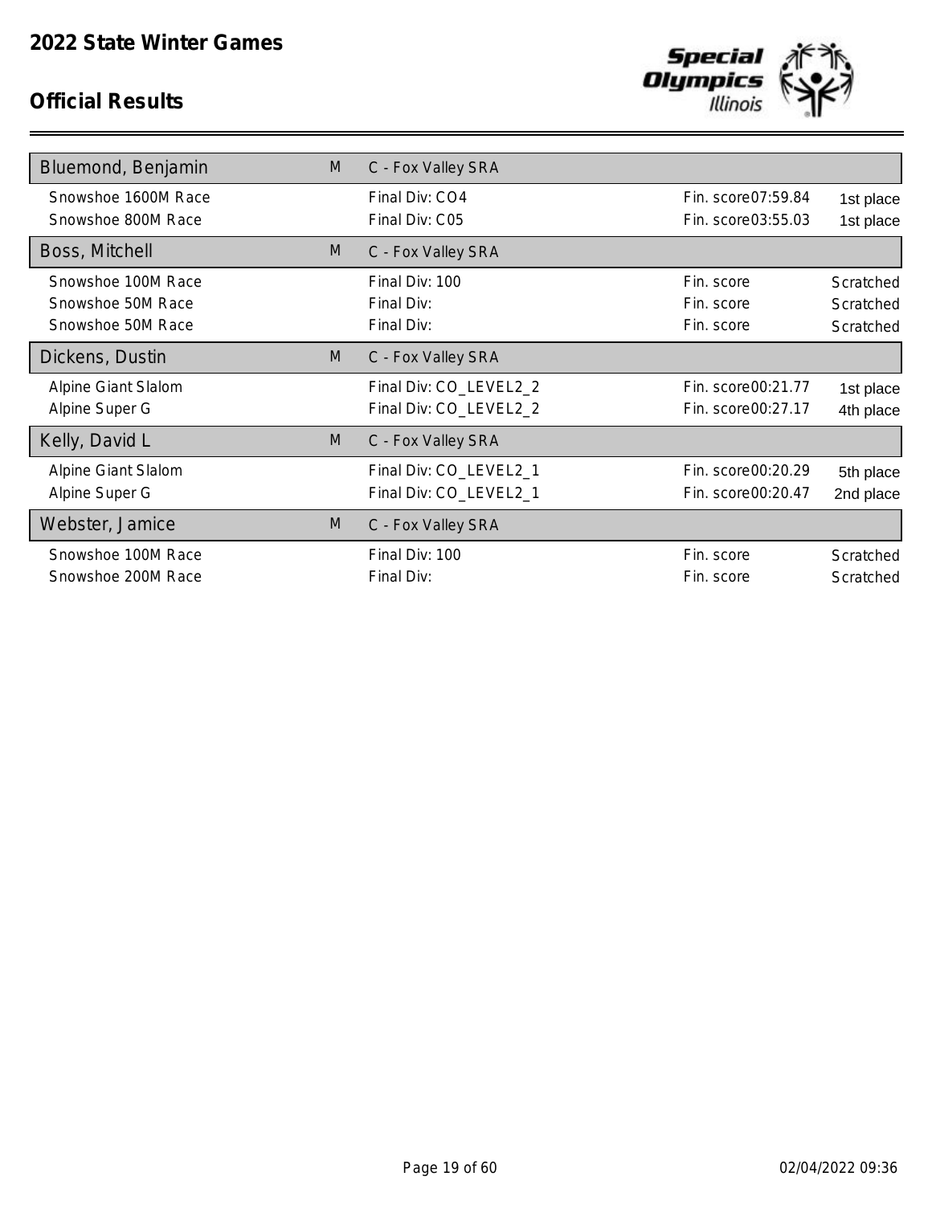## 2022 State Winter Games

## Official Results

| | | | | |
|---|---|---|---|---|
| **Bluemond, Benjamin** | M | C - Fox Valley SRA | | |
| Snowshoe 1600M Race | | Final Div: CO4 | Fin. score07:59.84 | 1st place |
| Snowshoe 800M Race | | Final Div: C05 | Fin. score03:55.03 | 1st place |
| **Boss, Mitchell** | M | C - Fox Valley SRA | | |
| Snowshoe 100M Race | | Final Div: 100 | Fin. score | Scratched |
| Snowshoe 50M Race | | Final Div: | Fin. score | Scratched |
| Snowshoe 50M Race | | Final Div: | Fin. score | Scratched |
| **Dickens, Dustin** | M | C - Fox Valley SRA | | |
| Alpine Giant Slalom | | Final Div: CO_LEVEL2_2 | Fin. score00:21.77 | 1st place |
| Alpine Super G | | Final Div: CO_LEVEL2_2 | Fin. score00:27.17 | 4th place |
| **Kelly, David L** | M | C - Fox Valley SRA | | |
| Alpine Giant Slalom | | Final Div: CO_LEVEL2_1 | Fin. score00:20.29 | 5th place |
| Alpine Super G | | Final Div: CO_LEVEL2_1 | Fin. score00:20.47 | 2nd place |
| **Webster, Jamice** | M | C - Fox Valley SRA | | |
| Snowshoe 100M Race | | Final Div: 100 | Fin. score | Scratched |
| Snowshoe 200M Race | | Final Div: | Fin. score | Scratched |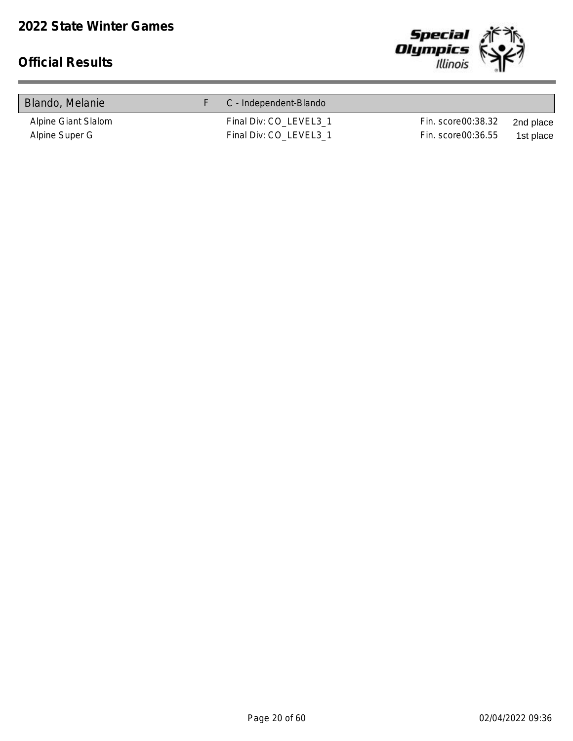| Blando, Melanie | F | C - Independent-Blando | | |
|---|---|---|---|---|
| Alpine Giant Slalom | | Final Div: CO_LEVEL3_1 | Fin. score00:38.32 | 2nd place |
| Alpine Super G | | Final Div: CO_LEVEL3_1 | Fin. score00:36.55 | 1st place |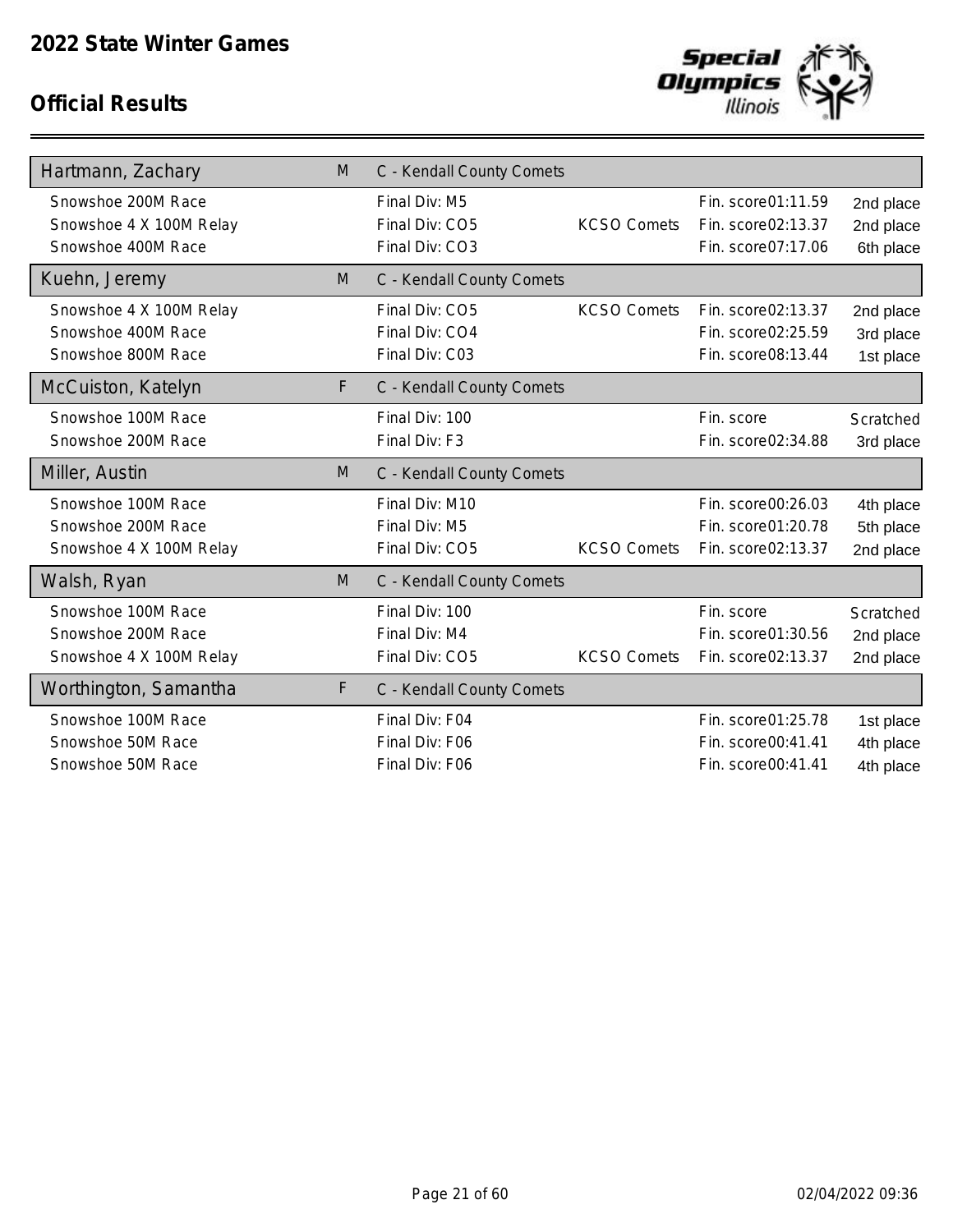# 2022 State Winter Games

## Official Results

| | | | | | |
|---|---|---|---|---|---|
| **Hartmann, Zachary** | M | C - Kendall County Comets | | | |
| Snowshoe 200M Race | | Final Div: M5 | | Fin. score01:11.59 | 2nd place |
| Snowshoe 4 X 100M Relay | | Final Div: CO5 | KCSO Comets | Fin. score02:13.37 | 2nd place |
| Snowshoe 400M Race | | Final Div: CO3 | | Fin. score07:17.06 | 6th place |
| **Kuehn, Jeremy** | M | C - Kendall County Comets | | | |
| Snowshoe 4 X 100M Relay | | Final Div: CO5 | KCSO Comets | Fin. score02:13.37 | 2nd place |
| Snowshoe 400M Race | | Final Div: CO4 | | Fin. score02:25.59 | 3rd place |
| Snowshoe 800M Race | | Final Div: C03 | | Fin. score08:13.44 | 1st place |
| **McCuiston, Katelyn** | F | C - Kendall County Comets | | | |
| Snowshoe 100M Race | | Final Div: 100 | | Fin. score | Scratched |
| Snowshoe 200M Race | | Final Div: F3 | | Fin. score02:34.88 | 3rd place |
| **Miller, Austin** | M | C - Kendall County Comets | | | |
| Snowshoe 100M Race | | Final Div: M10 | | Fin. score00:26.03 | 4th place |
| Snowshoe 200M Race | | Final Div: M5 | | Fin. score01:20.78 | 5th place |
| Snowshoe 4 X 100M Relay | | Final Div: CO5 | KCSO Comets | Fin. score02:13.37 | 2nd place |
| **Walsh, Ryan** | M | C - Kendall County Comets | | | |
| Snowshoe 100M Race | | Final Div: 100 | | Fin. score | Scratched |
| Snowshoe 200M Race | | Final Div: M4 | | Fin. score01:30.56 | 2nd place |
| Snowshoe 4 X 100M Relay | | Final Div: CO5 | KCSO Comets | Fin. score02:13.37 | 2nd place |
| **Worthington, Samantha** | F | C - Kendall County Comets | | | |
| Snowshoe 100M Race | | Final Div: F04 | | Fin. score01:25.78 | 1st place |
| Snowshoe 50M Race | | Final Div: F06 | | Fin. score00:41.41 | 4th place |
| Snowshoe 50M Race | | Final Div: F06 | | Fin. score00:41.41 | 4th place |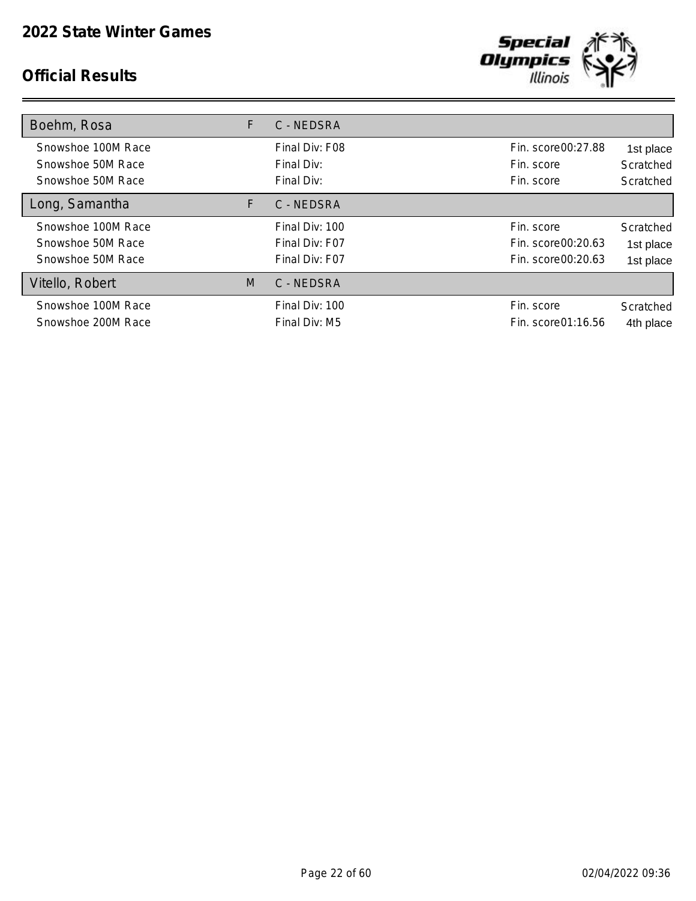# 2022 State Winter Games

## Official Results

| Boehm, Rosa | F | C - NEDSRA | | |
|---|---|---|---|---|
| Snowshoe 100M Race | | Final Div: F08 | Fin. score 00:27.88 | 1st place |
| Snowshoe 50M Race | | Final Div: | Fin. score | Scratched |
| Snowshoe 50M Race | | Final Div: | Fin. score | Scratched |

| Long, Samantha | F | C - NEDSRA | | |
|---|---|---|---|---|
| Snowshoe 100M Race | | Final Div: 100 | Fin. score | Scratched |
| Snowshoe 50M Race | | Final Div: F07 | Fin. score 00:20.63 | 1st place |
| Snowshoe 50M Race | | Final Div: F07 | Fin. score 00:20.63 | 1st place |

| Vitello, Robert | M | C - NEDSRA | | |
|---|---|---|---|---|
| Snowshoe 100M Race | | Final Div: 100 | Fin. score | Scratched |
| Snowshoe 200M Race | | Final Div: M5 | Fin. score 01:16.56 | 4th place |

02/04/2022 09:36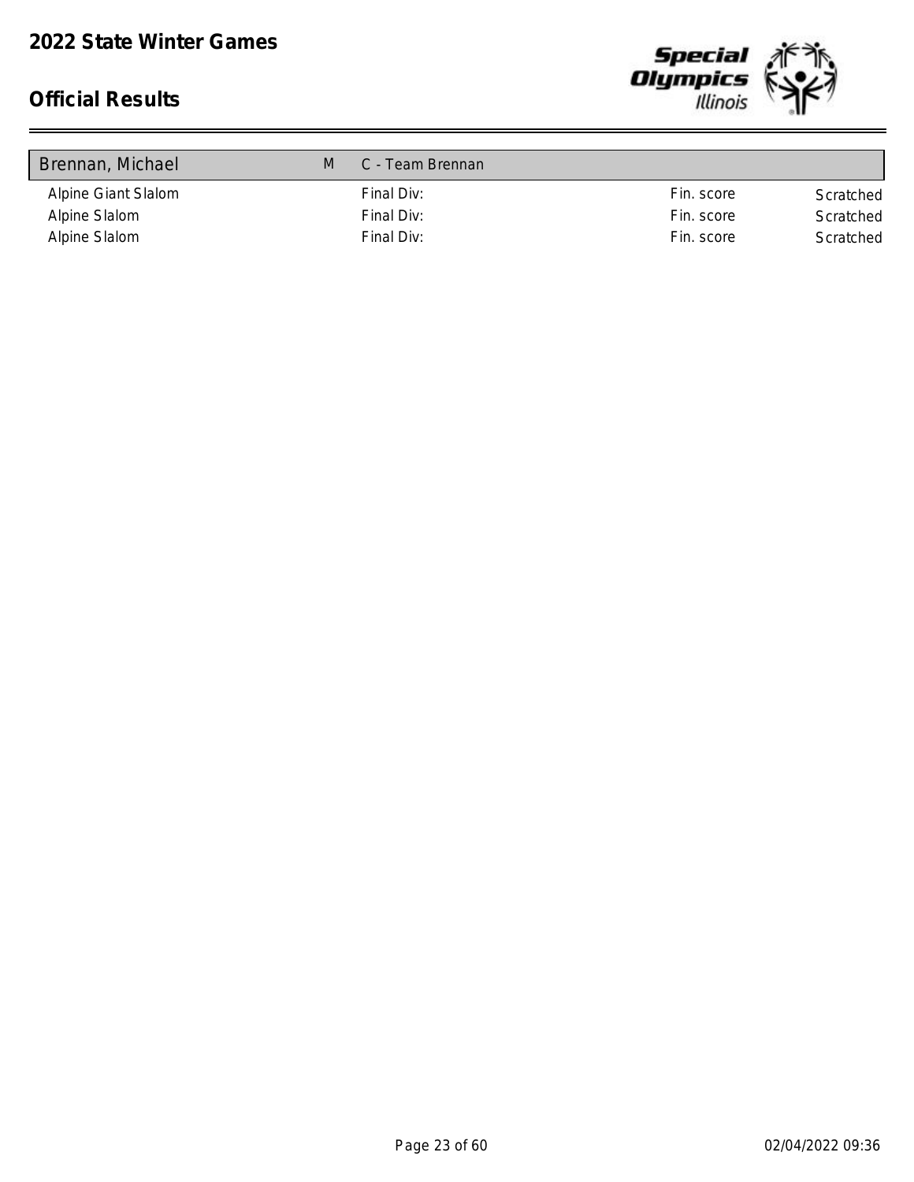# 2022 State Winter Games

## Official Results

| Brennan, Michael | M | C - Team Brennan | | |
|---|---|---|---|---|
| Alpine Giant Slalom | | Final Div: | Fin. score | Scratched |
| Alpine Slalom | | Final Div: | Fin. score | Scratched |
| Alpine Slalom | | Final Div: | Fin. score | Scratched |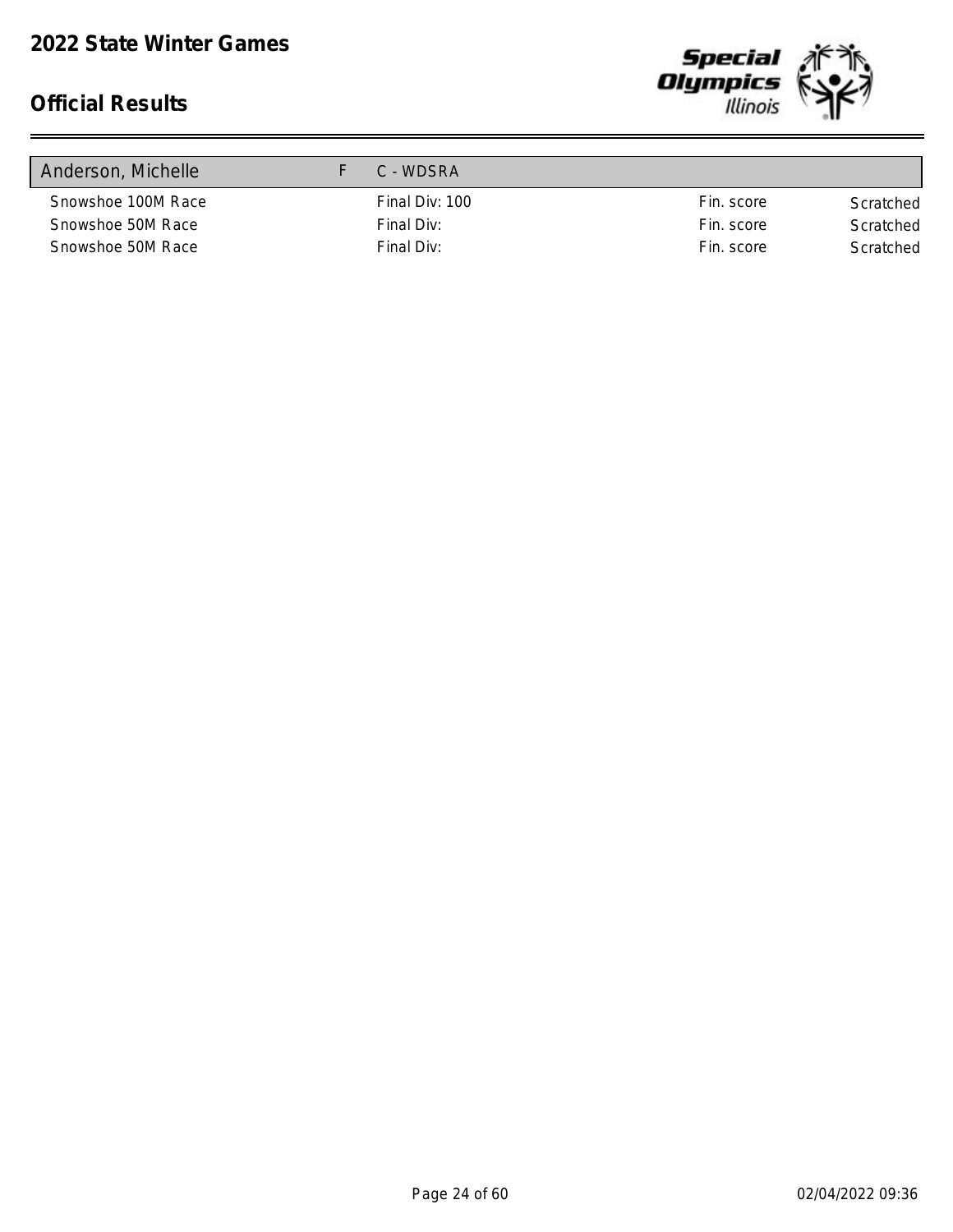# 2022 State Winter Games

## Official Results

| Anderson, Michelle | F | C - WDSRA | | |
| --- | --- | --- | --- | --- |
| Snowshoe 100M Race | | Final Div: 100 | Fin. score | Scratched |
| Snowshoe 50M Race | | Final Div: | Fin. score | Scratched |
| Snowshoe 50M Race | | Final Div: | Fin. score | Scratched |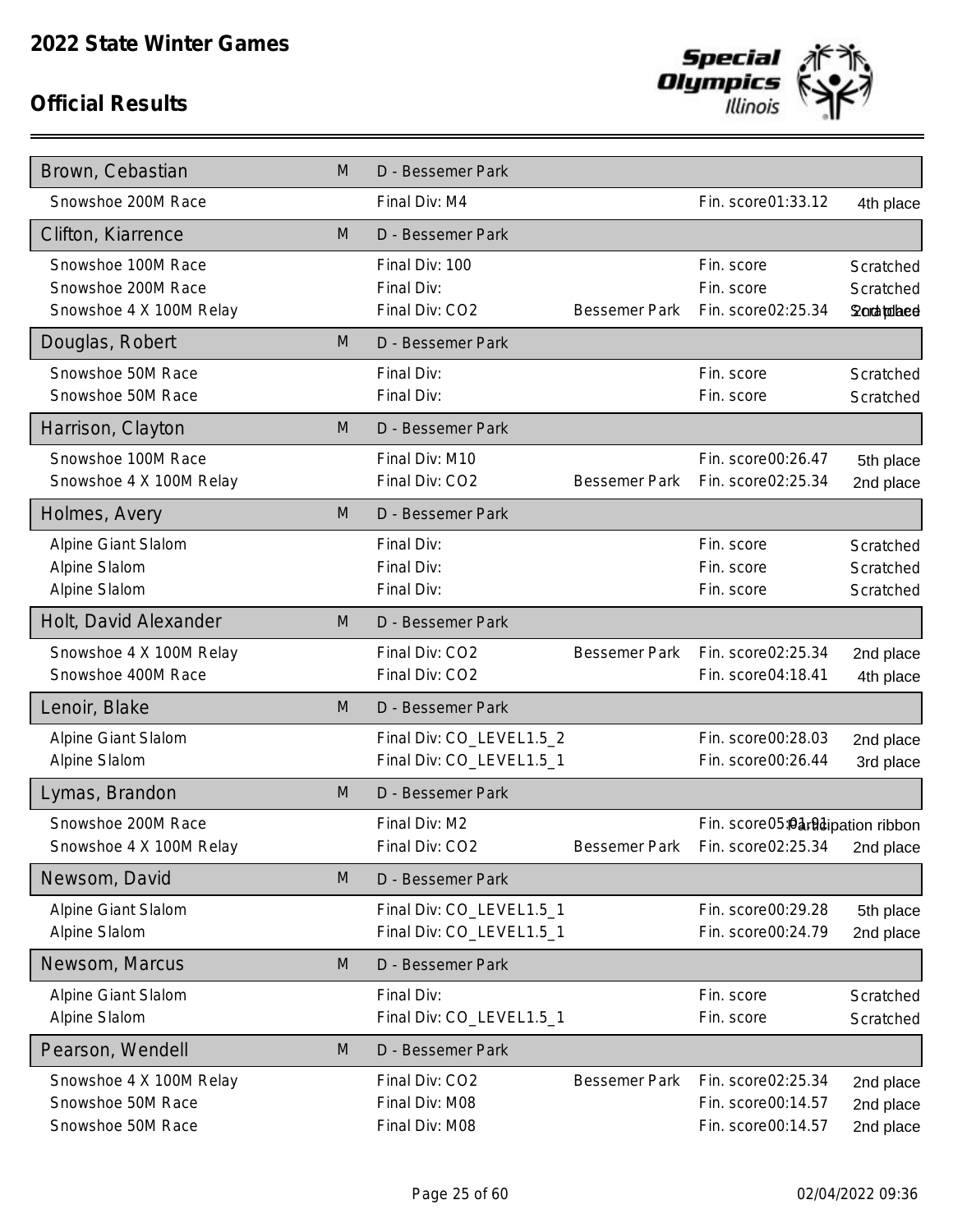# 2022 State Winter Games

## Official Results

| | | | | | |
|---|---|---|---|---|---|
| **Brown, Cebastian** | M | D - Bessemer Park | | | |
| Snowshoe 200M Race | | Final Div: M4 | | Fin. score 01:33.12 | 4th place |
| **Clifton, Kiarrence** | M | D - Bessemer Park | | | |
| Snowshoe 100M Race | | Final Div: 100 | | Fin. score | Scratched |
| Snowshoe 200M Race | | Final Div: | | Fin. score | Scratched |
| Snowshoe 4 X 100M Relay | | Final Div: CO2 | Bessemer Park | Fin. score 02:25.34 | Scratched 2nd place |
| **Douglas, Robert** | M | D - Bessemer Park | | | |
| Snowshoe 50M Race | | Final Div: | | Fin. score | Scratched |
| Snowshoe 50M Race | | Final Div: | | Fin. score | Scratched |
| **Harrison, Clayton** | M | D - Bessemer Park | | | |
| Snowshoe 100M Race | | Final Div: M10 | | Fin. score 00:26.47 | 5th place |
| Snowshoe 4 X 100M Relay | | Final Div: CO2 | Bessemer Park | Fin. score 02:25.34 | 2nd place |
| **Holmes, Avery** | M | D - Bessemer Park | | | |
| Alpine Giant Slalom | | Final Div: | | Fin. score | Scratched |
| Alpine Slalom | | Final Div: | | Fin. score | Scratched |
| Alpine Slalom | | Final Div: | | Fin. score | Scratched |
| **Holt, David Alexander** | M | D - Bessemer Park | | | |
| Snowshoe 4 X 100M Relay | | Final Div: CO2 | Bessemer Park | Fin. score 02:25.34 | 2nd place |
| Snowshoe 400M Race | | Final Div: CO2 | | Fin. score 04:18.41 | 4th place |
| **Lenoir, Blake** | M | D - Bessemer Park | | | |
| Alpine Giant Slalom | | Final Div: CO_LEVEL1.5_2 | | Fin. score 00:28.03 | 2nd place |
| Alpine Slalom | | Final Div: CO_LEVEL1.5_1 | | Fin. score 00:26.44 | 3rd place |
| **Lymas, Brandon** | M | D - Bessemer Park | | | |
| Snowshoe 200M Race | | Final Div: M2 | | Fin. score 05:01.01 | Participation ribbon |
| Snowshoe 4 X 100M Relay | | Final Div: CO2 | Bessemer Park | Fin. score 02:25.34 | 2nd place |
| **Newsom, David** | M | D - Bessemer Park | | | |
| Alpine Giant Slalom | | Final Div: CO_LEVEL1.5_1 | | Fin. score 00:29.28 | 5th place |
| Alpine Slalom | | Final Div: CO_LEVEL1.5_1 | | Fin. score 00:24.79 | 2nd place |
| **Newsom, Marcus** | M | D - Bessemer Park | | | |
| Alpine Giant Slalom | | Final Div: | | Fin. score | Scratched |
| Alpine Slalom | | Final Div: CO_LEVEL1.5_1 | | Fin. score | Scratched |
| **Pearson, Wendell** | M | D - Bessemer Park | | | |
| Snowshoe 4 X 100M Relay | | Final Div: CO2 | Bessemer Park | Fin. score 02:25.34 | 2nd place |
| Snowshoe 50M Race | | Final Div: M08 | | Fin. score 00:14.57 | 2nd place |
| Snowshoe 50M Race | | Final Div: M08 | | Fin. score 00:14.57 | 2nd place |

02/04/2022 09:36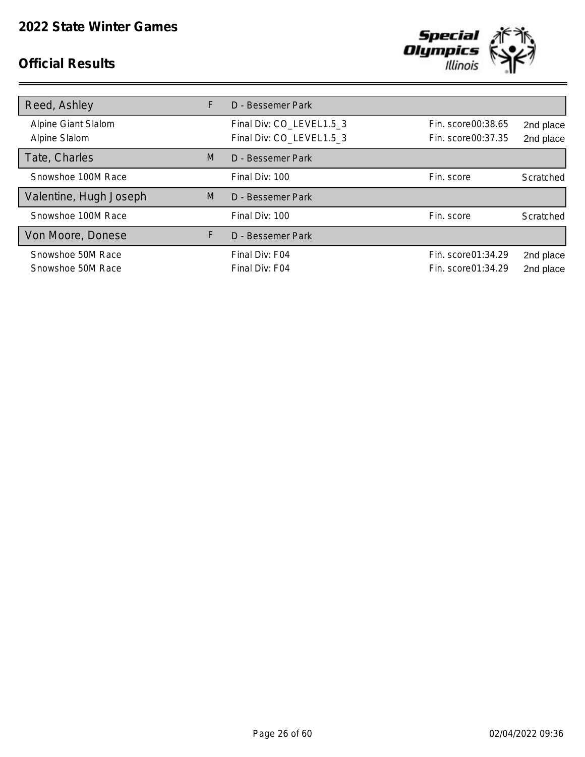# 2022 State Winter Games

## Official Results

| Athlete | Gender | Delegation / Division | Score | Place |
|---|---|---|---|---|
| **Reed, Ashley** | F | D - Bessemer Park | | |
| Alpine Giant Slalom | | Final Div: CO_LEVEL1.5_3 | Fin. score 00:38.65 | 2nd place |
| Alpine Slalom | | Final Div: CO_LEVEL1.5_3 | Fin. score 00:37.35 | 2nd place |
| **Tate, Charles** | M | D - Bessemer Park | | |
| Snowshoe 100M Race | | Final Div: 100 | Fin. score | Scratched |
| **Valentine, Hugh Joseph** | M | D - Bessemer Park | | |
| Snowshoe 100M Race | | Final Div: 100 | Fin. score | Scratched |
| **Von Moore, Donese** | F | D - Bessemer Park | | |
| Snowshoe 50M Race | | Final Div: F04 | Fin. score 01:34.29 | 2nd place |
| Snowshoe 50M Race | | Final Div: F04 | Fin. score 01:34.29 | 2nd place |

02/04/2022 09:36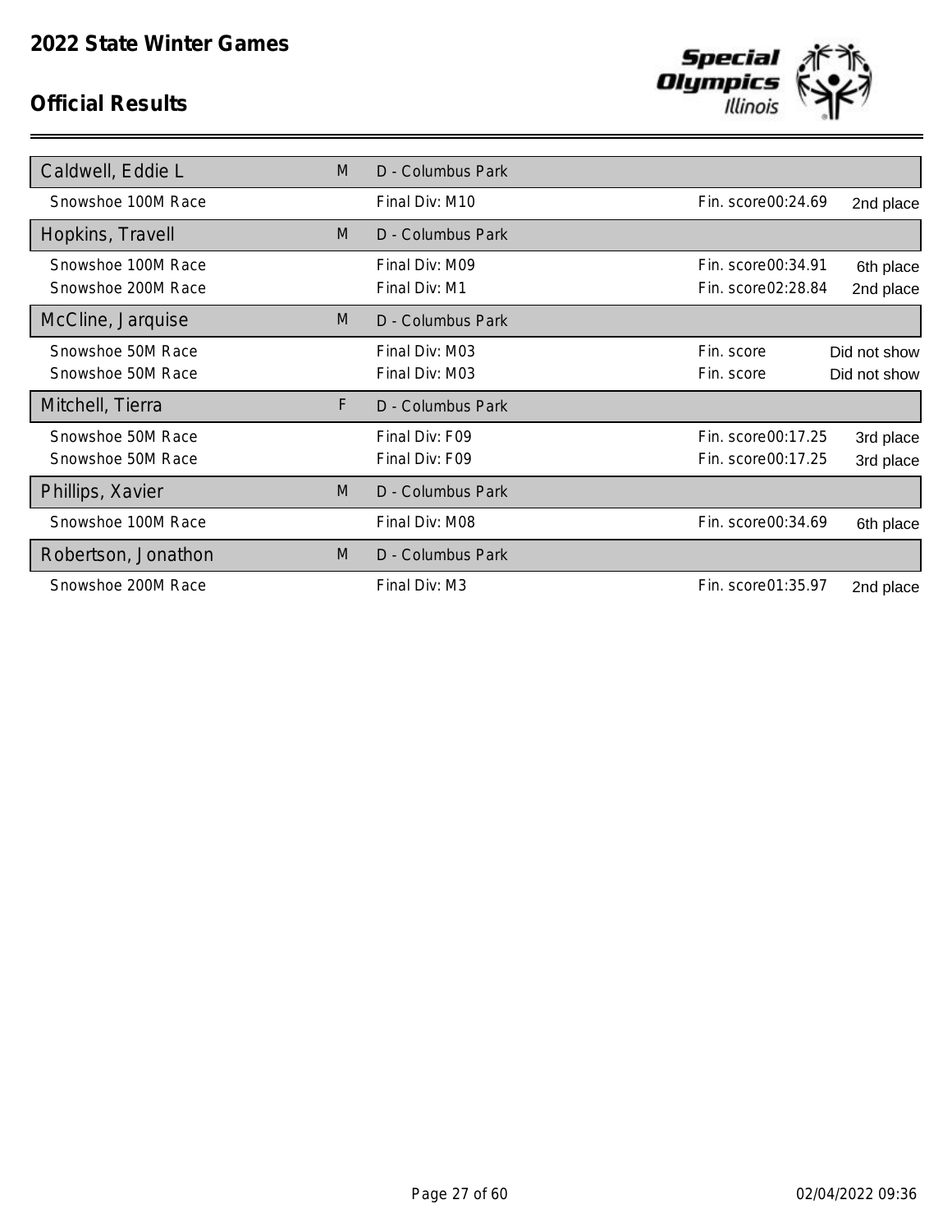# 2022 State Winter Games

## Official Results

| | | | | |
|---|---|---|---|---|
| **Caldwell, Eddie L** | M | D - Columbus Park | | |
| Snowshoe 100M Race | | Final Div: M10 | Fin. score 00:24.69 | 2nd place |
| **Hopkins, Travell** | M | D - Columbus Park | | |
| Snowshoe 100M Race | | Final Div: M09 | Fin. score 00:34.91 | 6th place |
| Snowshoe 200M Race | | Final Div: M1 | Fin. score 02:28.84 | 2nd place |
| **McCline, Jarquise** | M | D - Columbus Park | | |
| Snowshoe 50M Race | | Final Div: M03 | Fin. score | Did not show |
| Snowshoe 50M Race | | Final Div: M03 | Fin. score | Did not show |
| **Mitchell, Tierra** | F | D - Columbus Park | | |
| Snowshoe 50M Race | | Final Div: F09 | Fin. score 00:17.25 | 3rd place |
| Snowshoe 50M Race | | Final Div: F09 | Fin. score 00:17.25 | 3rd place |
| **Phillips, Xavier** | M | D - Columbus Park | | |
| Snowshoe 100M Race | | Final Div: M08 | Fin. score 00:34.69 | 6th place |
| **Robertson, Jonathon** | M | D - Columbus Park | | |
| Snowshoe 200M Race | | Final Div: M3 | Fin. score 01:35.97 | 2nd place |

02/04/2022 09:36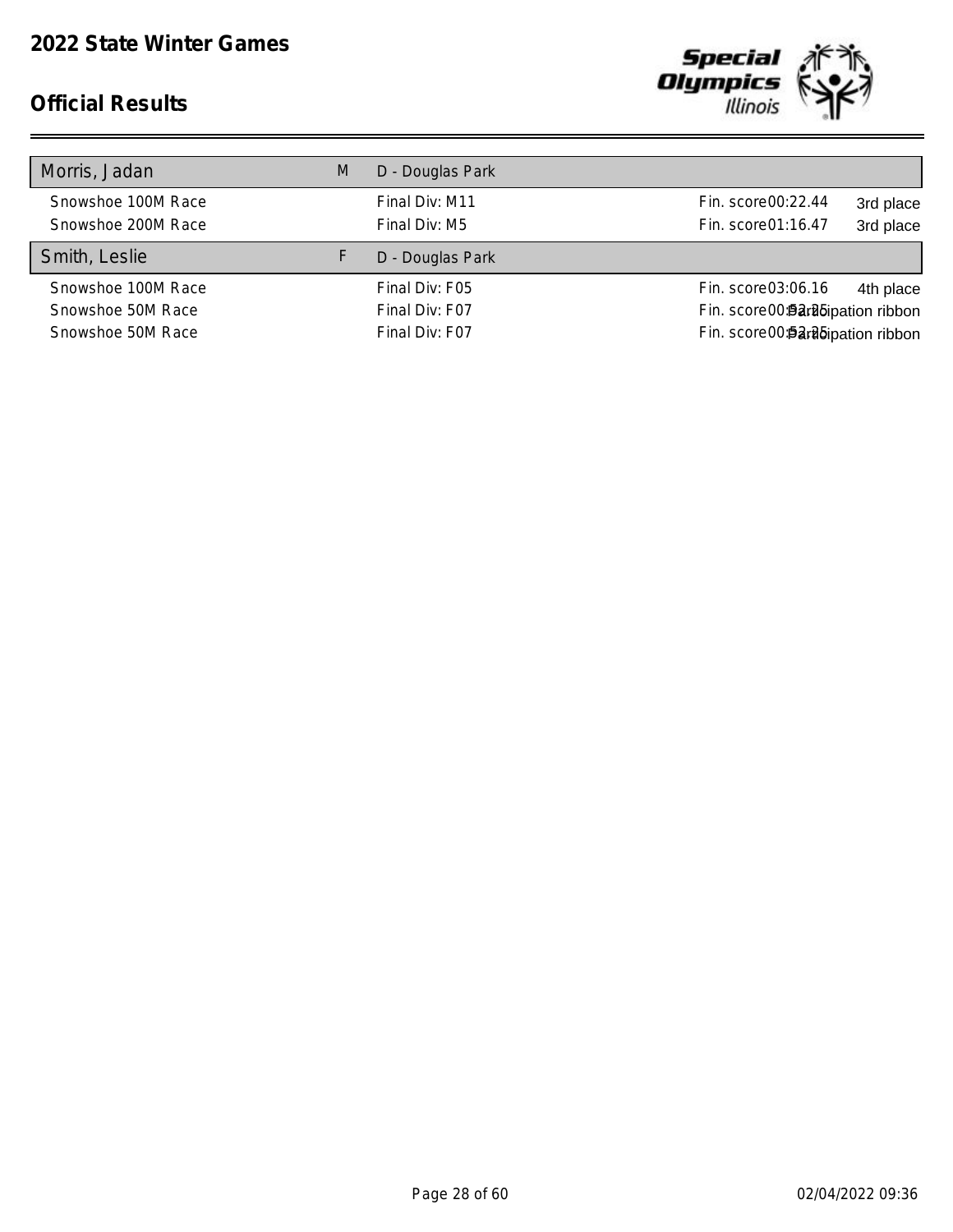| | | | | |
|---|---|---|---|---|
| **Morris, Jadan** | M | D - Douglas Park | | |
| Snowshoe 100M Race | | Final Div: M11 | Fin. score00:22.44 | 3rd place |
| Snowshoe 200M Race | | Final Div: M5 | Fin. score01:16.47 | 3rd place |
| **Smith, Leslie** | F | D - Douglas Park | | |
| Snowshoe 100M Race | | Final Div: F05 | Fin. score03:06.16 | 4th place |
| Snowshoe 50M Race | | Final Div: F07 | Fin. score00:52.25 | Participation ribbon |
| Snowshoe 50M Race | | Final Div: F07 | Fin. score00:52.25 | Participation ribbon |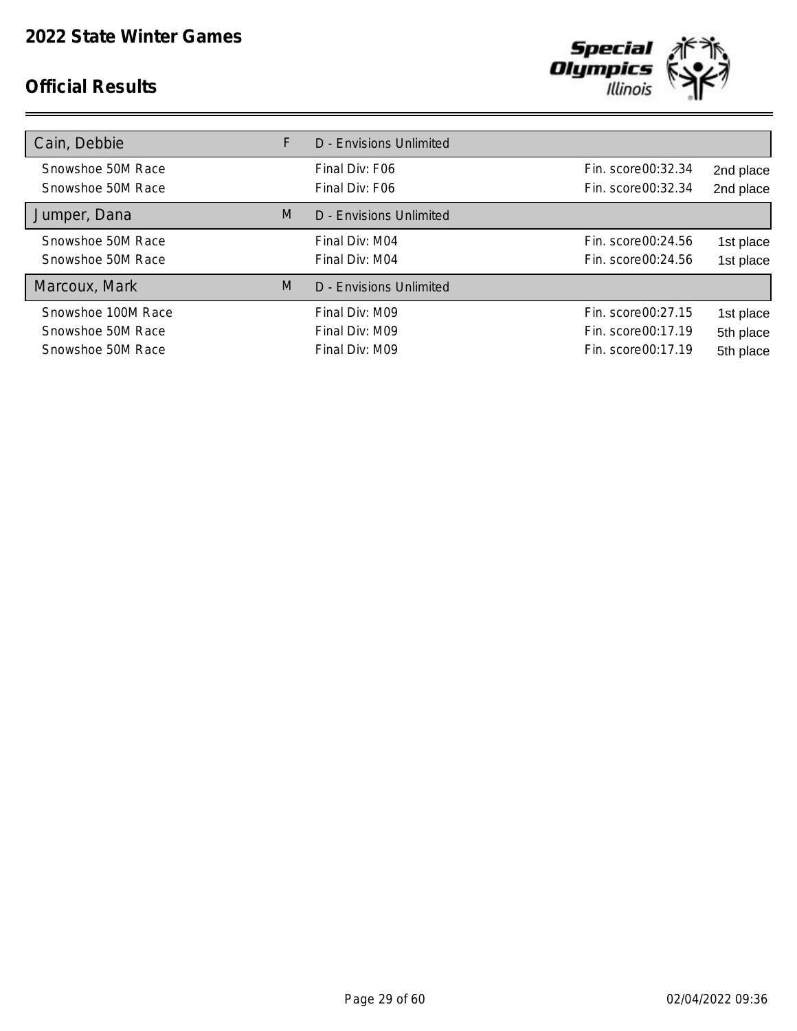# 2022 State Winter Games

## Official Results

| | | | | |
|---|---|---|---|---|
| **Cain, Debbie** | F | D - Envisions Unlimited | | |
| Snowshoe 50M Race | | Final Div: F06 | Fin. score00:32.34 | 2nd place |
| Snowshoe 50M Race | | Final Div: F06 | Fin. score00:32.34 | 2nd place |
| **Jumper, Dana** | M | D - Envisions Unlimited | | |
| Snowshoe 50M Race | | Final Div: M04 | Fin. score00:24.56 | 1st place |
| Snowshoe 50M Race | | Final Div: M04 | Fin. score00:24.56 | 1st place |
| **Marcoux, Mark** | M | D - Envisions Unlimited | | |
| Snowshoe 100M Race | | Final Div: M09 | Fin. score00:27.15 | 1st place |
| Snowshoe 50M Race | | Final Div: M09 | Fin. score00:17.19 | 5th place |
| Snowshoe 50M Race | | Final Div: M09 | Fin. score00:17.19 | 5th place |

02/04/2022 09:36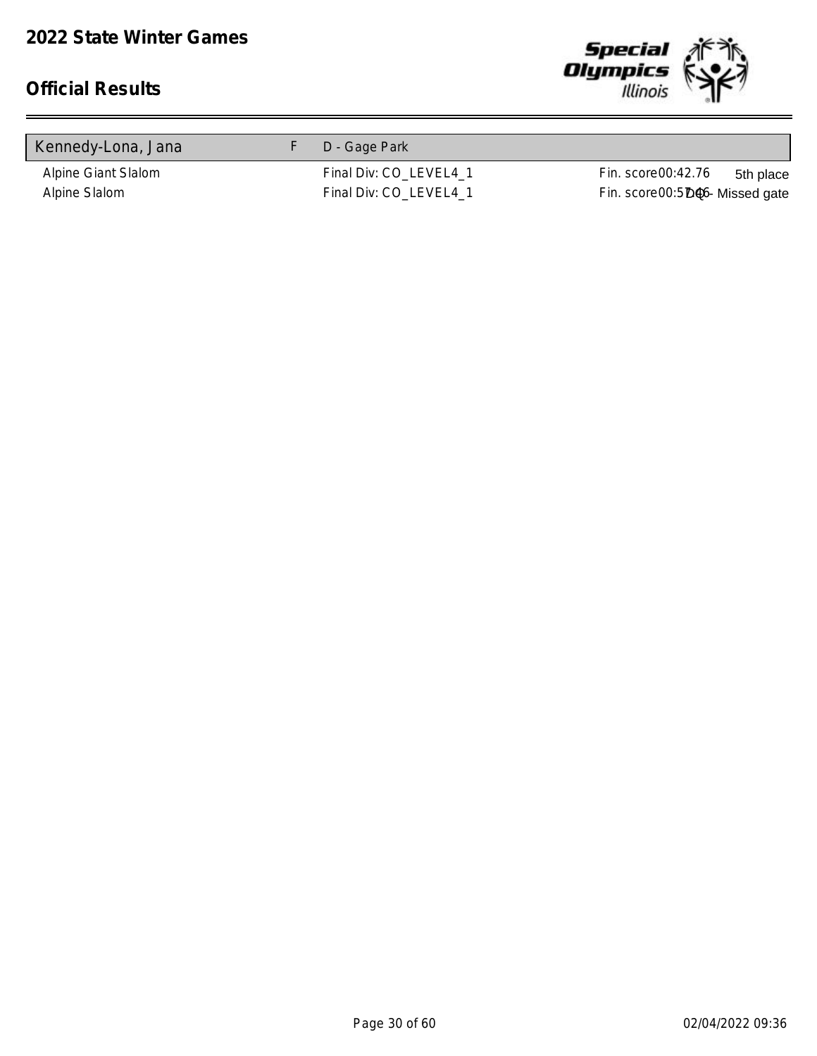# 2022 State Winter Games

## Official Results

| Kennedy-Lona, Jana | F | D - Gage Park | | |
|---|---|---|---|---|
| Alpine Giant Slalom | | Final Div: CO_LEVEL4_1 | Fin. score 00:42.76 | 5th place |
| Alpine Slalom | | Final Div: CO_LEVEL4_1 | Fin. score 00:57.46 | DQ - Missed gate |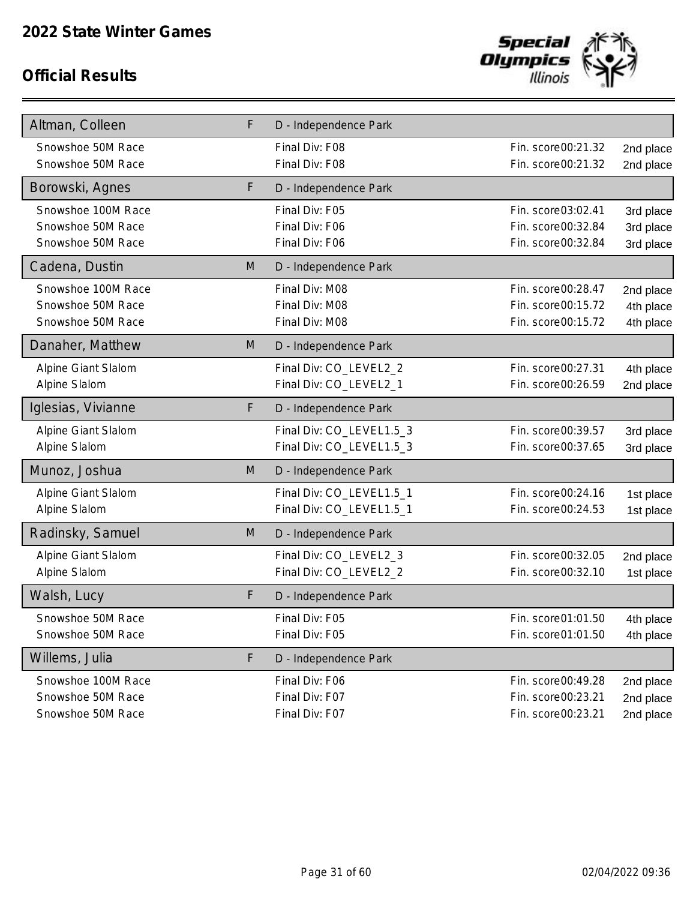# 2022 State Winter Games

## Official Results

| | | | | |
|---|---|---|---|---|
| **Altman, Colleen** | F | D - Independence Park | | |
| Snowshoe 50M Race | | Final Div: F08 | Fin. score00:21.32 | 2nd place |
| Snowshoe 50M Race | | Final Div: F08 | Fin. score00:21.32 | 2nd place |
| **Borowski, Agnes** | F | D - Independence Park | | |
| Snowshoe 100M Race | | Final Div: F05 | Fin. score03:02.41 | 3rd place |
| Snowshoe 50M Race | | Final Div: F06 | Fin. score00:32.84 | 3rd place |
| Snowshoe 50M Race | | Final Div: F06 | Fin. score00:32.84 | 3rd place |
| **Cadena, Dustin** | M | D - Independence Park | | |
| Snowshoe 100M Race | | Final Div: M08 | Fin. score00:28.47 | 2nd place |
| Snowshoe 50M Race | | Final Div: M08 | Fin. score00:15.72 | 4th place |
| Snowshoe 50M Race | | Final Div: M08 | Fin. score00:15.72 | 4th place |
| **Danaher, Matthew** | M | D - Independence Park | | |
| Alpine Giant Slalom | | Final Div: CO_LEVEL2_2 | Fin. score00:27.31 | 4th place |
| Alpine Slalom | | Final Div: CO_LEVEL2_1 | Fin. score00:26.59 | 2nd place |
| **Iglesias, Vivianne** | F | D - Independence Park | | |
| Alpine Giant Slalom | | Final Div: CO_LEVEL1.5_3 | Fin. score00:39.57 | 3rd place |
| Alpine Slalom | | Final Div: CO_LEVEL1.5_3 | Fin. score00:37.65 | 3rd place |
| **Munoz, Joshua** | M | D - Independence Park | | |
| Alpine Giant Slalom | | Final Div: CO_LEVEL1.5_1 | Fin. score00:24.16 | 1st place |
| Alpine Slalom | | Final Div: CO_LEVEL1.5_1 | Fin. score00:24.53 | 1st place |
| **Radinsky, Samuel** | M | D - Independence Park | | |
| Alpine Giant Slalom | | Final Div: CO_LEVEL2_3 | Fin. score00:32.05 | 2nd place |
| Alpine Slalom | | Final Div: CO_LEVEL2_2 | Fin. score00:32.10 | 1st place |
| **Walsh, Lucy** | F | D - Independence Park | | |
| Snowshoe 50M Race | | Final Div: F05 | Fin. score01:01.50 | 4th place |
| Snowshoe 50M Race | | Final Div: F05 | Fin. score01:01.50 | 4th place |
| **Willems, Julia** | F | D - Independence Park | | |
| Snowshoe 100M Race | | Final Div: F06 | Fin. score00:49.28 | 2nd place |
| Snowshoe 50M Race | | Final Div: F07 | Fin. score00:23.21 | 2nd place |
| Snowshoe 50M Race | | Final Div: F07 | Fin. score00:23.21 | 2nd place |

02/04/2022 09:36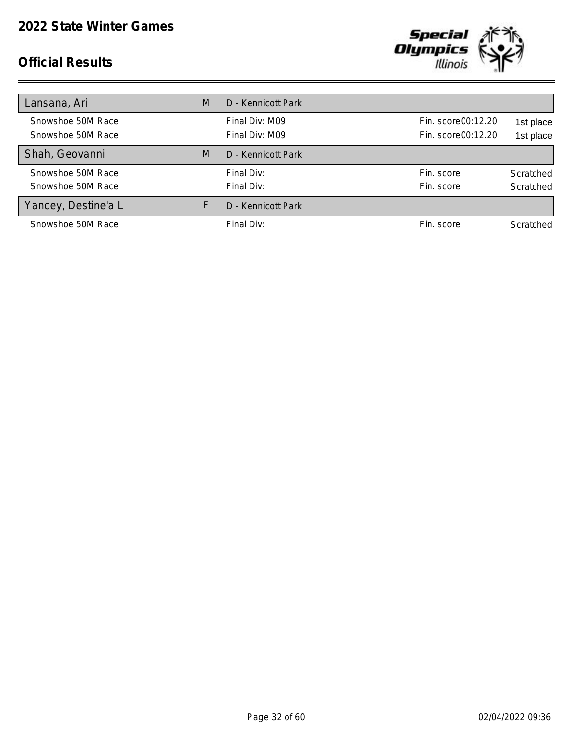# 2022 State Winter Games

## Official Results

| | | | | |
|---|---|---|---|---|
| **Lansana, Ari** | **M** | **D - Kennicott Park** | | |
| Snowshoe 50M Race | | Final Div: M09 | Fin. score 00:12.20 | 1st place |
| Snowshoe 50M Race | | Final Div: M09 | Fin. score 00:12.20 | 1st place |
| **Shah, Geovanni** | **M** | **D - Kennicott Park** | | |
| Snowshoe 50M Race | | Final Div: | Fin. score | Scratched |
| Snowshoe 50M Race | | Final Div: | Fin. score | Scratched |
| **Yancey, Destine'a L** | **F** | **D - Kennicott Park** | | |
| Snowshoe 50M Race | | Final Div: | Fin. score | Scratched |

02/04/2022 09:36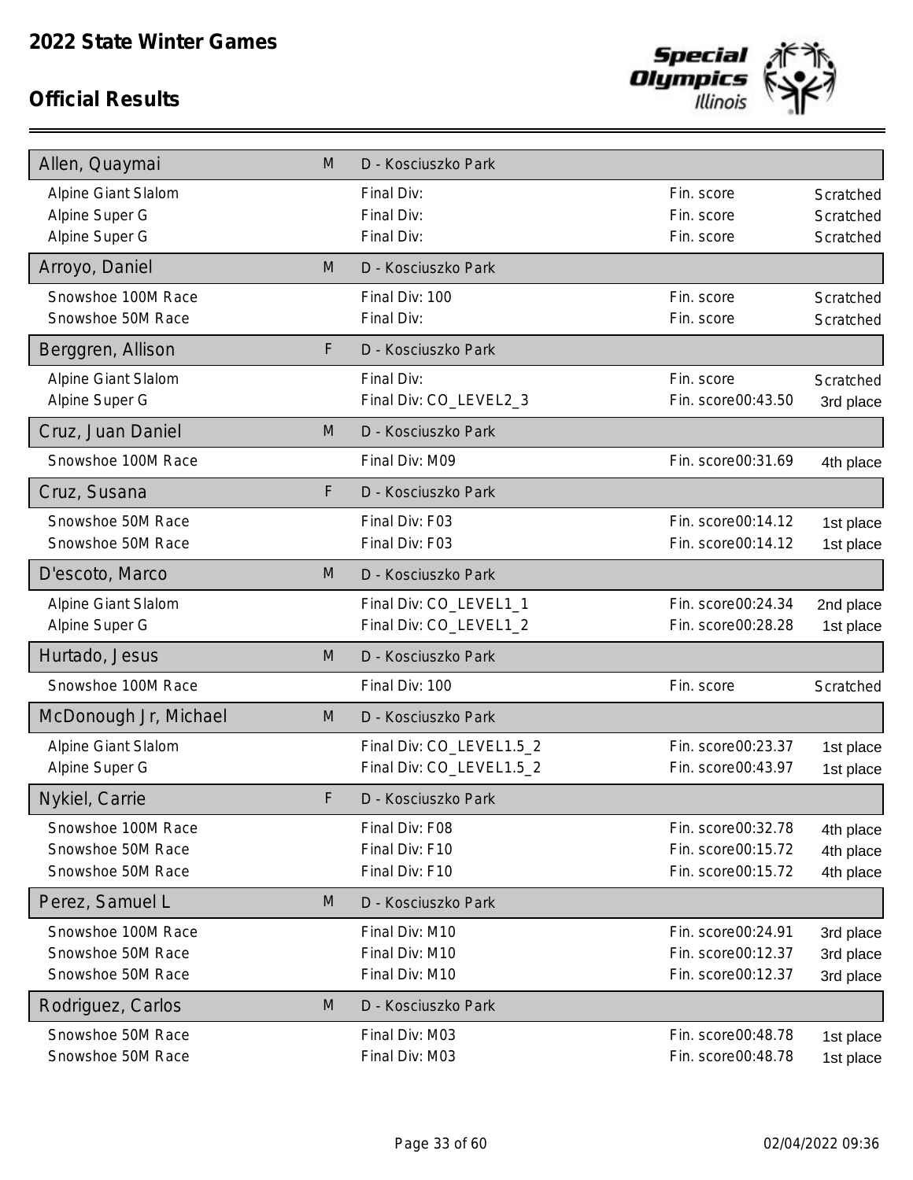# 2022 State Winter Games

## Official Results

| | | | | |
|---|---|---|---|---|
| **Allen, Quaymai** | M | D - Kosciuszko Park | | |
| Alpine Giant Slalom | | Final Div: | Fin. score | Scratched |
| Alpine Super G | | Final Div: | Fin. score | Scratched |
| Alpine Super G | | Final Div: | Fin. score | Scratched |
| **Arroyo, Daniel** | M | D - Kosciuszko Park | | |
| Snowshoe 100M Race | | Final Div: 100 | Fin. score | Scratched |
| Snowshoe 50M Race | | Final Div: | Fin. score | Scratched |
| **Berggren, Allison** | F | D - Kosciuszko Park | | |
| Alpine Giant Slalom | | Final Div: | Fin. score | Scratched |
| Alpine Super G | | Final Div: CO_LEVEL2_3 | Fin. score 00:43.50 | 3rd place |
| **Cruz, Juan Daniel** | M | D - Kosciuszko Park | | |
| Snowshoe 100M Race | | Final Div: M09 | Fin. score 00:31.69 | 4th place |
| **Cruz, Susana** | F | D - Kosciuszko Park | | |
| Snowshoe 50M Race | | Final Div: F03 | Fin. score 00:14.12 | 1st place |
| Snowshoe 50M Race | | Final Div: F03 | Fin. score 00:14.12 | 1st place |
| **D'escoto, Marco** | M | D - Kosciuszko Park | | |
| Alpine Giant Slalom | | Final Div: CO_LEVEL1_1 | Fin. score 00:24.34 | 2nd place |
| Alpine Super G | | Final Div: CO_LEVEL1_2 | Fin. score 00:28.28 | 1st place |
| **Hurtado, Jesus** | M | D - Kosciuszko Park | | |
| Snowshoe 100M Race | | Final Div: 100 | Fin. score | Scratched |
| **McDonough Jr, Michael** | M | D - Kosciuszko Park | | |
| Alpine Giant Slalom | | Final Div: CO_LEVEL1.5_2 | Fin. score 00:23.37 | 1st place |
| Alpine Super G | | Final Div: CO_LEVEL1.5_2 | Fin. score 00:43.97 | 1st place |
| **Nykiel, Carrie** | F | D - Kosciuszko Park | | |
| Snowshoe 100M Race | | Final Div: F08 | Fin. score 00:32.78 | 4th place |
| Snowshoe 50M Race | | Final Div: F10 | Fin. score 00:15.72 | 4th place |
| Snowshoe 50M Race | | Final Div: F10 | Fin. score 00:15.72 | 4th place |
| **Perez, Samuel L** | M | D - Kosciuszko Park | | |
| Snowshoe 100M Race | | Final Div: M10 | Fin. score 00:24.91 | 3rd place |
| Snowshoe 50M Race | | Final Div: M10 | Fin. score 00:12.37 | 3rd place |
| Snowshoe 50M Race | | Final Div: M10 | Fin. score 00:12.37 | 3rd place |
| **Rodriguez, Carlos** | M | D - Kosciuszko Park | | |
| Snowshoe 50M Race | | Final Div: M03 | Fin. score 00:48.78 | 1st place |
| Snowshoe 50M Race | | Final Div: M03 | Fin. score 00:48.78 | 1st place |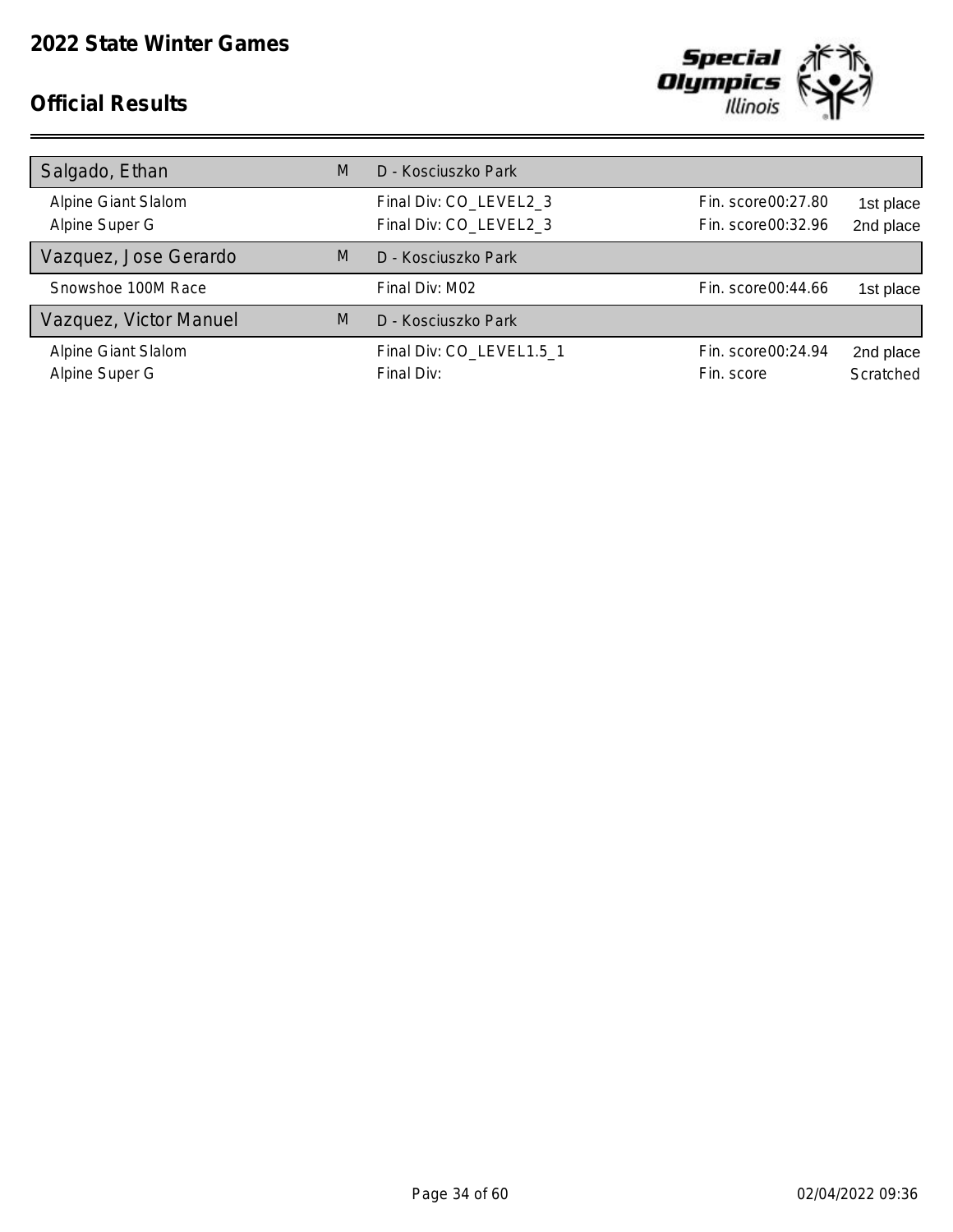# 2022 State Winter Games

## Official Results

| Salgado, Ethan | M | D - Kosciuszko Park | | |
|---|---|---|---|---|
| Alpine Giant Slalom | | Final Div: CO_LEVEL2_3 | Fin. score00:27.80 | 1st place |
| Alpine Super G | | Final Div: CO_LEVEL2_3 | Fin. score00:32.96 | 2nd place |

| Vazquez, Jose Gerardo | M | D - Kosciuszko Park | | |
|---|---|---|---|---|
| Snowshoe 100M Race | | Final Div: M02 | Fin. score00:44.66 | 1st place |

| Vazquez, Victor Manuel | M | D - Kosciuszko Park | | |
|---|---|---|---|---|
| Alpine Giant Slalom | | Final Div: CO_LEVEL1.5_1 | Fin. score00:24.94 | 2nd place |
| Alpine Super G | | Final Div: | Fin. score | Scratched |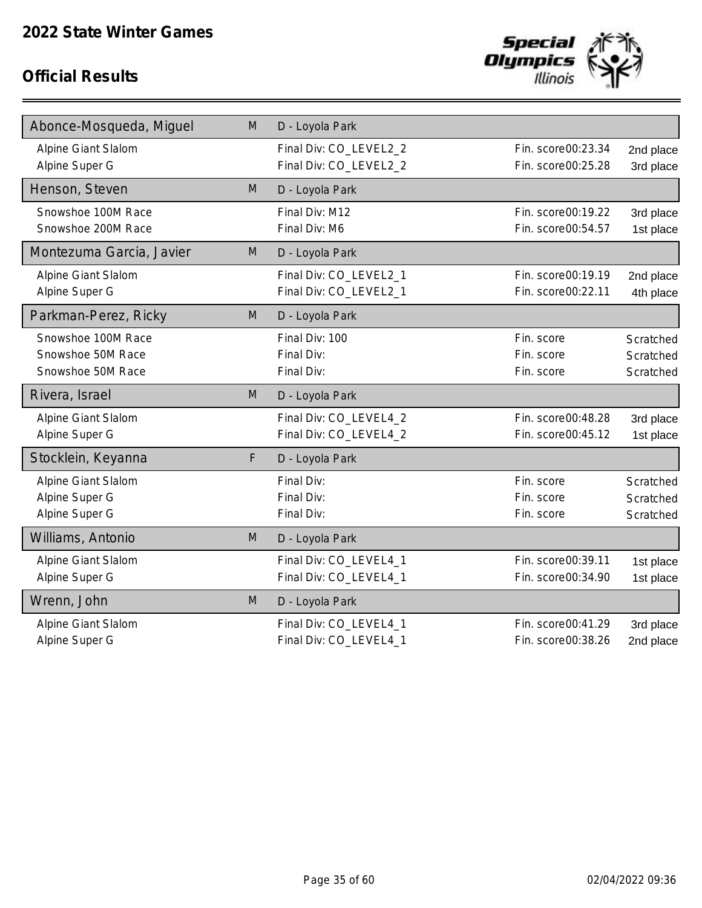# 2022 State Winter Games

## Official Results

| | | | | |
|---|---|---|---|---|
| **Abonce-Mosqueda, Miguel** | M | D - Loyola Park | | |
| Alpine Giant Slalom | | Final Div: CO_LEVEL2_2 | Fin. score00:23.34 | 2nd place |
| Alpine Super G | | Final Div: CO_LEVEL2_2 | Fin. score00:25.28 | 3rd place |
| **Henson, Steven** | M | D - Loyola Park | | |
| Snowshoe 100M Race | | Final Div: M12 | Fin. score00:19.22 | 3rd place |
| Snowshoe 200M Race | | Final Div: M6 | Fin. score00:54.57 | 1st place |
| **Montezuma Garcia, Javier** | M | D - Loyola Park | | |
| Alpine Giant Slalom | | Final Div: CO_LEVEL2_1 | Fin. score00:19.19 | 2nd place |
| Alpine Super G | | Final Div: CO_LEVEL2_1 | Fin. score00:22.11 | 4th place |
| **Parkman-Perez, Ricky** | M | D - Loyola Park | | |
| Snowshoe 100M Race | | Final Div: 100 | Fin. score | Scratched |
| Snowshoe 50M Race | | Final Div: | Fin. score | Scratched |
| Snowshoe 50M Race | | Final Div: | Fin. score | Scratched |
| **Rivera, Israel** | M | D - Loyola Park | | |
| Alpine Giant Slalom | | Final Div: CO_LEVEL4_2 | Fin. score00:48.28 | 3rd place |
| Alpine Super G | | Final Div: CO_LEVEL4_2 | Fin. score00:45.12 | 1st place |
| **Stocklein, Keyanna** | F | D - Loyola Park | | |
| Alpine Giant Slalom | | Final Div: | Fin. score | Scratched |
| Alpine Super G | | Final Div: | Fin. score | Scratched |
| Alpine Super G | | Final Div: | Fin. score | Scratched |
| **Williams, Antonio** | M | D - Loyola Park | | |
| Alpine Giant Slalom | | Final Div: CO_LEVEL4_1 | Fin. score00:39.11 | 1st place |
| Alpine Super G | | Final Div: CO_LEVEL4_1 | Fin. score00:34.90 | 1st place |
| **Wrenn, John** | M | D - Loyola Park | | |
| Alpine Giant Slalom | | Final Div: CO_LEVEL4_1 | Fin. score00:41.29 | 3rd place |
| Alpine Super G | | Final Div: CO_LEVEL4_1 | Fin. score00:38.26 | 2nd place |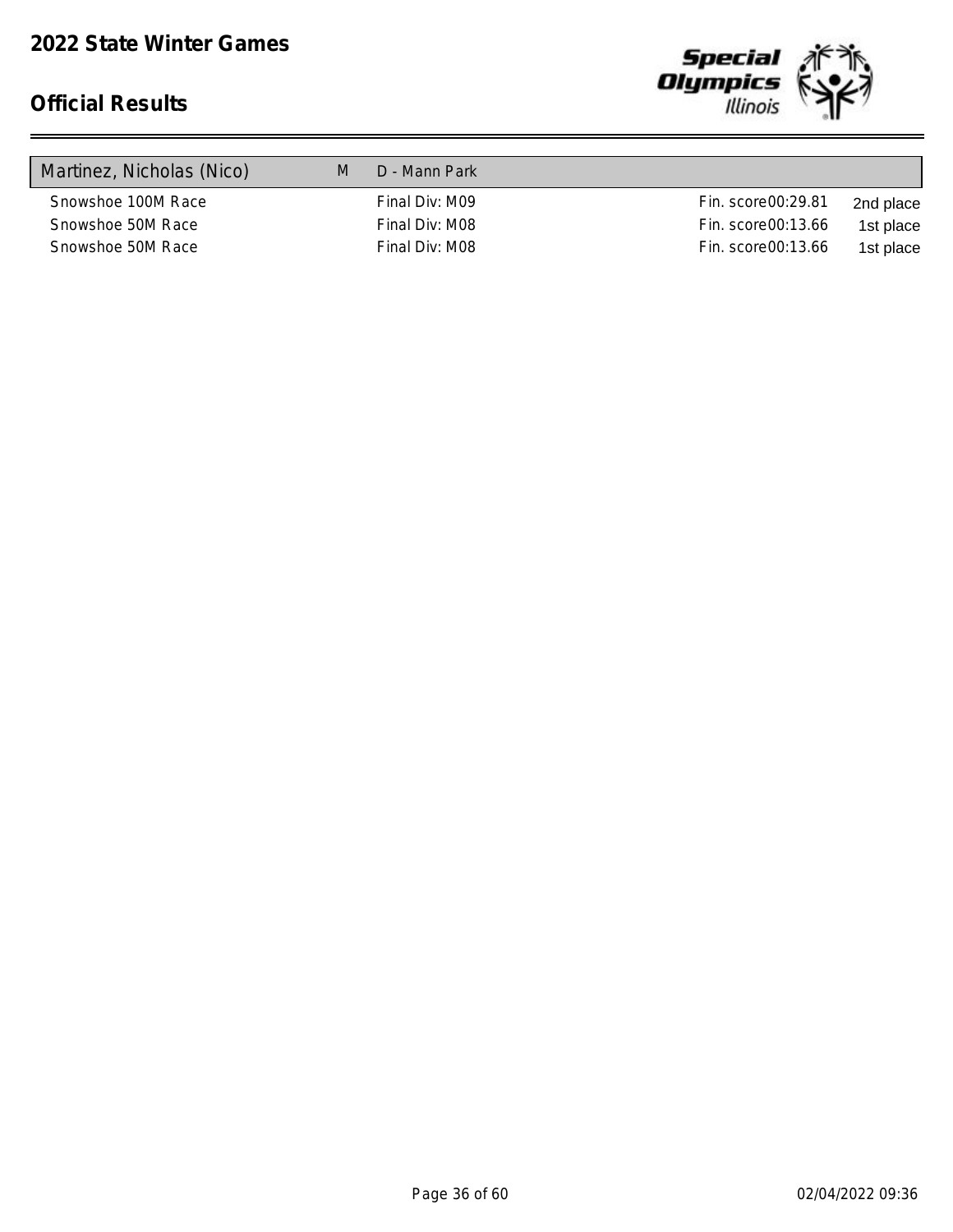| Martinez, Nicholas (Nico) | M | D - Mann Park | | |
|---|---|---|---|---|
| Snowshoe 100M Race | | Final Div: M09 | Fin. score00:29.81 | 2nd place |
| Snowshoe 50M Race | | Final Div: M08 | Fin. score00:13.66 | 1st place |
| Snowshoe 50M Race | | Final Div: M08 | Fin. score00:13.66 | 1st place |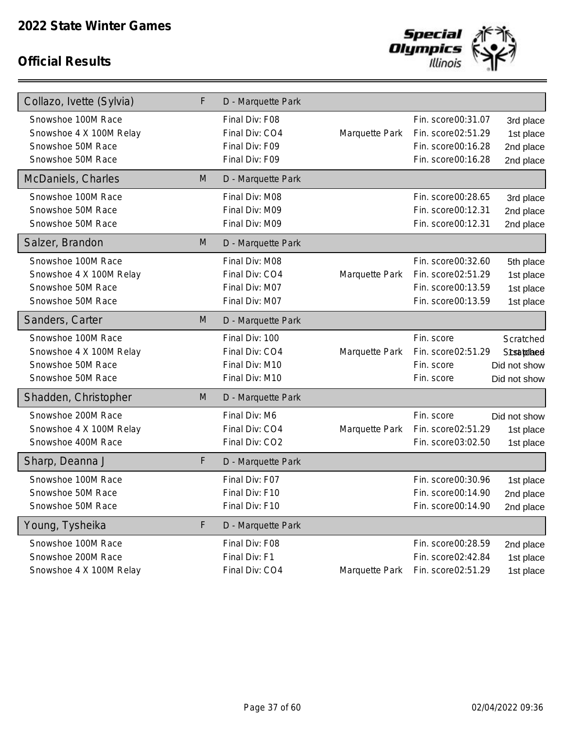# 2022 State Winter Games

## Official Results

| | | | | | |
|---|---|---|---|---|---|
| **Collazo, Ivette (Sylvia)** | F | D - Marquette Park | | | |
| Snowshoe 100M Race | | Final Div: F08 | | Fin. score00:31.07 | 3rd place |
| Snowshoe 4 X 100M Relay | | Final Div: CO4 | Marquette Park | Fin. score02:51.29 | 1st place |
| Snowshoe 50M Race | | Final Div: F09 | | Fin. score00:16.28 | 2nd place |
| Snowshoe 50M Race | | Final Div: F09 | | Fin. score00:16.28 | 2nd place |
| **McDaniels, Charles** | M | D - Marquette Park | | | |
| Snowshoe 100M Race | | Final Div: M08 | | Fin. score00:28.65 | 3rd place |
| Snowshoe 50M Race | | Final Div: M09 | | Fin. score00:12.31 | 2nd place |
| Snowshoe 50M Race | | Final Div: M09 | | Fin. score00:12.31 | 2nd place |
| **Salzer, Brandon** | M | D - Marquette Park | | | |
| Snowshoe 100M Race | | Final Div: M08 | | Fin. score00:32.60 | 5th place |
| Snowshoe 4 X 100M Relay | | Final Div: CO4 | Marquette Park | Fin. score02:51.29 | 1st place |
| Snowshoe 50M Race | | Final Div: M07 | | Fin. score00:13.59 | 1st place |
| Snowshoe 50M Race | | Final Div: M07 | | Fin. score00:13.59 | 1st place |
| **Sanders, Carter** | M | D - Marquette Park | | | |
| Snowshoe 100M Race | | Final Div: 100 | | Fin. score | Scratched |
| Snowshoe 4 X 100M Relay | | Final Div: CO4 | Marquette Park | Fin. score02:51.29 | Scratched 1st place |
| Snowshoe 50M Race | | Final Div: M10 | | Fin. score | Did not show |
| Snowshoe 50M Race | | Final Div: M10 | | Fin. score | Did not show |
| **Shadden, Christopher** | M | D - Marquette Park | | | |
| Snowshoe 200M Race | | Final Div: M6 | | Fin. score | Did not show |
| Snowshoe 4 X 100M Relay | | Final Div: CO4 | Marquette Park | Fin. score02:51.29 | 1st place |
| Snowshoe 400M Race | | Final Div: CO2 | | Fin. score03:02.50 | 1st place |
| **Sharp, Deanna J** | F | D - Marquette Park | | | |
| Snowshoe 100M Race | | Final Div: F07 | | Fin. score00:30.96 | 1st place |
| Snowshoe 50M Race | | Final Div: F10 | | Fin. score00:14.90 | 2nd place |
| Snowshoe 50M Race | | Final Div: F10 | | Fin. score00:14.90 | 2nd place |
| **Young, Tysheika** | F | D - Marquette Park | | | |
| Snowshoe 100M Race | | Final Div: F08 | | Fin. score00:28.59 | 2nd place |
| Snowshoe 200M Race | | Final Div: F1 | | Fin. score02:42.84 | 1st place |
| Snowshoe 4 X 100M Relay | | Final Div: CO4 | Marquette Park | Fin. score02:51.29 | 1st place |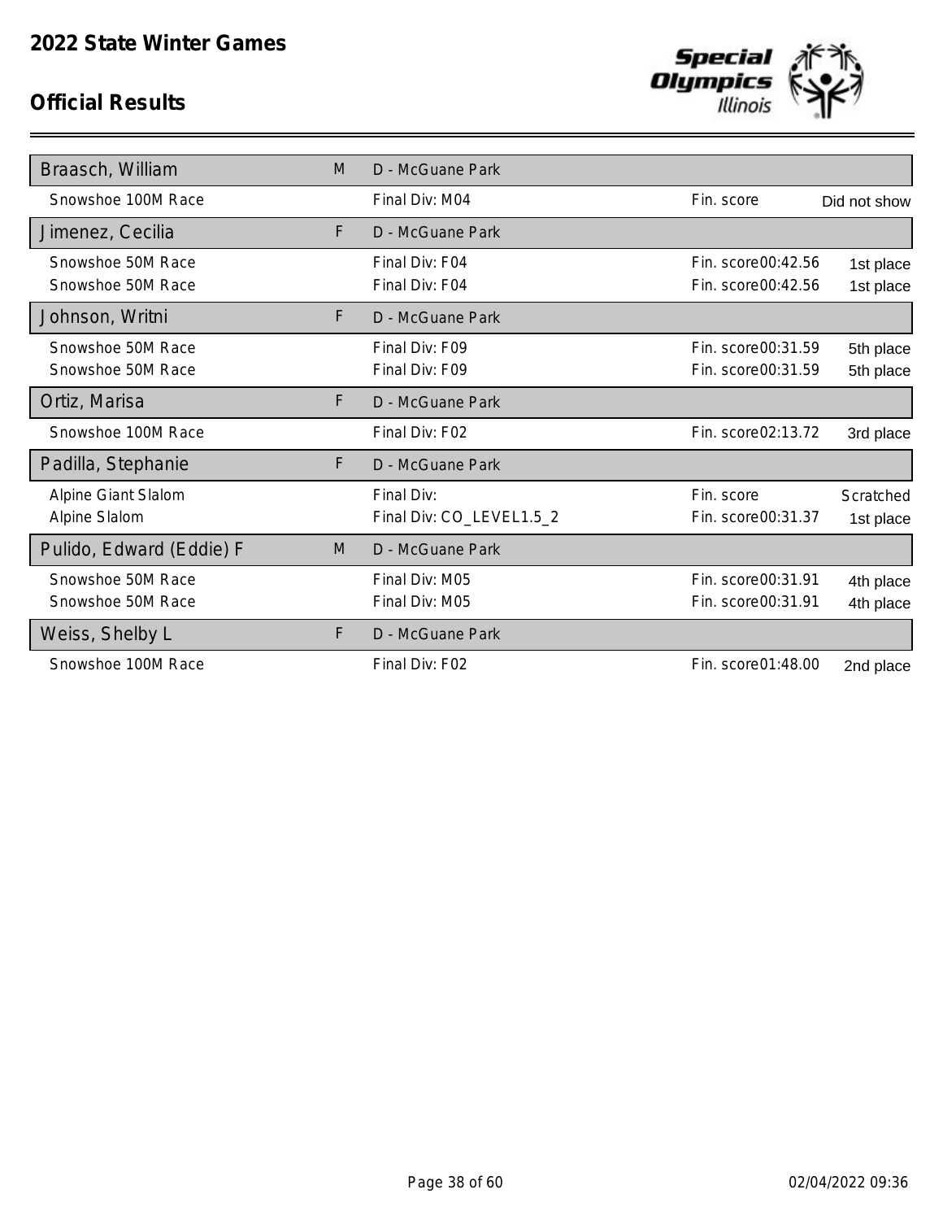# 2022 State Winter Games

## Official Results

| | | | | |
|---|---|---|---|---|
| **Braasch, William** | M | D - McGuane Park | | |
| Snowshoe 100M Race | | Final Div: M04 | Fin. score | Did not show |
| **Jimenez, Cecilia** | F | D - McGuane Park | | |
| Snowshoe 50M Race | | Final Div: F04 | Fin. score00:42.56 | 1st place |
| Snowshoe 50M Race | | Final Div: F04 | Fin. score00:42.56 | 1st place |
| **Johnson, Writni** | F | D - McGuane Park | | |
| Snowshoe 50M Race | | Final Div: F09 | Fin. score00:31.59 | 5th place |
| Snowshoe 50M Race | | Final Div: F09 | Fin. score00:31.59 | 5th place |
| **Ortiz, Marisa** | F | D - McGuane Park | | |
| Snowshoe 100M Race | | Final Div: F02 | Fin. score02:13.72 | 3rd place |
| **Padilla, Stephanie** | F | D - McGuane Park | | |
| Alpine Giant Slalom | | Final Div: | Fin. score | Scratched |
| Alpine Slalom | | Final Div: CO_LEVEL1.5_2 | Fin. score00:31.37 | 1st place |
| **Pulido, Edward (Eddie) F** | M | D - McGuane Park | | |
| Snowshoe 50M Race | | Final Div: M05 | Fin. score00:31.91 | 4th place |
| Snowshoe 50M Race | | Final Div: M05 | Fin. score00:31.91 | 4th place |
| **Weiss, Shelby L** | F | D - McGuane Park | | |
| Snowshoe 100M Race | | Final Div: F02 | Fin. score01:48.00 | 2nd place |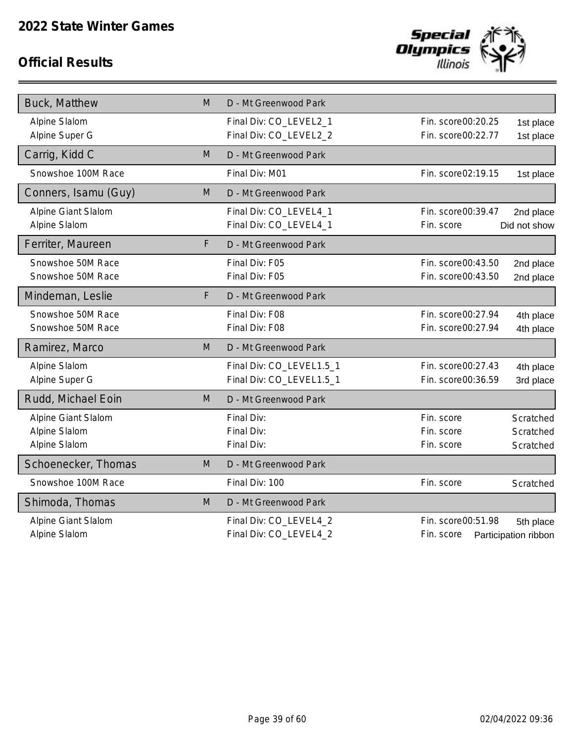# 2022 State Winter Games

## Official Results

| | | | | |
|---|---|---|---|---|
| **Buck, Matthew** | M | D - Mt Greenwood Park | | |
| Alpine Slalom | | Final Div: CO_LEVEL2_1 | Fin. score 00:20.25 | 1st place |
| Alpine Super G | | Final Div: CO_LEVEL2_2 | Fin. score 00:22.77 | 1st place |
| **Carrig, Kidd C** | M | D - Mt Greenwood Park | | |
| Snowshoe 100M Race | | Final Div: M01 | Fin. score 02:19.15 | 1st place |
| **Conners, Isamu (Guy)** | M | D - Mt Greenwood Park | | |
| Alpine Giant Slalom | | Final Div: CO_LEVEL4_1 | Fin. score 00:39.47 | 2nd place |
| Alpine Slalom | | Final Div: CO_LEVEL4_1 | Fin. score | Did not show |
| **Ferriter, Maureen** | F | D - Mt Greenwood Park | | |
| Snowshoe 50M Race | | Final Div: F05 | Fin. score 00:43.50 | 2nd place |
| Snowshoe 50M Race | | Final Div: F05 | Fin. score 00:43.50 | 2nd place |
| **Mindeman, Leslie** | F | D - Mt Greenwood Park | | |
| Snowshoe 50M Race | | Final Div: F08 | Fin. score 00:27.94 | 4th place |
| Snowshoe 50M Race | | Final Div: F08 | Fin. score 00:27.94 | 4th place |
| **Ramirez, Marco** | M | D - Mt Greenwood Park | | |
| Alpine Slalom | | Final Div: CO_LEVEL1.5_1 | Fin. score 00:27.43 | 4th place |
| Alpine Super G | | Final Div: CO_LEVEL1.5_1 | Fin. score 00:36.59 | 3rd place |
| **Rudd, Michael Eoin** | M | D - Mt Greenwood Park | | |
| Alpine Giant Slalom | | Final Div: | Fin. score | Scratched |
| Alpine Slalom | | Final Div: | Fin. score | Scratched |
| Alpine Slalom | | Final Div: | Fin. score | Scratched |
| **Schoenecker, Thomas** | M | D - Mt Greenwood Park | | |
| Snowshoe 100M Race | | Final Div: 100 | Fin. score | Scratched |
| **Shimoda, Thomas** | M | D - Mt Greenwood Park | | |
| Alpine Giant Slalom | | Final Div: CO_LEVEL4_2 | Fin. score 00:51.98 | 5th place |
| Alpine Slalom | | Final Div: CO_LEVEL4_2 | Fin. score | Participation ribbon |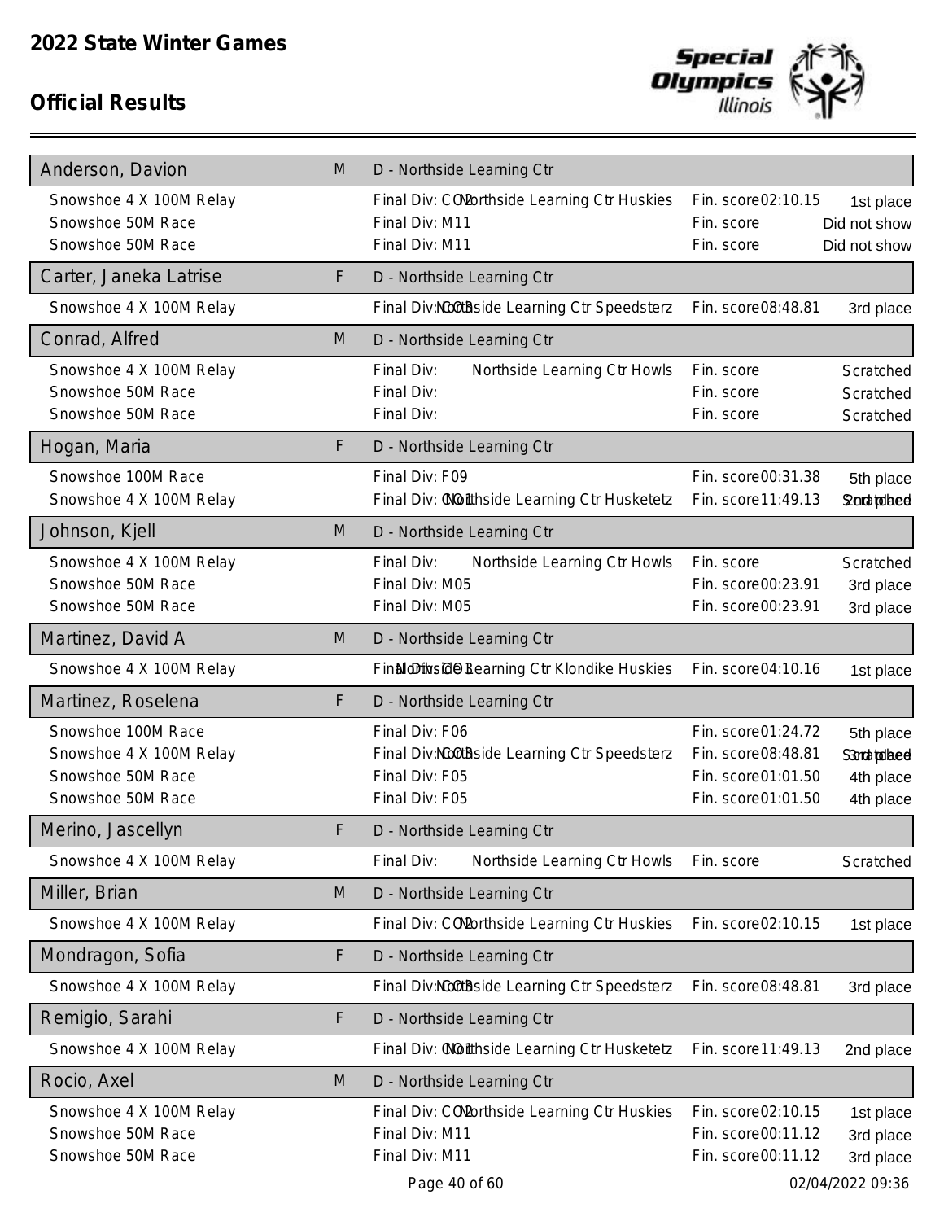# 2022 State Winter Games

## Official Results

| Name | Gender | Team |
|---|---|---|
| Anderson, Davion | M | D - Northside Learning Ctr |

| Event | Division / Team | Score | Place |
|---|---|---|---|
| Snowshoe 4 X 100M Relay | Final Div: CO2 Northside Learning Ctr Huskies | Fin. score 02:10.15 | 1st place |
| Snowshoe 50M Race | Final Div: M11 | Fin. score | Did not show |
| Snowshoe 50M Race | Final Div: M11 | Fin. score | Did not show |

| Name | Gender | Team |
|---|---|---|
| Carter, Janeka Latrise | F | D - Northside Learning Ctr |

| Event | Division / Team | Score | Place |
|---|---|---|---|
| Snowshoe 4 X 100M Relay | Final Div: CO3 Northside Learning Ctr Speedsterz | Fin. score 08:48.81 | 3rd place |

| Name | Gender | Team |
|---|---|---|
| Conrad, Alfred | M | D - Northside Learning Ctr |

| Event | Division / Team | Score | Place |
|---|---|---|---|
| Snowshoe 4 X 100M Relay | Final Div: Northside Learning Ctr Howls | Fin. score | Scratched |
| Snowshoe 50M Race | Final Div: | Fin. score | Scratched |
| Snowshoe 50M Race | Final Div: | Fin. score | Scratched |

| Name | Gender | Team |
|---|---|---|
| Hogan, Maria | F | D - Northside Learning Ctr |

| Event | Division / Team | Score | Place |
|---|---|---|---|
| Snowshoe 100M Race | Final Div: F09 | Fin. score 00:31.38 | 5th place |
| Snowshoe 4 X 100M Relay | Final Div: CO1 Northside Learning Ctr Husketetz | Fin. score 11:49.13 | 2nd place / Scratched |

| Name | Gender | Team |
|---|---|---|
| Johnson, Kjell | M | D - Northside Learning Ctr |

| Event | Division / Team | Score | Place |
|---|---|---|---|
| Snowshoe 4 X 100M Relay | Final Div: Northside Learning Ctr Howls | Fin. score | Scratched |
| Snowshoe 50M Race | Final Div: M05 | Fin. score 00:23.91 | 3rd place |
| Snowshoe 50M Race | Final Div: M05 | Fin. score 00:23.91 | 3rd place |

| Name | Gender | Team |
|---|---|---|
| Martinez, David A | M | D - Northside Learning Ctr |

| Event | Division / Team | Score | Place |
|---|---|---|---|
| Snowshoe 4 X 100M Relay | Final Div: CO1 Northside Learning Ctr Klondike Huskies | Fin. score 04:10.16 | 1st place |

| Name | Gender | Team |
|---|---|---|
| Martinez, Roselena | F | D - Northside Learning Ctr |

| Event | Division / Team | Score | Place |
|---|---|---|---|
| Snowshoe 100M Race | Final Div: F06 | Fin. score 01:24.72 | 5th place |
| Snowshoe 4 X 100M Relay | Final Div: CO3 Northside Learning Ctr Speedsterz | Fin. score 08:48.81 | 3rd place / Scratched |
| Snowshoe 50M Race | Final Div: F05 | Fin. score 01:01.50 | 4th place |
| Snowshoe 50M Race | Final Div: F05 | Fin. score 01:01.50 | 4th place |

| Name | Gender | Team |
|---|---|---|
| Merino, Jascellyn | F | D - Northside Learning Ctr |

| Event | Division / Team | Score | Place |
|---|---|---|---|
| Snowshoe 4 X 100M Relay | Final Div: Northside Learning Ctr Howls | Fin. score | Scratched |

| Name | Gender | Team |
|---|---|---|
| Miller, Brian | M | D - Northside Learning Ctr |

| Event | Division / Team | Score | Place |
|---|---|---|---|
| Snowshoe 4 X 100M Relay | Final Div: CO2 Northside Learning Ctr Huskies | Fin. score 02:10.15 | 1st place |

| Name | Gender | Team |
|---|---|---|
| Mondragon, Sofia | F | D - Northside Learning Ctr |

| Event | Division / Team | Score | Place |
|---|---|---|---|
| Snowshoe 4 X 100M Relay | Final Div: CO3 Northside Learning Ctr Speedsterz | Fin. score 08:48.81 | 3rd place |

| Name | Gender | Team |
|---|---|---|
| Remigio, Sarahi | F | D - Northside Learning Ctr |

| Event | Division / Team | Score | Place |
|---|---|---|---|
| Snowshoe 4 X 100M Relay | Final Div: CO1 Northside Learning Ctr Husketetz | Fin. score 11:49.13 | 2nd place |

| Name | Gender | Team |
|---|---|---|
| Rocio, Axel | M | D - Northside Learning Ctr |

| Event | Division / Team | Score | Place |
|---|---|---|---|
| Snowshoe 4 X 100M Relay | Final Div: CO2 Northside Learning Ctr Huskies | Fin. score 02:10.15 | 1st place |
| Snowshoe 50M Race | Final Div: M11 | Fin. score 00:11.12 | 3rd place |
| Snowshoe 50M Race | Final Div: M11 | Fin. score 00:11.12 | 3rd place |

02/04/2022 09:36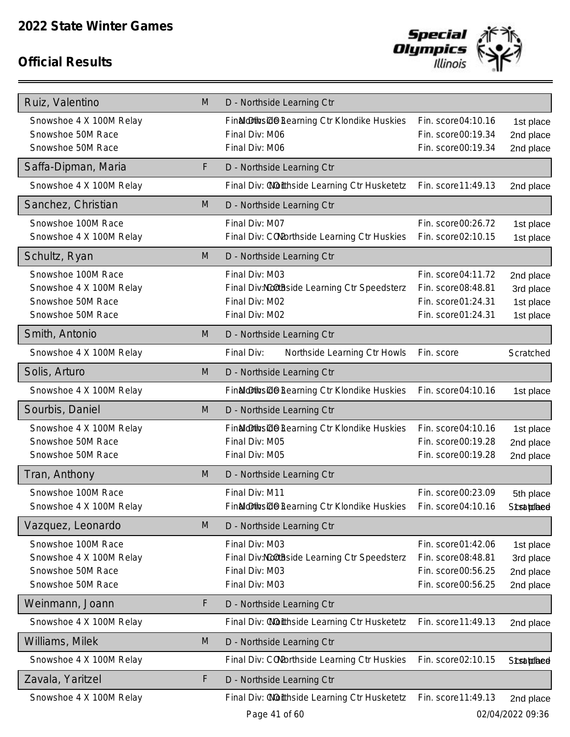| Athlete / Event | Gender | Division / Team | Score | Place |
| --- | --- | --- | --- | --- |
| **Ruiz, Valentino** | M | D - Northside Learning Ctr | | |
| Snowshoe 4 X 100M Relay | | Final Div: CO1 Northside Learning Ctr Klondike Huskies | Fin. score 04:10.16 | 1st place |
| Snowshoe 50M Race | | Final Div: M06 | Fin. score 00:19.34 | 2nd place |
| Snowshoe 50M Race | | Final Div: M06 | Fin. score 00:19.34 | 2nd place |
| **Saffa-Dipman, Maria** | F | D - Northside Learning Ctr | | |
| Snowshoe 4 X 100M Relay | | Final Div: CO1 Northside Learning Ctr Husketetz | Fin. score 11:49.13 | 2nd place |
| **Sanchez, Christian** | M | D - Northside Learning Ctr | | |
| Snowshoe 100M Race | | Final Div: M07 | Fin. score 00:26.72 | 1st place |
| Snowshoe 4 X 100M Relay | | Final Div: CO2 Northside Learning Ctr Huskies | Fin. score 02:10.15 | 1st place |
| **Schultz, Ryan** | M | D - Northside Learning Ctr | | |
| Snowshoe 100M Race | | Final Div: M03 | Fin. score 04:11.72 | 2nd place |
| Snowshoe 4 X 100M Relay | | Final Div: CO3 Northside Learning Ctr Speedsterz | Fin. score 08:48.81 | 3rd place |
| Snowshoe 50M Race | | Final Div: M02 | Fin. score 01:24.31 | 1st place |
| Snowshoe 50M Race | | Final Div: M02 | Fin. score 01:24.31 | 1st place |
| **Smith, Antonio** | M | D - Northside Learning Ctr | | |
| Snowshoe 4 X 100M Relay | | Final Div: Northside Learning Ctr Howls | Fin. score | Scratched |
| **Solis, Arturo** | M | D - Northside Learning Ctr | | |
| Snowshoe 4 X 100M Relay | | Final Div: CO1 Northside Learning Ctr Klondike Huskies | Fin. score 04:10.16 | 1st place |
| **Sourbis, Daniel** | M | D - Northside Learning Ctr | | |
| Snowshoe 4 X 100M Relay | | Final Div: CO1 Northside Learning Ctr Klondike Huskies | Fin. score 04:10.16 | 1st place |
| Snowshoe 50M Race | | Final Div: M05 | Fin. score 00:19.28 | 2nd place |
| Snowshoe 50M Race | | Final Div: M05 | Fin. score 00:19.28 | 2nd place |
| **Tran, Anthony** | M | D - Northside Learning Ctr | | |
| Snowshoe 100M Race | | Final Div: M11 | Fin. score 00:23.09 | 5th place |
| Snowshoe 4 X 100M Relay | | Final Div: CO1 Northside Learning Ctr Klondike Huskies | Fin. score 04:10.16 | Scratched / 1st place |
| **Vazquez, Leonardo** | M | D - Northside Learning Ctr | | |
| Snowshoe 100M Race | | Final Div: M03 | Fin. score 01:42.06 | 1st place |
| Snowshoe 4 X 100M Relay | | Final Div: CO3 Northside Learning Ctr Speedsterz | Fin. score 08:48.81 | 3rd place |
| Snowshoe 50M Race | | Final Div: M03 | Fin. score 00:56.25 | 2nd place |
| Snowshoe 50M Race | | Final Div: M03 | Fin. score 00:56.25 | 2nd place |
| **Weinmann, Joann** | F | D - Northside Learning Ctr | | |
| Snowshoe 4 X 100M Relay | | Final Div: CO1 Northside Learning Ctr Husketetz | Fin. score 11:49.13 | 2nd place |
| **Williams, Milek** | M | D - Northside Learning Ctr | | |
| Snowshoe 4 X 100M Relay | | Final Div: CO2 Northside Learning Ctr Huskies | Fin. score 02:10.15 | Scratched / 1st place |
| **Zavala, Yaritzel** | F | D - Northside Learning Ctr | | |
| Snowshoe 4 X 100M Relay | | Final Div: CO1 Northside Learning Ctr Husketetz | Fin. score 11:49.13 | 2nd place |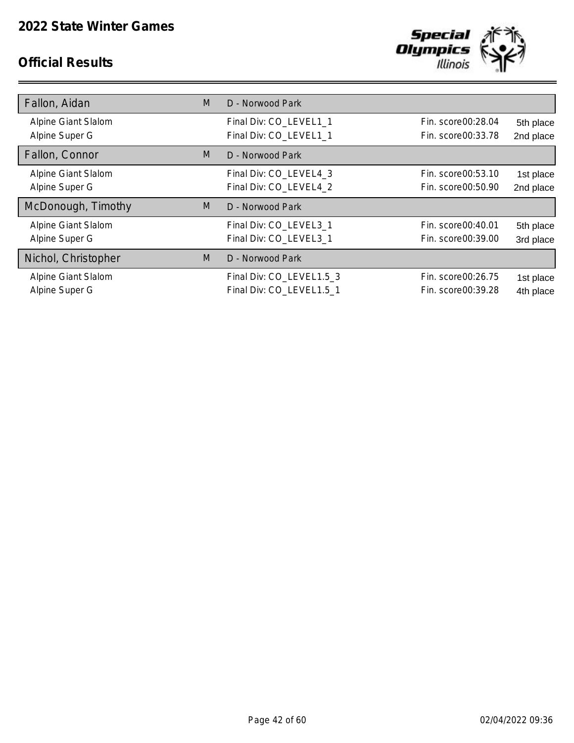# 2022 State Winter Games

## Official Results

| | | | | |
|---|---|---|---|---|
| **Fallon, Aidan** | M | D - Norwood Park | | |
| Alpine Giant Slalom | | Final Div: CO_LEVEL1_1 | Fin. score00:28.04 | 5th place |
| Alpine Super G | | Final Div: CO_LEVEL1_1 | Fin. score00:33.78 | 2nd place |
| **Fallon, Connor** | M | D - Norwood Park | | |
| Alpine Giant Slalom | | Final Div: CO_LEVEL4_3 | Fin. score00:53.10 | 1st place |
| Alpine Super G | | Final Div: CO_LEVEL4_2 | Fin. score00:50.90 | 2nd place |
| **McDonough, Timothy** | M | D - Norwood Park | | |
| Alpine Giant Slalom | | Final Div: CO_LEVEL3_1 | Fin. score00:40.01 | 5th place |
| Alpine Super G | | Final Div: CO_LEVEL3_1 | Fin. score00:39.00 | 3rd place |
| **Nichol, Christopher** | M | D - Norwood Park | | |
| Alpine Giant Slalom | | Final Div: CO_LEVEL1.5_3 | Fin. score00:26.75 | 1st place |
| Alpine Super G | | Final Div: CO_LEVEL1.5_1 | Fin. score00:39.28 | 4th place |

02/04/2022 09:36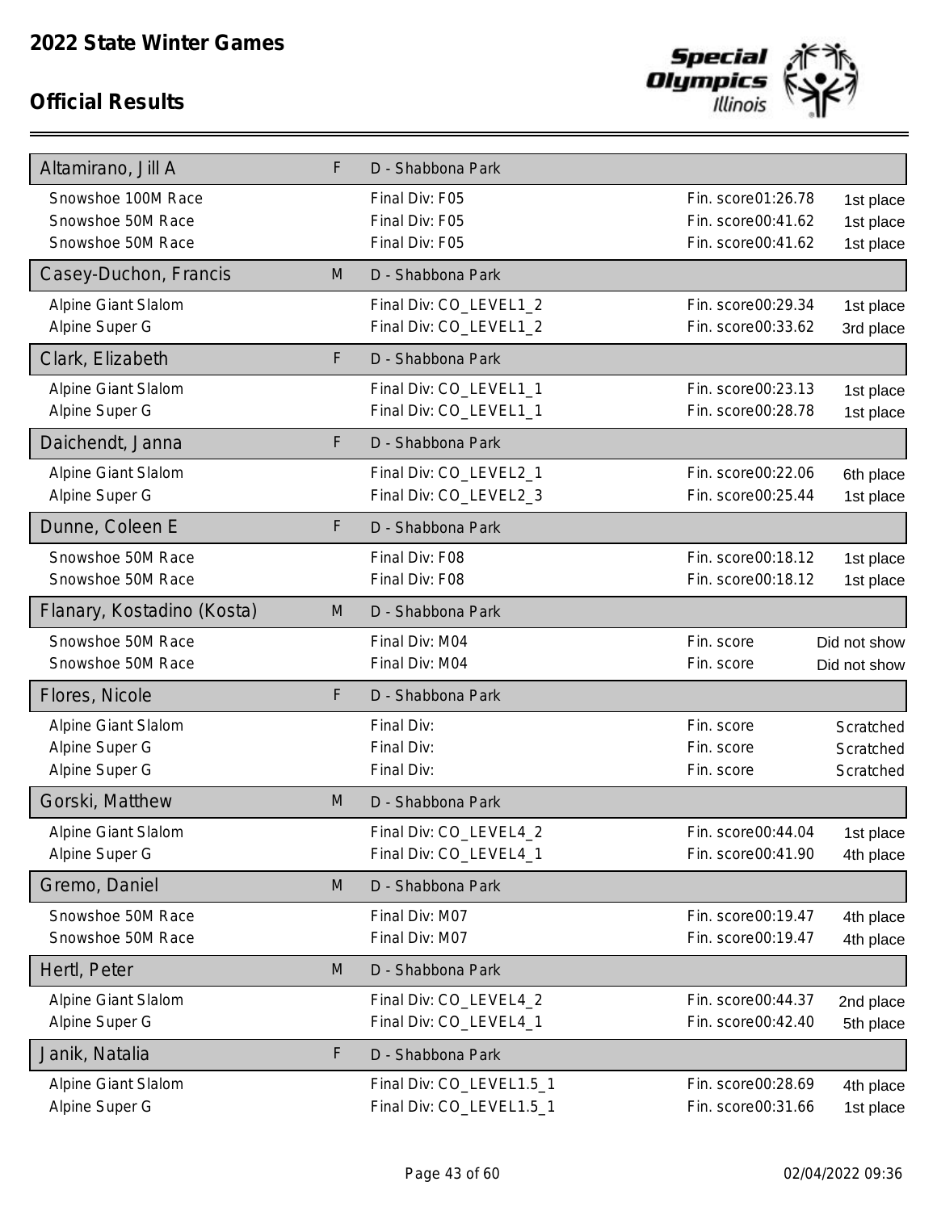# 2022 State Winter Games

## Official Results

| | | | | |
|---|---|---|---|---|
| **Altamirano, Jill A** | F | D - Shabbona Park | | |
| Snowshoe 100M Race | | Final Div: F05 | Fin. score01:26.78 | 1st place |
| Snowshoe 50M Race | | Final Div: F05 | Fin. score00:41.62 | 1st place |
| Snowshoe 50M Race | | Final Div: F05 | Fin. score00:41.62 | 1st place |
| **Casey-Duchon, Francis** | M | D - Shabbona Park | | |
| Alpine Giant Slalom | | Final Div: CO_LEVEL1_2 | Fin. score00:29.34 | 1st place |
| Alpine Super G | | Final Div: CO_LEVEL1_2 | Fin. score00:33.62 | 3rd place |
| **Clark, Elizabeth** | F | D - Shabbona Park | | |
| Alpine Giant Slalom | | Final Div: CO_LEVEL1_1 | Fin. score00:23.13 | 1st place |
| Alpine Super G | | Final Div: CO_LEVEL1_1 | Fin. score00:28.78 | 1st place |
| **Daichendt, Janna** | F | D - Shabbona Park | | |
| Alpine Giant Slalom | | Final Div: CO_LEVEL2_1 | Fin. score00:22.06 | 6th place |
| Alpine Super G | | Final Div: CO_LEVEL2_3 | Fin. score00:25.44 | 1st place |
| **Dunne, Coleen E** | F | D - Shabbona Park | | |
| Snowshoe 50M Race | | Final Div: F08 | Fin. score00:18.12 | 1st place |
| Snowshoe 50M Race | | Final Div: F08 | Fin. score00:18.12 | 1st place |
| **Flanary, Kostadino (Kosta)** | M | D - Shabbona Park | | |
| Snowshoe 50M Race | | Final Div: M04 | Fin. score | Did not show |
| Snowshoe 50M Race | | Final Div: M04 | Fin. score | Did not show |
| **Flores, Nicole** | F | D - Shabbona Park | | |
| Alpine Giant Slalom | | Final Div: | Fin. score | Scratched |
| Alpine Super G | | Final Div: | Fin. score | Scratched |
| Alpine Super G | | Final Div: | Fin. score | Scratched |
| **Gorski, Matthew** | M | D - Shabbona Park | | |
| Alpine Giant Slalom | | Final Div: CO_LEVEL4_2 | Fin. score00:44.04 | 1st place |
| Alpine Super G | | Final Div: CO_LEVEL4_1 | Fin. score00:41.90 | 4th place |
| **Gremo, Daniel** | M | D - Shabbona Park | | |
| Snowshoe 50M Race | | Final Div: M07 | Fin. score00:19.47 | 4th place |
| Snowshoe 50M Race | | Final Div: M07 | Fin. score00:19.47 | 4th place |
| **Hertl, Peter** | M | D - Shabbona Park | | |
| Alpine Giant Slalom | | Final Div: CO_LEVEL4_2 | Fin. score00:44.37 | 2nd place |
| Alpine Super G | | Final Div: CO_LEVEL4_1 | Fin. score00:42.40 | 5th place |
| **Janik, Natalia** | F | D - Shabbona Park | | |
| Alpine Giant Slalom | | Final Div: CO_LEVEL1.5_1 | Fin. score00:28.69 | 4th place |
| Alpine Super G | | Final Div: CO_LEVEL1.5_1 | Fin. score00:31.66 | 1st place |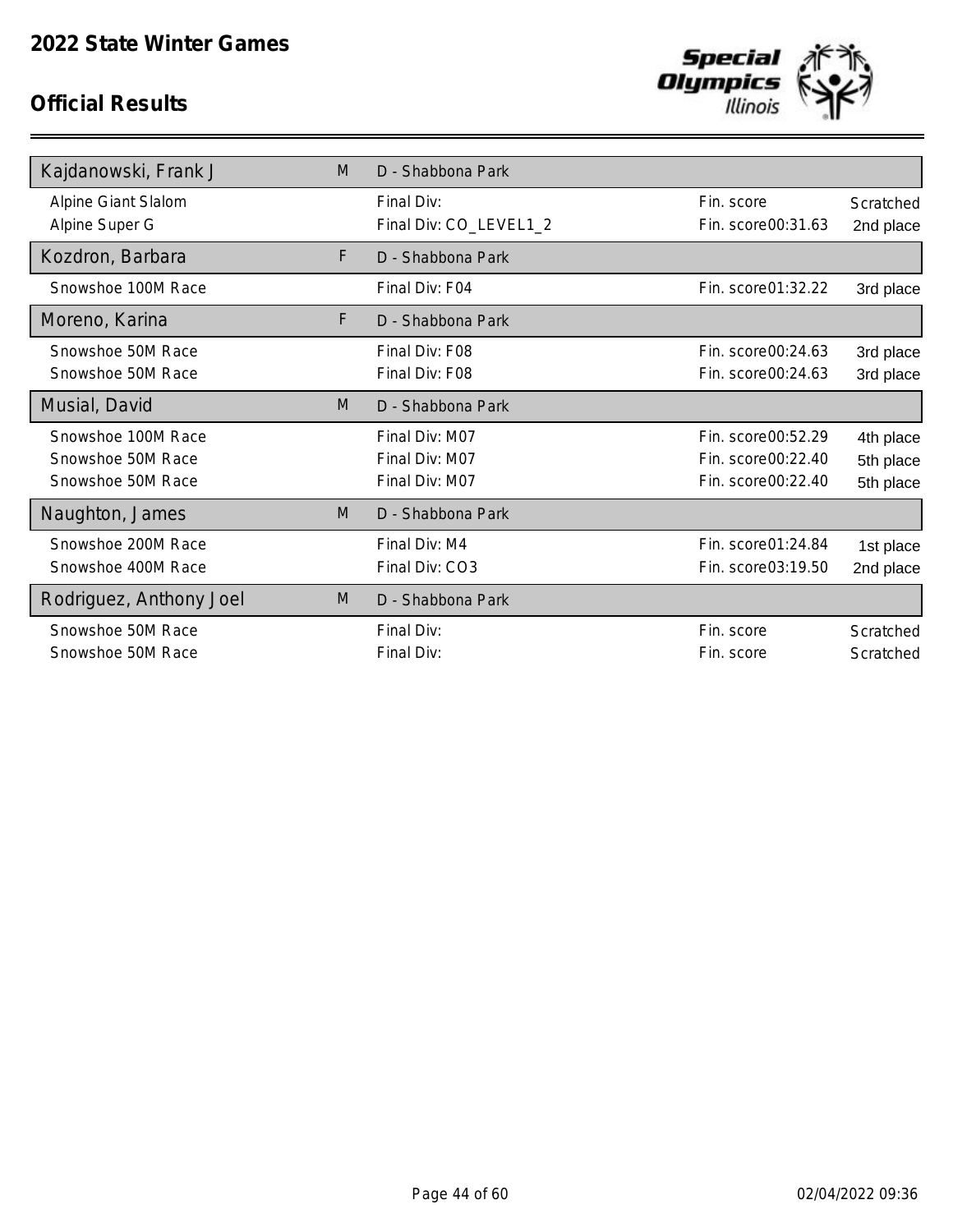# 2022 State Winter Games

## Official Results

| Athlete | Gender | Team / Event | Division | Score | Place |
|---|---|---|---|---|---|
| **Kajdanowski, Frank J** | M | D - Shabbona Park | | | |
| Alpine Giant Slalom | | | Final Div: | Fin. score | Scratched |
| Alpine Super G | | | Final Div: CO_LEVEL1_2 | Fin. score00:31.63 | 2nd place |
| **Kozdron, Barbara** | F | D - Shabbona Park | | | |
| Snowshoe 100M Race | | | Final Div: F04 | Fin. score01:32.22 | 3rd place |
| **Moreno, Karina** | F | D - Shabbona Park | | | |
| Snowshoe 50M Race | | | Final Div: F08 | Fin. score00:24.63 | 3rd place |
| Snowshoe 50M Race | | | Final Div: F08 | Fin. score00:24.63 | 3rd place |
| **Musial, David** | M | D - Shabbona Park | | | |
| Snowshoe 100M Race | | | Final Div: M07 | Fin. score00:52.29 | 4th place |
| Snowshoe 50M Race | | | Final Div: M07 | Fin. score00:22.40 | 5th place |
| Snowshoe 50M Race | | | Final Div: M07 | Fin. score00:22.40 | 5th place |
| **Naughton, James** | M | D - Shabbona Park | | | |
| Snowshoe 200M Race | | | Final Div: M4 | Fin. score01:24.84 | 1st place |
| Snowshoe 400M Race | | | Final Div: CO3 | Fin. score03:19.50 | 2nd place |
| **Rodriguez, Anthony Joel** | M | D - Shabbona Park | | | |
| Snowshoe 50M Race | | | Final Div: | Fin. score | Scratched |
| Snowshoe 50M Race | | | Final Div: | Fin. score | Scratched |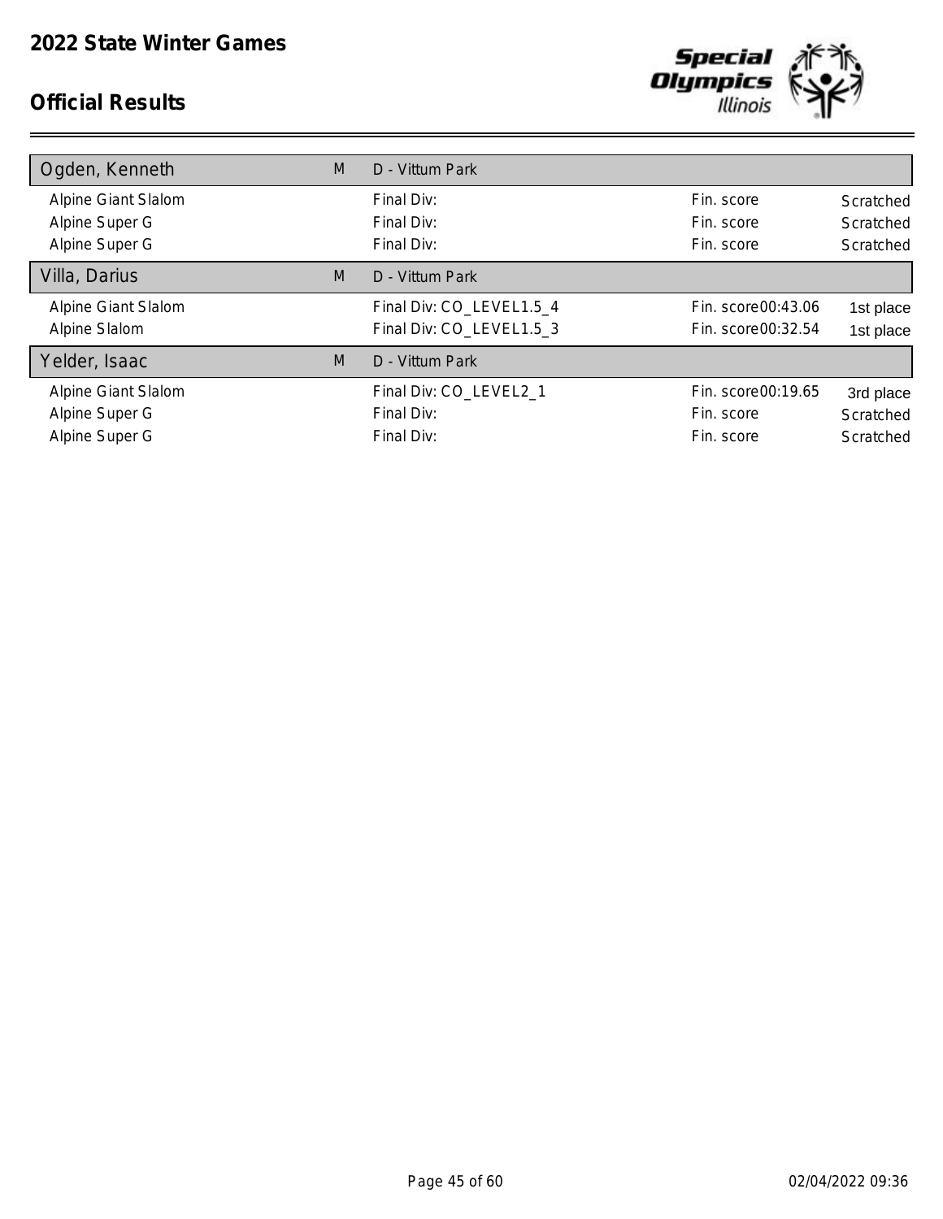# 2022 State Winter Games

## Official Results

| | | | | |
|---|---|---|---|---|
| **Ogden, Kenneth** | M | D - Vittum Park | | |
| Alpine Giant Slalom | | Final Div: | Fin. score | Scratched |
| Alpine Super G | | Final Div: | Fin. score | Scratched |
| Alpine Super G | | Final Div: | Fin. score | Scratched |
| **Villa, Darius** | M | D - Vittum Park | | |
| Alpine Giant Slalom | | Final Div: CO_LEVEL1.5_4 | Fin. score00:43.06 | 1st place |
| Alpine Slalom | | Final Div: CO_LEVEL1.5_3 | Fin. score00:32.54 | 1st place |
| **Yelder, Isaac** | M | D - Vittum Park | | |
| Alpine Giant Slalom | | Final Div: CO_LEVEL2_1 | Fin. score00:19.65 | 3rd place |
| Alpine Super G | | Final Div: | Fin. score | Scratched |
| Alpine Super G | | Final Div: | Fin. score | Scratched |

02/04/2022 09:36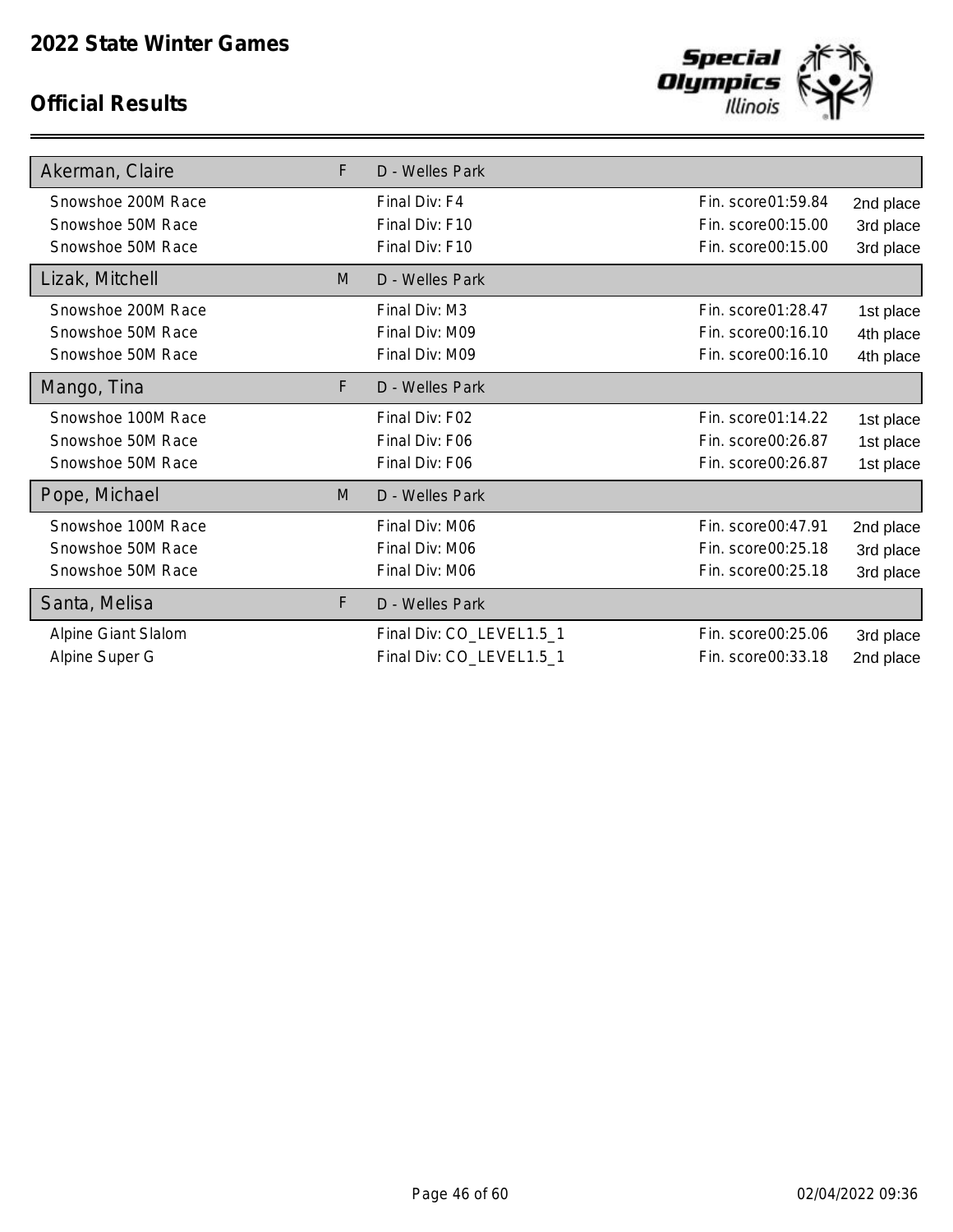# 2022 State Winter Games

## Official Results

| Athlete / Event | Gender | Team / Division | Score | Place |
|---|---|---|---|---|
| **Akerman, Claire** | F | D - Welles Park | | |
| Snowshoe 200M Race | | Final Div: F4 | Fin. score01:59.84 | 2nd place |
| Snowshoe 50M Race | | Final Div: F10 | Fin. score00:15.00 | 3rd place |
| Snowshoe 50M Race | | Final Div: F10 | Fin. score00:15.00 | 3rd place |
| **Lizak, Mitchell** | M | D - Welles Park | | |
| Snowshoe 200M Race | | Final Div: M3 | Fin. score01:28.47 | 1st place |
| Snowshoe 50M Race | | Final Div: M09 | Fin. score00:16.10 | 4th place |
| Snowshoe 50M Race | | Final Div: M09 | Fin. score00:16.10 | 4th place |
| **Mango, Tina** | F | D - Welles Park | | |
| Snowshoe 100M Race | | Final Div: F02 | Fin. score01:14.22 | 1st place |
| Snowshoe 50M Race | | Final Div: F06 | Fin. score00:26.87 | 1st place |
| Snowshoe 50M Race | | Final Div: F06 | Fin. score00:26.87 | 1st place |
| **Pope, Michael** | M | D - Welles Park | | |
| Snowshoe 100M Race | | Final Div: M06 | Fin. score00:47.91 | 2nd place |
| Snowshoe 50M Race | | Final Div: M06 | Fin. score00:25.18 | 3rd place |
| Snowshoe 50M Race | | Final Div: M06 | Fin. score00:25.18 | 3rd place |
| **Santa, Melisa** | F | D - Welles Park | | |
| Alpine Giant Slalom | | Final Div: CO_LEVEL1.5_1 | Fin. score00:25.06 | 3rd place |
| Alpine Super G | | Final Div: CO_LEVEL1.5_1 | Fin. score00:33.18 | 2nd place |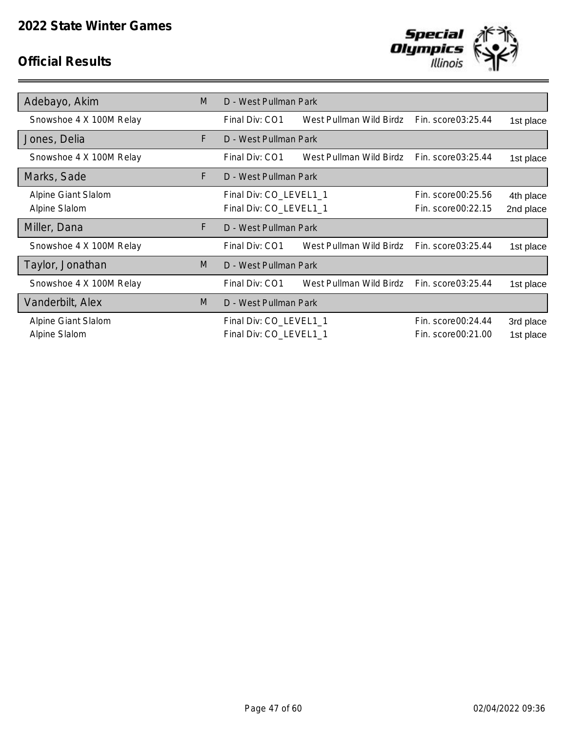# 2022 State Winter Games

## Official Results

| | | | | | |
|---|---|---|---|---|---|
| **Adebayo, Akim** | M | D - West Pullman Park | | | |
| Snowshoe 4 X 100M Relay | | Final Div: CO1 | West Pullman Wild Birdz | Fin. score03:25.44 | 1st place |
| **Jones, Delia** | F | D - West Pullman Park | | | |
| Snowshoe 4 X 100M Relay | | Final Div: CO1 | West Pullman Wild Birdz | Fin. score03:25.44 | 1st place |
| **Marks, Sade** | F | D - West Pullman Park | | | |
| Alpine Giant Slalom | | Final Div: CO_LEVEL1_1 | | Fin. score00:25.56 | 4th place |
| Alpine Slalom | | Final Div: CO_LEVEL1_1 | | Fin. score00:22.15 | 2nd place |
| **Miller, Dana** | F | D - West Pullman Park | | | |
| Snowshoe 4 X 100M Relay | | Final Div: CO1 | West Pullman Wild Birdz | Fin. score03:25.44 | 1st place |
| **Taylor, Jonathan** | M | D - West Pullman Park | | | |
| Snowshoe 4 X 100M Relay | | Final Div: CO1 | West Pullman Wild Birdz | Fin. score03:25.44 | 1st place |
| **Vanderbilt, Alex** | M | D - West Pullman Park | | | |
| Alpine Giant Slalom | | Final Div: CO_LEVEL1_1 | | Fin. score00:24.44 | 3rd place |
| Alpine Slalom | | Final Div: CO_LEVEL1_1 | | Fin. score00:21.00 | 1st place |

02/04/2022 09:36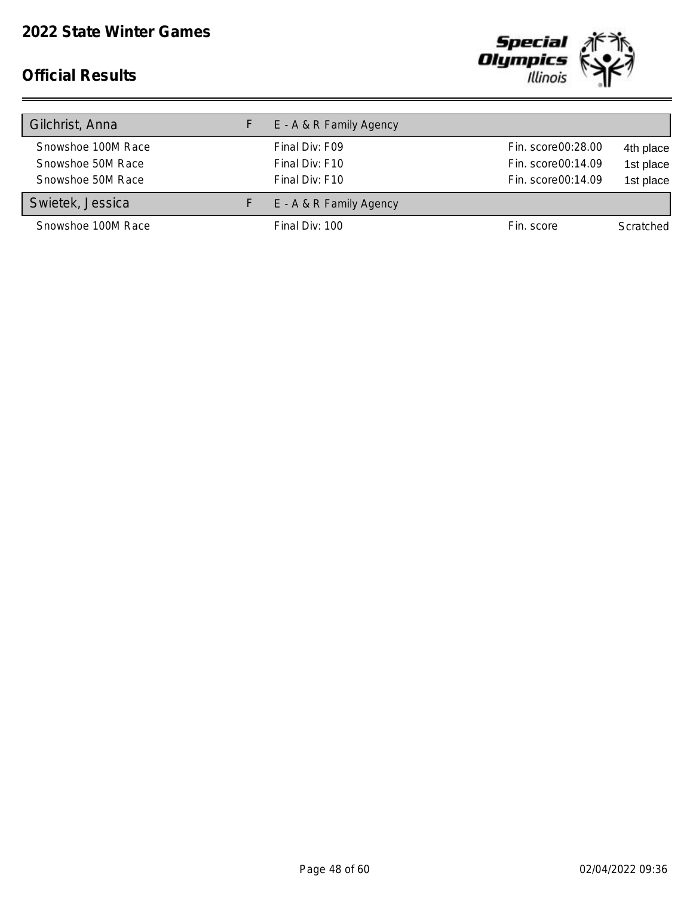# 2022 State Winter Games

## Official Results

| Gilchrist, Anna | F | E - A & R Family Agency | | |
|---|---|---|---|---|
| Snowshoe 100M Race | | Final Div: F09 | Fin. score00:28.00 | 4th place |
| Snowshoe 50M Race | | Final Div: F10 | Fin. score00:14.09 | 1st place |
| Snowshoe 50M Race | | Final Div: F10 | Fin. score00:14.09 | 1st place |
| **Swietek, Jessica** | **F** | **E - A & R Family Agency** | | |
| Snowshoe 100M Race | | Final Div: 100 | Fin. score | Scratched |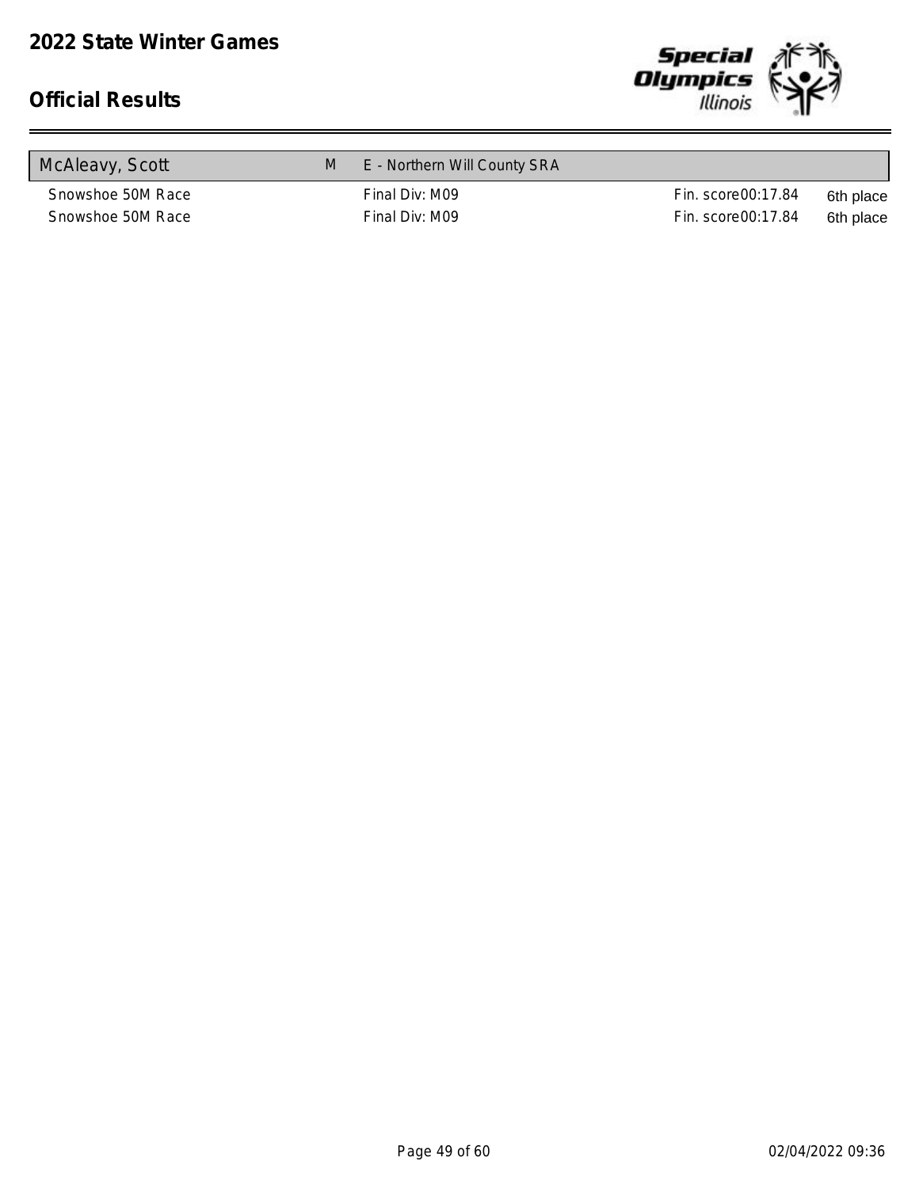| McAleavy, Scott | M | E - Northern Will County SRA | | |
|---|---|---|---|---|
| Snowshoe 50M Race | | Final Div: M09 | Fin. score 00:17.84 | 6th place |
| Snowshoe 50M Race | | Final Div: M09 | Fin. score 00:17.84 | 6th place |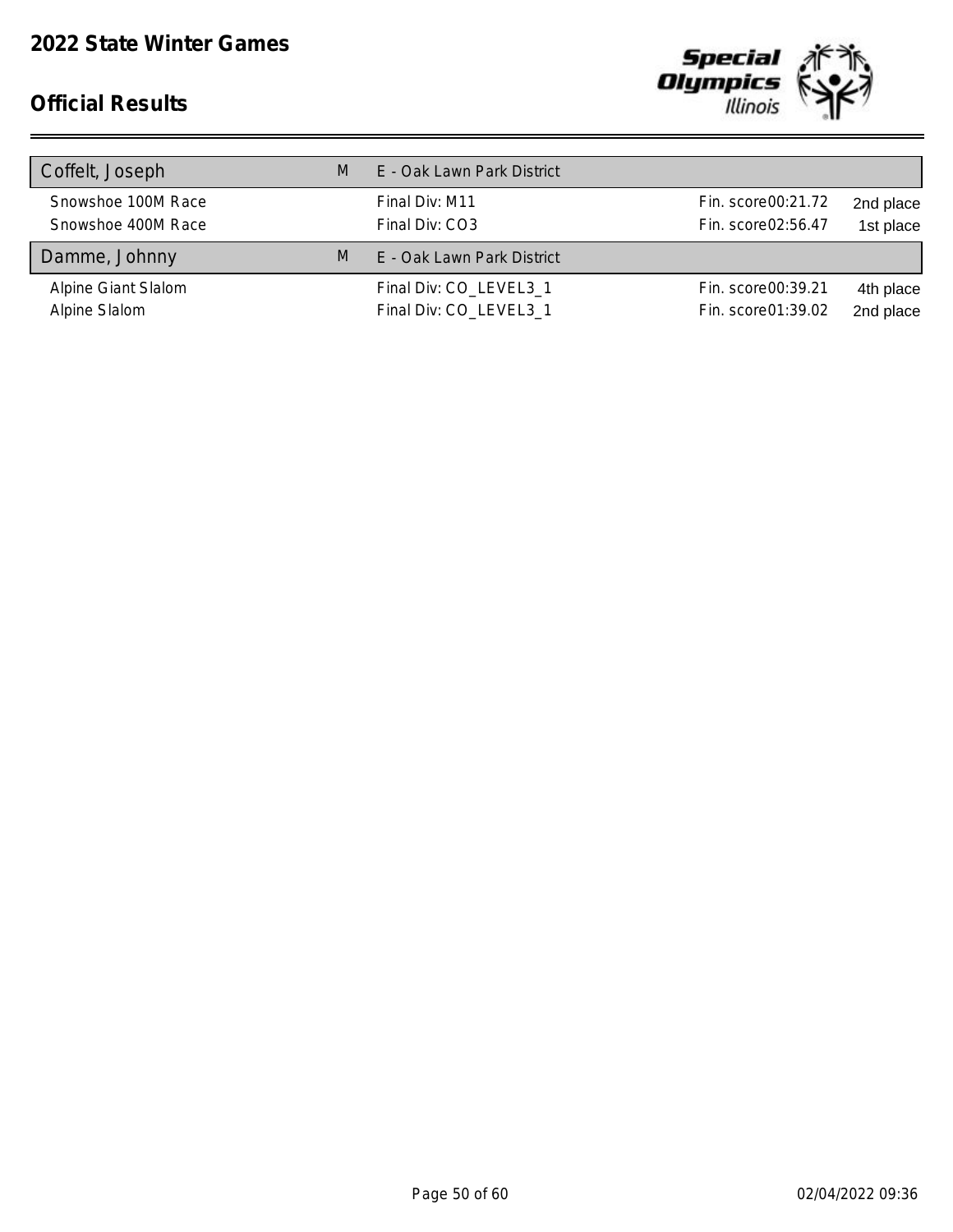# 2022 State Winter Games

## Official Results

| | | | | |
|---|---|---|---|---|
| **Coffelt, Joseph** | M | E - Oak Lawn Park District | | |
| Snowshoe 100M Race | | Final Div: M11 | Fin. score 00:21.72 | 2nd place |
| Snowshoe 400M Race | | Final Div: CO3 | Fin. score 02:56.47 | 1st place |
| **Damme, Johnny** | M | E - Oak Lawn Park District | | |
| Alpine Giant Slalom | | Final Div: CO_LEVEL3_1 | Fin. score 00:39.21 | 4th place |
| Alpine Slalom | | Final Div: CO_LEVEL3_1 | Fin. score 01:39.02 | 2nd place |

02/04/2022 09:36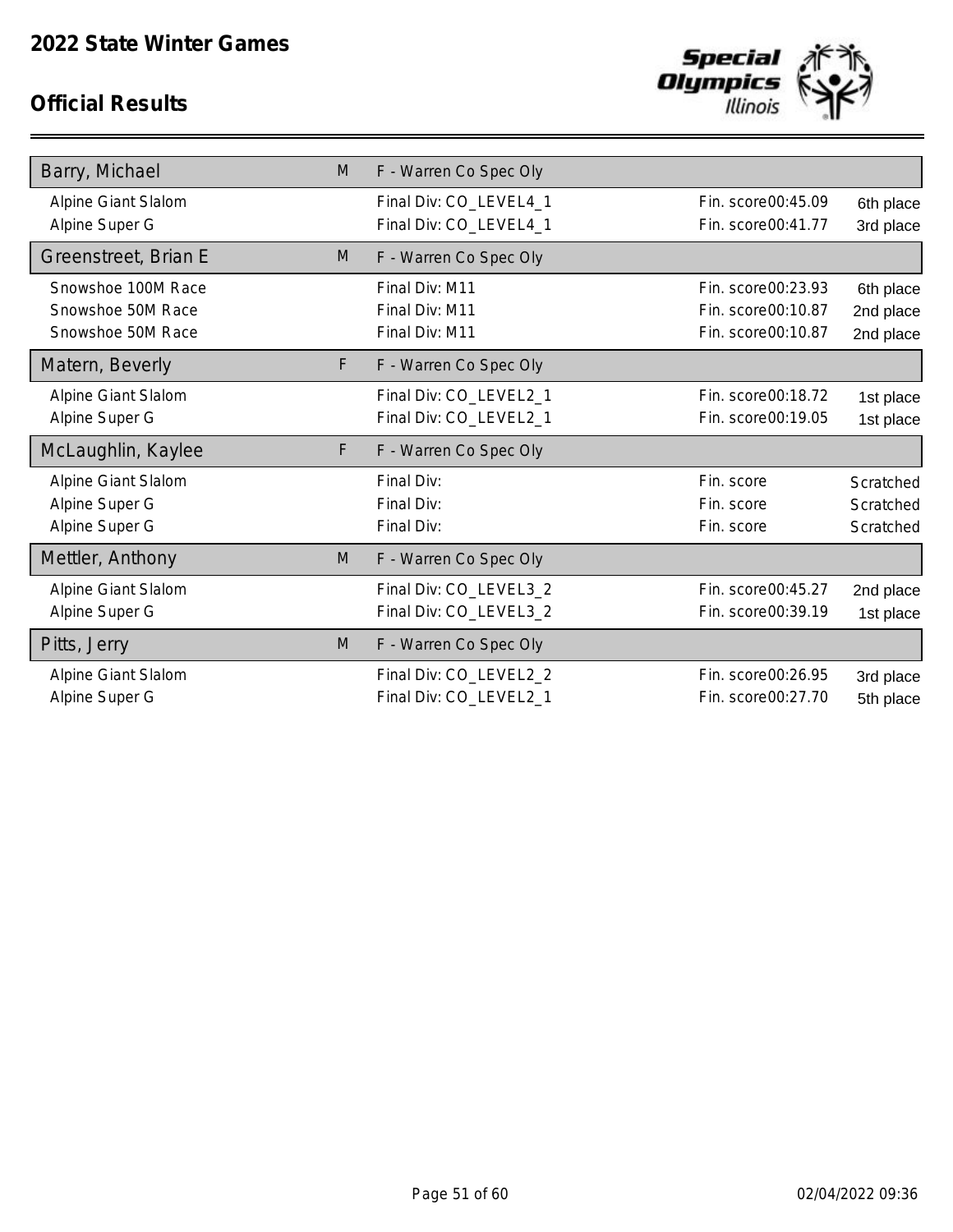# 2022 State Winter Games

## Official Results

| Athlete | Gender | Team / Event | Division | Score | Place |
|---|---|---|---|---|---|
| Barry, Michael | M | F - Warren Co Spec Oly | | | |
| | | Alpine Giant Slalom | Final Div: CO_LEVEL4_1 | Fin. score00:45.09 | 6th place |
| | | Alpine Super G | Final Div: CO_LEVEL4_1 | Fin. score00:41.77 | 3rd place |
| Greenstreet, Brian E | M | F - Warren Co Spec Oly | | | |
| | | Snowshoe 100M Race | Final Div: M11 | Fin. score00:23.93 | 6th place |
| | | Snowshoe 50M Race | Final Div: M11 | Fin. score00:10.87 | 2nd place |
| | | Snowshoe 50M Race | Final Div: M11 | Fin. score00:10.87 | 2nd place |
| Matern, Beverly | F | F - Warren Co Spec Oly | | | |
| | | Alpine Giant Slalom | Final Div: CO_LEVEL2_1 | Fin. score00:18.72 | 1st place |
| | | Alpine Super G | Final Div: CO_LEVEL2_1 | Fin. score00:19.05 | 1st place |
| McLaughlin, Kaylee | F | F - Warren Co Spec Oly | | | |
| | | Alpine Giant Slalom | Final Div: | Fin. score | Scratched |
| | | Alpine Super G | Final Div: | Fin. score | Scratched |
| | | Alpine Super G | Final Div: | Fin. score | Scratched |
| Mettler, Anthony | M | F - Warren Co Spec Oly | | | |
| | | Alpine Giant Slalom | Final Div: CO_LEVEL3_2 | Fin. score00:45.27 | 2nd place |
| | | Alpine Super G | Final Div: CO_LEVEL3_2 | Fin. score00:39.19 | 1st place |
| Pitts, Jerry | M | F - Warren Co Spec Oly | | | |
| | | Alpine Giant Slalom | Final Div: CO_LEVEL2_2 | Fin. score00:26.95 | 3rd place |
| | | Alpine Super G | Final Div: CO_LEVEL2_1 | Fin. score00:27.70 | 5th place |

02/04/2022 09:36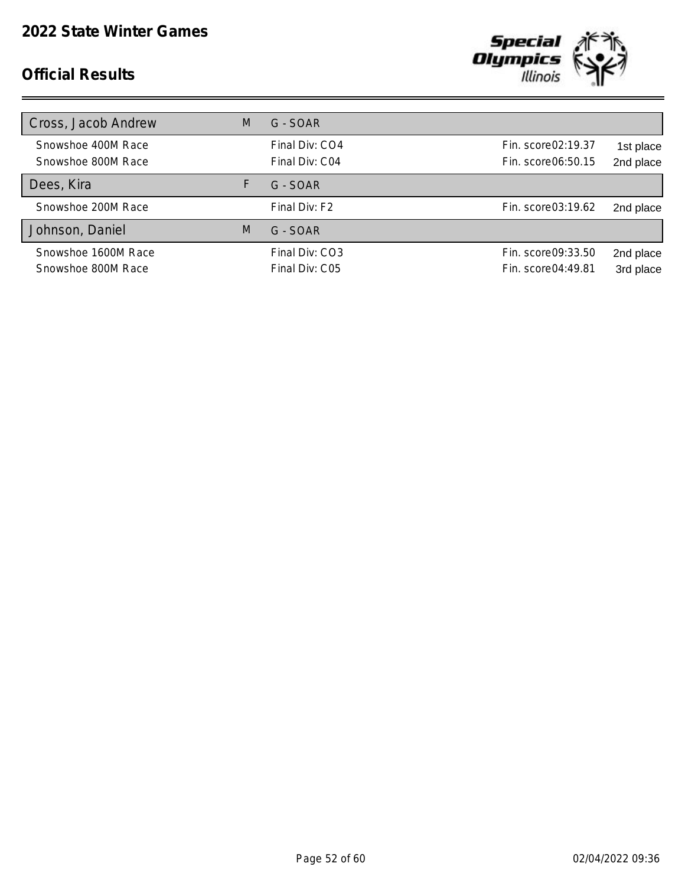# 2022 State Winter Games

## Official Results

| | | | | |
|---|---|---|---|---|
| **Cross, Jacob Andrew** | M | G - SOAR | | |
| Snowshoe 400M Race | | Final Div: CO4 | Fin. score02:19.37 | 1st place |
| Snowshoe 800M Race | | Final Div: C04 | Fin. score06:50.15 | 2nd place |
| **Dees, Kira** | F | G - SOAR | | |
| Snowshoe 200M Race | | Final Div: F2 | Fin. score03:19.62 | 2nd place |
| **Johnson, Daniel** | M | G - SOAR | | |
| Snowshoe 1600M Race | | Final Div: CO3 | Fin. score09:33.50 | 2nd place |
| Snowshoe 800M Race | | Final Div: C05 | Fin. score04:49.81 | 3rd place |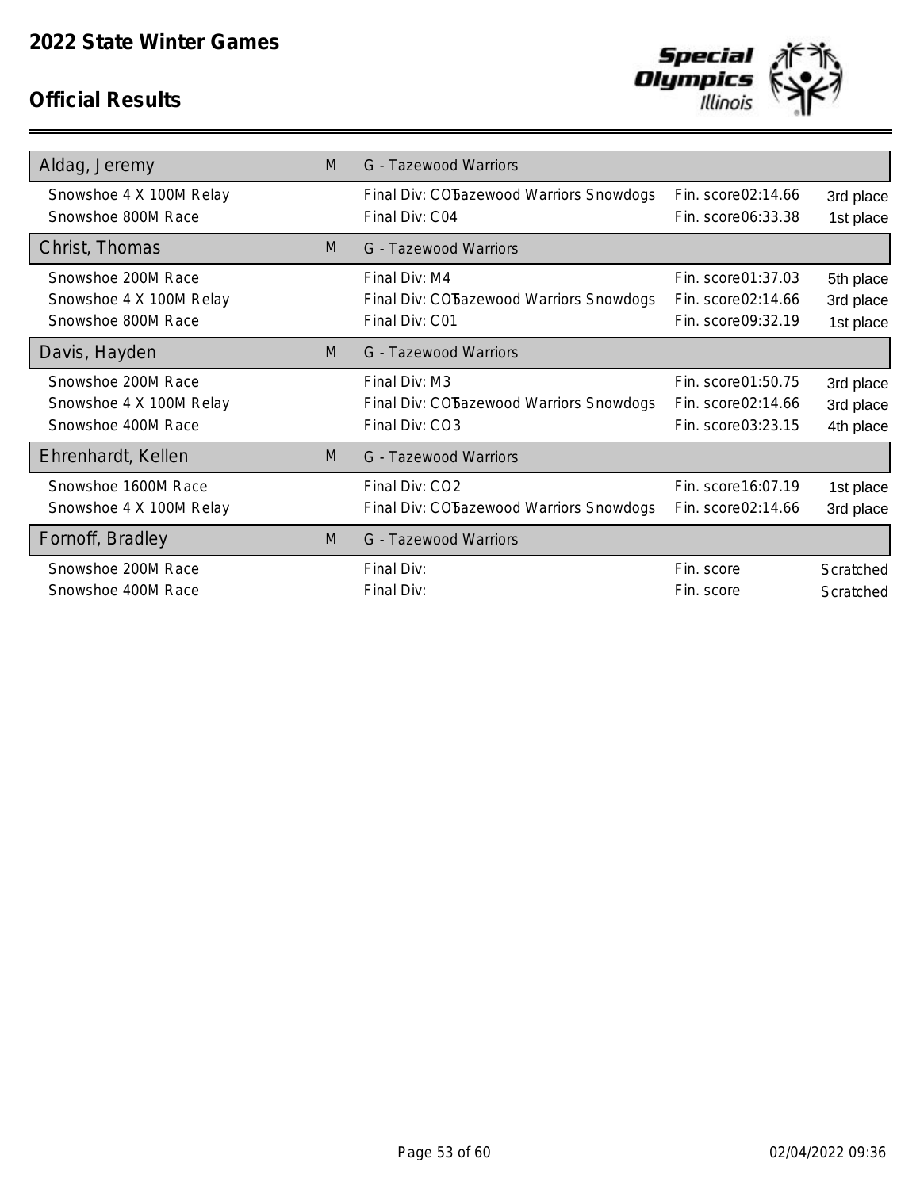# 2022 State Winter Games

## Official Results

| | | | | |
|---|---|---|---|---|
| **Aldag, Jeremy** | M | G - Tazewood Warriors | | |
| Snowshoe 4 X 100M Relay | | Final Div: CO1Tazewood Warriors Snowdogs | Fin. score02:14.66 | 3rd place |
| Snowshoe 800M Race | | Final Div: C04 | Fin. score06:33.38 | 1st place |
| **Christ, Thomas** | M | G - Tazewood Warriors | | |
| Snowshoe 200M Race | | Final Div: M4 | Fin. score01:37.03 | 5th place |
| Snowshoe 4 X 100M Relay | | Final Div: CO1Tazewood Warriors Snowdogs | Fin. score02:14.66 | 3rd place |
| Snowshoe 800M Race | | Final Div: C01 | Fin. score09:32.19 | 1st place |
| **Davis, Hayden** | M | G - Tazewood Warriors | | |
| Snowshoe 200M Race | | Final Div: M3 | Fin. score01:50.75 | 3rd place |
| Snowshoe 4 X 100M Relay | | Final Div: CO1Tazewood Warriors Snowdogs | Fin. score02:14.66 | 3rd place |
| Snowshoe 400M Race | | Final Div: CO3 | Fin. score03:23.15 | 4th place |
| **Ehrenhardt, Kellen** | M | G - Tazewood Warriors | | |
| Snowshoe 1600M Race | | Final Div: CO2 | Fin. score16:07.19 | 1st place |
| Snowshoe 4 X 100M Relay | | Final Div: CO1Tazewood Warriors Snowdogs | Fin. score02:14.66 | 3rd place |
| **Fornoff, Bradley** | M | G - Tazewood Warriors | | |
| Snowshoe 200M Race | | Final Div: | Fin. score | Scratched |
| Snowshoe 400M Race | | Final Div: | Fin. score | Scratched |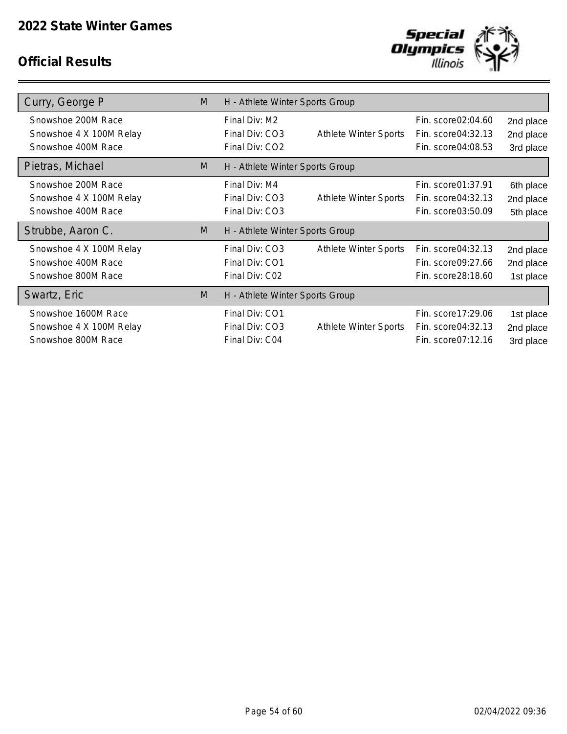# 2022 State Winter Games

## Official Results

| | | | | | |
|---|---|---|---|---|---|
| **Curry, George P** | M | H - Athlete Winter Sports Group | | | |
| Snowshoe 200M Race | | Final Div: M2 | | Fin. score02:04.60 | 2nd place |
| Snowshoe 4 X 100M Relay | | Final Div: CO3 | Athlete Winter Sports | Fin. score04:32.13 | 2nd place |
| Snowshoe 400M Race | | Final Div: CO2 | | Fin. score04:08.53 | 3rd place |
| **Pietras, Michael** | M | H - Athlete Winter Sports Group | | | |
| Snowshoe 200M Race | | Final Div: M4 | | Fin. score01:37.91 | 6th place |
| Snowshoe 4 X 100M Relay | | Final Div: CO3 | Athlete Winter Sports | Fin. score04:32.13 | 2nd place |
| Snowshoe 400M Race | | Final Div: CO3 | | Fin. score03:50.09 | 5th place |
| **Strubbe, Aaron C.** | M | H - Athlete Winter Sports Group | | | |
| Snowshoe 4 X 100M Relay | | Final Div: CO3 | Athlete Winter Sports | Fin. score04:32.13 | 2nd place |
| Snowshoe 400M Race | | Final Div: CO1 | | Fin. score09:27.66 | 2nd place |
| Snowshoe 800M Race | | Final Div: C02 | | Fin. score28:18.60 | 1st place |
| **Swartz, Eric** | M | H - Athlete Winter Sports Group | | | |
| Snowshoe 1600M Race | | Final Div: CO1 | | Fin. score17:29.06 | 1st place |
| Snowshoe 4 X 100M Relay | | Final Div: CO3 | Athlete Winter Sports | Fin. score04:32.13 | 2nd place |
| Snowshoe 800M Race | | Final Div: C04 | | Fin. score07:12.16 | 3rd place |

02/04/2022 09:36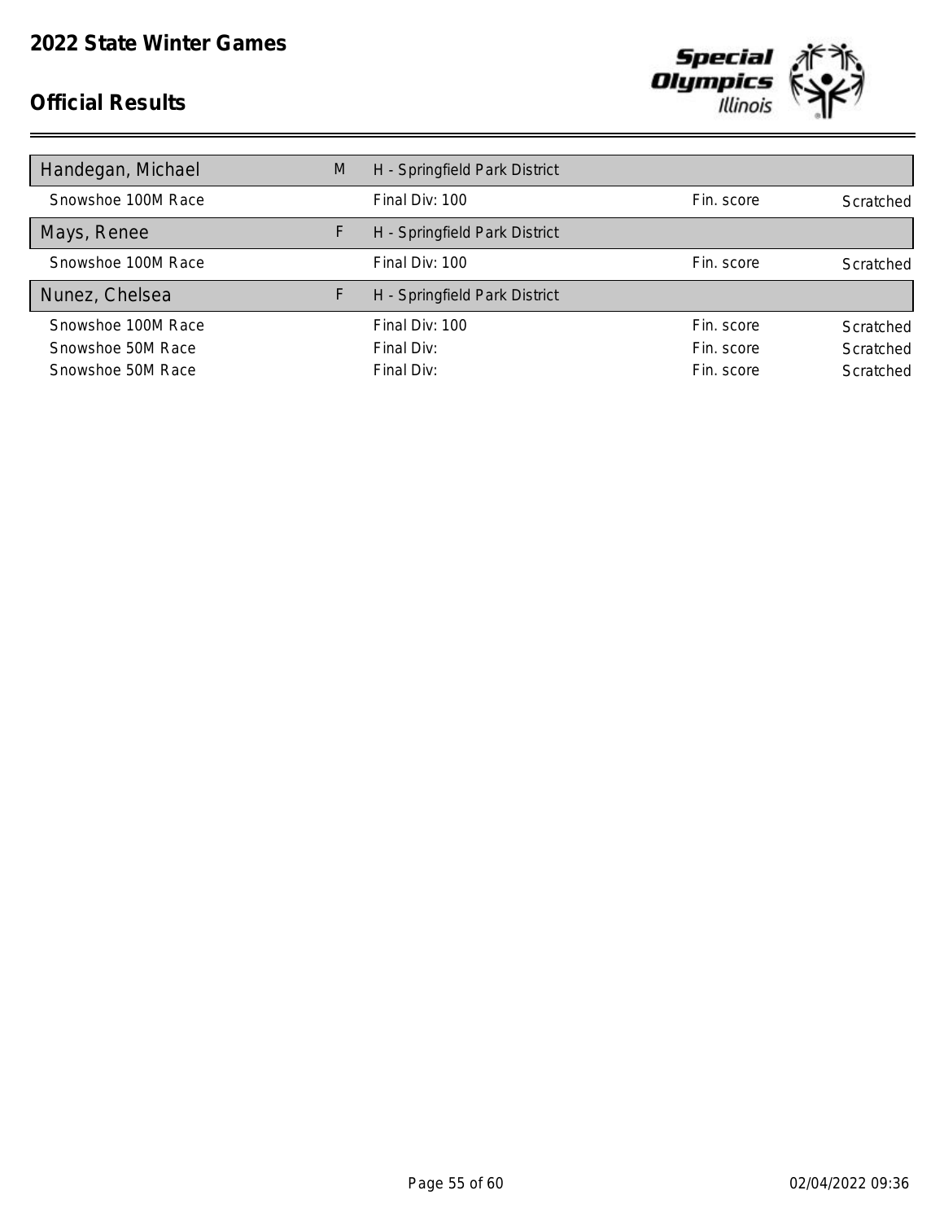## 2022 State Winter Games

## Official Results

| | | | | |
|---|---|---|---|---|
| **Handegan, Michael** | M | H - Springfield Park District | | |
| Snowshoe 100M Race | | Final Div: 100 | Fin. score | Scratched |
| **Mays, Renee** | F | H - Springfield Park District | | |
| Snowshoe 100M Race | | Final Div: 100 | Fin. score | Scratched |
| **Nunez, Chelsea** | F | H - Springfield Park District | | |
| Snowshoe 100M Race | | Final Div: 100 | Fin. score | Scratched |
| Snowshoe 50M Race | | Final Div: | Fin. score | Scratched |
| Snowshoe 50M Race | | Final Div: | Fin. score | Scratched |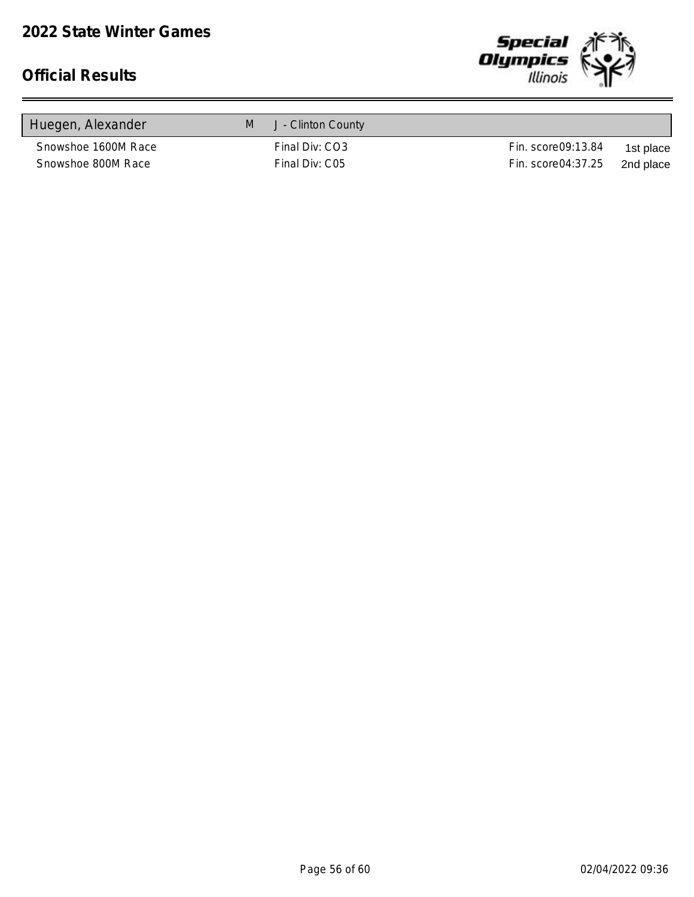# 2022 State Winter Games

## Official Results

| Huegen, Alexander | M | J - Clinton County | | |
|---|---|---|---|---|
| Snowshoe 1600M Race | | Final Div: CO3 | Fin. score09:13.84 | 1st place |
| Snowshoe 800M Race | | Final Div: C05 | Fin. score04:37.25 | 2nd place |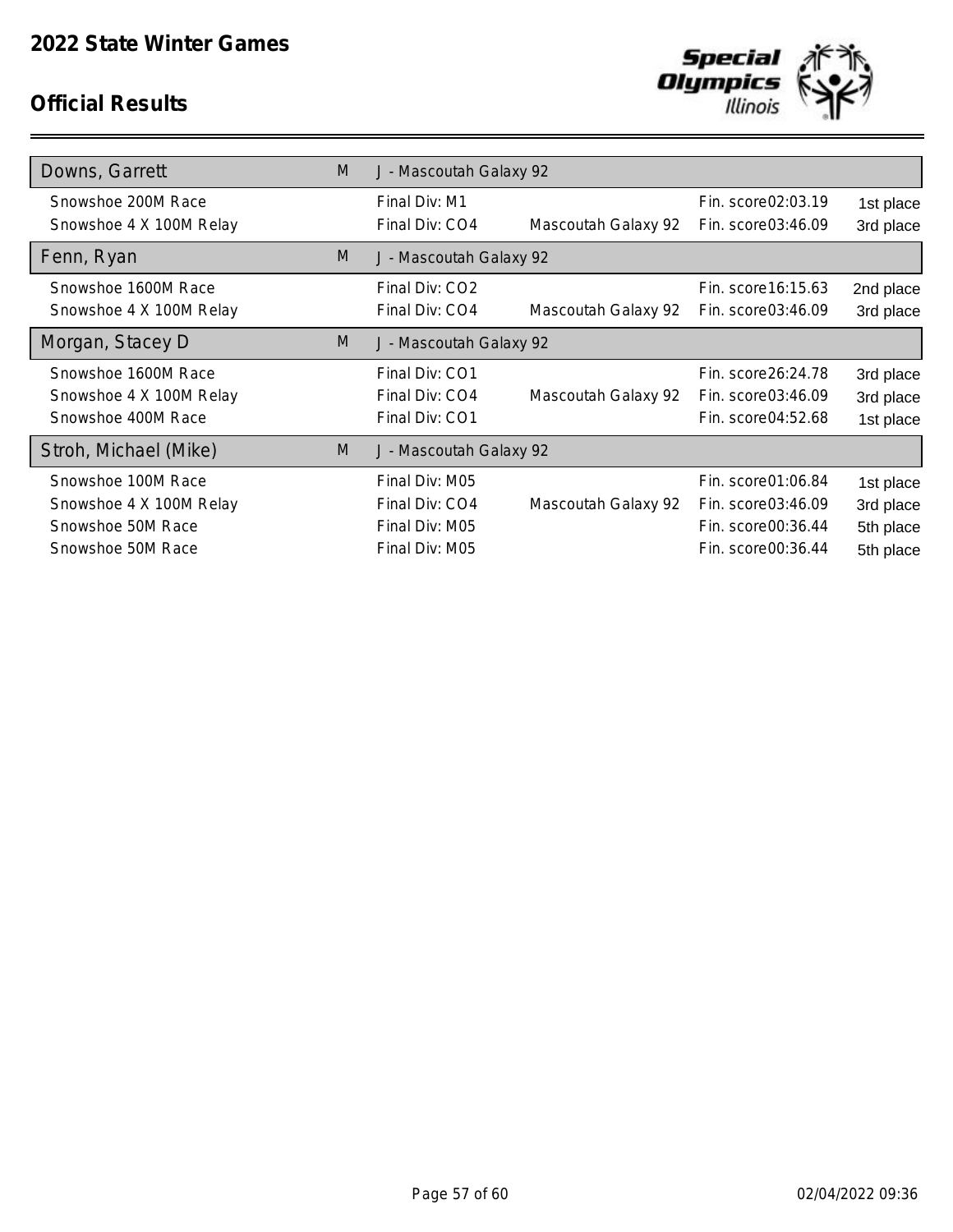# 2022 State Winter Games

## Official Results

| | | | | | |
|---|---|---|---|---|---|
| **Downs, Garrett** | M | J - Mascoutah Galaxy 92 | | | |
| Snowshoe 200M Race | | Final Div: M1 | | Fin. score02:03.19 | 1st place |
| Snowshoe 4 X 100M Relay | | Final Div: CO4 | Mascoutah Galaxy 92 | Fin. score03:46.09 | 3rd place |
| **Fenn, Ryan** | M | J - Mascoutah Galaxy 92 | | | |
| Snowshoe 1600M Race | | Final Div: CO2 | | Fin. score16:15.63 | 2nd place |
| Snowshoe 4 X 100M Relay | | Final Div: CO4 | Mascoutah Galaxy 92 | Fin. score03:46.09 | 3rd place |
| **Morgan, Stacey D** | M | J - Mascoutah Galaxy 92 | | | |
| Snowshoe 1600M Race | | Final Div: CO1 | | Fin. score26:24.78 | 3rd place |
| Snowshoe 4 X 100M Relay | | Final Div: CO4 | Mascoutah Galaxy 92 | Fin. score03:46.09 | 3rd place |
| Snowshoe 400M Race | | Final Div: CO1 | | Fin. score04:52.68 | 1st place |
| **Stroh, Michael (Mike)** | M | J - Mascoutah Galaxy 92 | | | |
| Snowshoe 100M Race | | Final Div: M05 | | Fin. score01:06.84 | 1st place |
| Snowshoe 4 X 100M Relay | | Final Div: CO4 | Mascoutah Galaxy 92 | Fin. score03:46.09 | 3rd place |
| Snowshoe 50M Race | | Final Div: M05 | | Fin. score00:36.44 | 5th place |
| Snowshoe 50M Race | | Final Div: M05 | | Fin. score00:36.44 | 5th place |

02/04/2022 09:36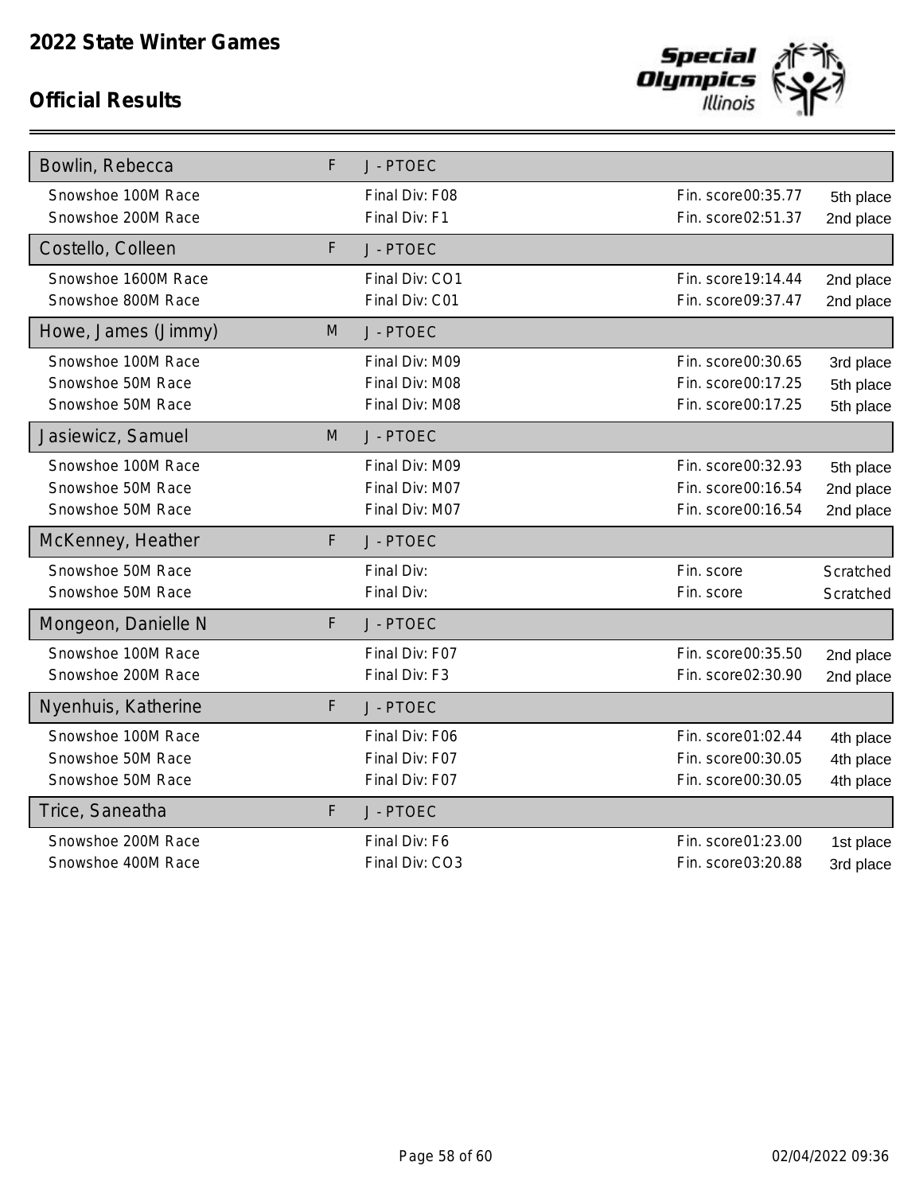# 2022 State Winter Games

## Official Results

| | | | | |
|---|---|---|---|---|
| **Bowlin, Rebecca** | F | J - PTOEC | | |
| Snowshoe 100M Race | | Final Div: F08 | Fin. score00:35.77 | 5th place |
| Snowshoe 200M Race | | Final Div: F1 | Fin. score02:51.37 | 2nd place |
| **Costello, Colleen** | F | J - PTOEC | | |
| Snowshoe 1600M Race | | Final Div: CO1 | Fin. score19:14.44 | 2nd place |
| Snowshoe 800M Race | | Final Div: C01 | Fin. score09:37.47 | 2nd place |
| **Howe, James (Jimmy)** | M | J - PTOEC | | |
| Snowshoe 100M Race | | Final Div: M09 | Fin. score00:30.65 | 3rd place |
| Snowshoe 50M Race | | Final Div: M08 | Fin. score00:17.25 | 5th place |
| Snowshoe 50M Race | | Final Div: M08 | Fin. score00:17.25 | 5th place |
| **Jasiewicz, Samuel** | M | J - PTOEC | | |
| Snowshoe 100M Race | | Final Div: M09 | Fin. score00:32.93 | 5th place |
| Snowshoe 50M Race | | Final Div: M07 | Fin. score00:16.54 | 2nd place |
| Snowshoe 50M Race | | Final Div: M07 | Fin. score00:16.54 | 2nd place |
| **McKenney, Heather** | F | J - PTOEC | | |
| Snowshoe 50M Race | | Final Div: | Fin. score | Scratched |
| Snowshoe 50M Race | | Final Div: | Fin. score | Scratched |
| **Mongeon, Danielle N** | F | J - PTOEC | | |
| Snowshoe 100M Race | | Final Div: F07 | Fin. score00:35.50 | 2nd place |
| Snowshoe 200M Race | | Final Div: F3 | Fin. score02:30.90 | 2nd place |
| **Nyenhuis, Katherine** | F | J - PTOEC | | |
| Snowshoe 100M Race | | Final Div: F06 | Fin. score01:02.44 | 4th place |
| Snowshoe 50M Race | | Final Div: F07 | Fin. score00:30.05 | 4th place |
| Snowshoe 50M Race | | Final Div: F07 | Fin. score00:30.05 | 4th place |
| **Trice, Saneatha** | F | J - PTOEC | | |
| Snowshoe 200M Race | | Final Div: F6 | Fin. score01:23.00 | 1st place |
| Snowshoe 400M Race | | Final Div: CO3 | Fin. score03:20.88 | 3rd place |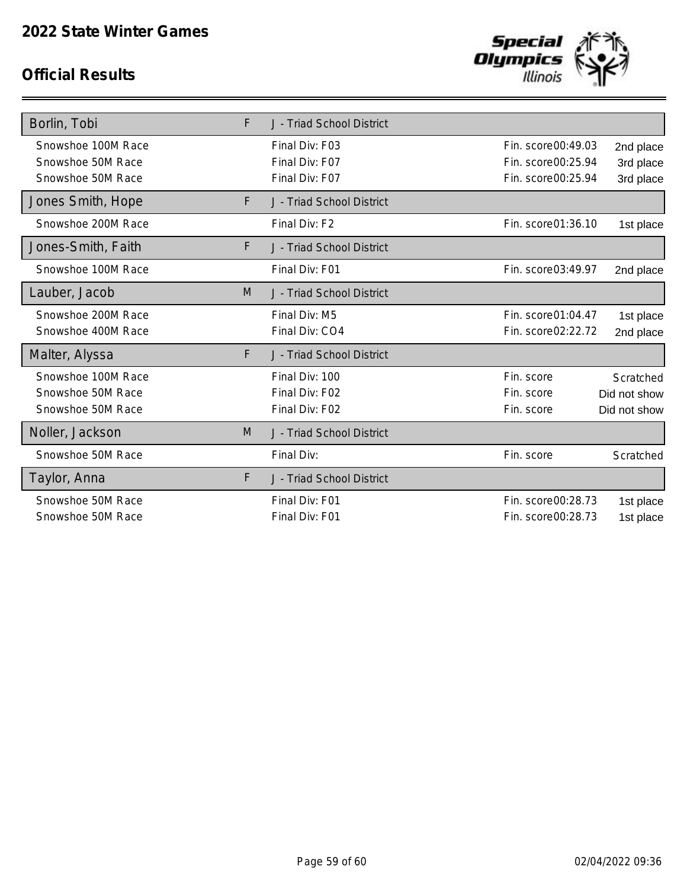# 2022 State Winter Games

## Official Results

| | | | | |
|---|---|---|---|---|
| **Borlin, Tobi** | F | J - Triad School District | | |
| Snowshoe 100M Race | | Final Div: F03 | Fin. score00:49.03 | 2nd place |
| Snowshoe 50M Race | | Final Div: F07 | Fin. score00:25.94 | 3rd place |
| Snowshoe 50M Race | | Final Div: F07 | Fin. score00:25.94 | 3rd place |
| **Jones Smith, Hope** | F | J - Triad School District | | |
| Snowshoe 200M Race | | Final Div: F2 | Fin. score01:36.10 | 1st place |
| **Jones-Smith, Faith** | F | J - Triad School District | | |
| Snowshoe 100M Race | | Final Div: F01 | Fin. score03:49.97 | 2nd place |
| **Lauber, Jacob** | M | J - Triad School District | | |
| Snowshoe 200M Race | | Final Div: M5 | Fin. score01:04.47 | 1st place |
| Snowshoe 400M Race | | Final Div: CO4 | Fin. score02:22.72 | 2nd place |
| **Malter, Alyssa** | F | J - Triad School District | | |
| Snowshoe 100M Race | | Final Div: 100 | Fin. score | Scratched |
| Snowshoe 50M Race | | Final Div: F02 | Fin. score | Did not show |
| Snowshoe 50M Race | | Final Div: F02 | Fin. score | Did not show |
| **Noller, Jackson** | M | J - Triad School District | | |
| Snowshoe 50M Race | | Final Div: | Fin. score | Scratched |
| **Taylor, Anna** | F | J - Triad School District | | |
| Snowshoe 50M Race | | Final Div: F01 | Fin. score00:28.73 | 1st place |
| Snowshoe 50M Race | | Final Div: F01 | Fin. score00:28.73 | 1st place |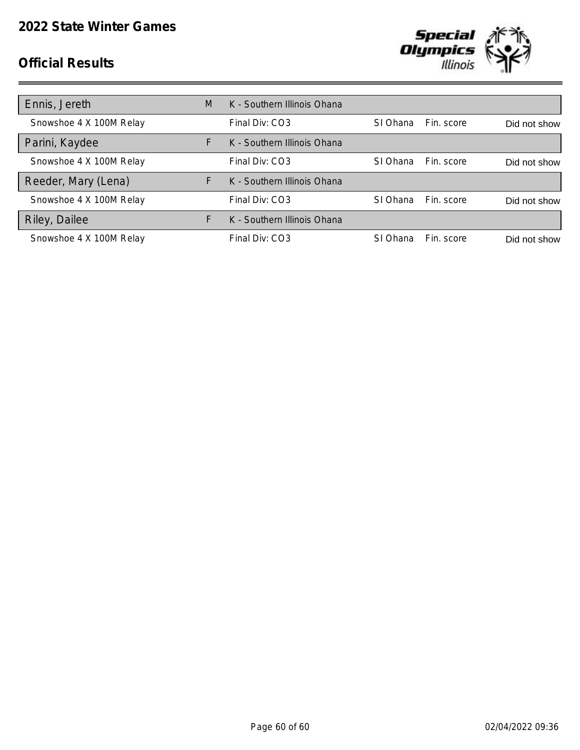# 2022 State Winter Games

## Official Results

| | | | | | |
|---|---|---|---|---|---|
| **Ennis, Jereth** | M | K - Southern Illinois Ohana | | | |
| Snowshoe 4 X 100M Relay | | Final Div: CO3 | SI Ohana | Fin. score | Did not show |
| **Parini, Kaydee** | F | K - Southern Illinois Ohana | | | |
| Snowshoe 4 X 100M Relay | | Final Div: CO3 | SI Ohana | Fin. score | Did not show |
| **Reeder, Mary (Lena)** | F | K - Southern Illinois Ohana | | | |
| Snowshoe 4 X 100M Relay | | Final Div: CO3 | SI Ohana | Fin. score | Did not show |
| **Riley, Dailee** | F | K - Southern Illinois Ohana | | | |
| Snowshoe 4 X 100M Relay | | Final Div: CO3 | SI Ohana | Fin. score | Did not show |

02/04/2022 09:36